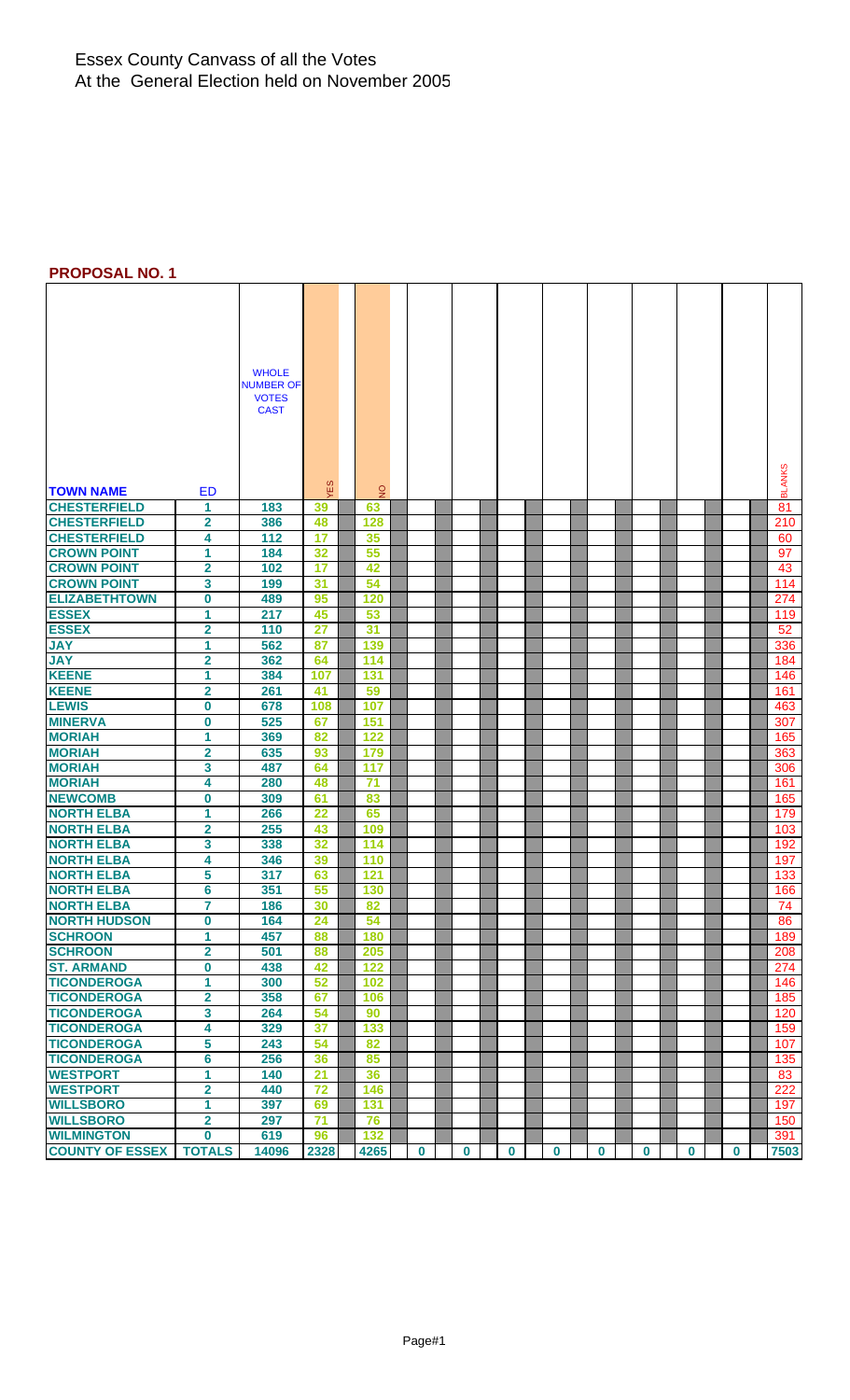# Essex County Canvass of all the Votes
At the General Election held on November 2005

## PROPOSAL NO. 1

| TOWN NAME | ED | WHOLE NUMBER OF VOTES CAST | YES | NO | | | | | | | | | BLANKS |
|---|---|---|---|---|---|---|---|---|---|---|---|---|---|
| CHESTERFIELD | 1 | 183 | 39 | 63 | | | | | | | | | 81 |
| CHESTERFIELD | 2 | 386 | 48 | 128 | | | | | | | | | 210 |
| CHESTERFIELD | 4 | 112 | 17 | 35 | | | | | | | | | 60 |
| CROWN POINT | 1 | 184 | 32 | 55 | | | | | | | | | 97 |
| CROWN POINT | 2 | 102 | 17 | 42 | | | | | | | | | 43 |
| CROWN POINT | 3 | 199 | 31 | 54 | | | | | | | | | 114 |
| ELIZABETHTOWN | 0 | 489 | 95 | 120 | | | | | | | | | 274 |
| ESSEX | 1 | 217 | 45 | 53 | | | | | | | | | 119 |
| ESSEX | 2 | 110 | 27 | 31 | | | | | | | | | 52 |
| JAY | 1 | 562 | 87 | 139 | | | | | | | | | 336 |
| JAY | 2 | 362 | 64 | 114 | | | | | | | | | 184 |
| KEENE | 1 | 384 | 107 | 131 | | | | | | | | | 146 |
| KEENE | 2 | 261 | 41 | 59 | | | | | | | | | 161 |
| LEWIS | 0 | 678 | 108 | 107 | | | | | | | | | 463 |
| MINERVA | 0 | 525 | 67 | 151 | | | | | | | | | 307 |
| MORIAH | 1 | 369 | 82 | 122 | | | | | | | | | 165 |
| MORIAH | 2 | 635 | 93 | 179 | | | | | | | | | 363 |
| MORIAH | 3 | 487 | 64 | 117 | | | | | | | | | 306 |
| MORIAH | 4 | 280 | 48 | 71 | | | | | | | | | 161 |
| NEWCOMB | 0 | 309 | 61 | 83 | | | | | | | | | 165 |
| NORTH ELBA | 1 | 266 | 22 | 65 | | | | | | | | | 179 |
| NORTH ELBA | 2 | 255 | 43 | 109 | | | | | | | | | 103 |
| NORTH ELBA | 3 | 338 | 32 | 114 | | | | | | | | | 192 |
| NORTH ELBA | 4 | 346 | 39 | 110 | | | | | | | | | 197 |
| NORTH ELBA | 5 | 317 | 63 | 121 | | | | | | | | | 133 |
| NORTH ELBA | 6 | 351 | 55 | 130 | | | | | | | | | 166 |
| NORTH ELBA | 7 | 186 | 30 | 82 | | | | | | | | | 74 |
| NORTH HUDSON | 0 | 164 | 24 | 54 | | | | | | | | | 86 |
| SCHROON | 1 | 457 | 88 | 180 | | | | | | | | | 189 |
| SCHROON | 2 | 501 | 88 | 205 | | | | | | | | | 208 |
| ST. ARMAND | 0 | 438 | 42 | 122 | | | | | | | | | 274 |
| TICONDEROGA | 1 | 300 | 52 | 102 | | | | | | | | | 146 |
| TICONDEROGA | 2 | 358 | 67 | 106 | | | | | | | | | 185 |
| TICONDEROGA | 3 | 264 | 54 | 90 | | | | | | | | | 120 |
| TICONDEROGA | 4 | 329 | 37 | 133 | | | | | | | | | 159 |
| TICONDEROGA | 5 | 243 | 54 | 82 | | | | | | | | | 107 |
| TICONDEROGA | 6 | 256 | 36 | 85 | | | | | | | | | 135 |
| WESTPORT | 1 | 140 | 21 | 36 | | | | | | | | | 83 |
| WESTPORT | 2 | 440 | 72 | 146 | | | | | | | | | 222 |
| WILLSBORO | 1 | 397 | 69 | 131 | | | | | | | | | 197 |
| WILLSBORO | 2 | 297 | 71 | 76 | | | | | | | | | 150 |
| WILMINGTON | 0 | 619 | 96 | 132 | | | | | | | | | 391 |
| COUNTY OF ESSEX | TOTALS | 14096 | 2328 | 4265 | 0 | 0 | 0 | 0 | 0 | 0 | 0 | 0 | 7503 |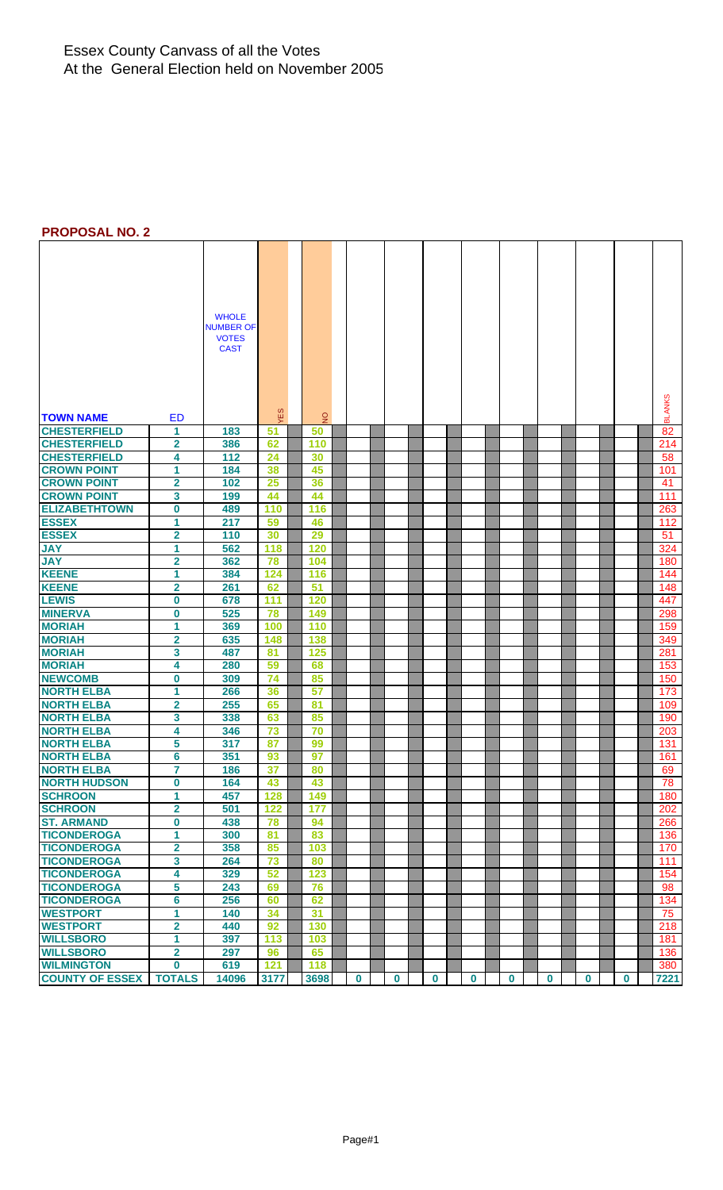# Essex County Canvass of all the Votes
At the General Election held on November 2005

## PROPOSAL NO. 2

| TOWN NAME | ED | WHOLE NUMBER OF VOTES CAST | YES | NO | | | | | | | | | BLANKS |
|---|---|---|---|---|---|---|---|---|---|---|---|---|---|
| CHESTERFIELD | 1 | 183 | 51 | 50 | | | | | | | | | 82 |
| CHESTERFIELD | 2 | 386 | 62 | 110 | | | | | | | | | 214 |
| CHESTERFIELD | 4 | 112 | 24 | 30 | | | | | | | | | 58 |
| CROWN POINT | 1 | 184 | 38 | 45 | | | | | | | | | 101 |
| CROWN POINT | 2 | 102 | 25 | 36 | | | | | | | | | 41 |
| CROWN POINT | 3 | 199 | 44 | 44 | | | | | | | | | 111 |
| ELIZABETHTOWN | 0 | 489 | 110 | 116 | | | | | | | | | 263 |
| ESSEX | 1 | 217 | 59 | 46 | | | | | | | | | 112 |
| ESSEX | 2 | 110 | 30 | 29 | | | | | | | | | 51 |
| JAY | 1 | 562 | 118 | 120 | | | | | | | | | 324 |
| JAY | 2 | 362 | 78 | 104 | | | | | | | | | 180 |
| KEENE | 1 | 384 | 124 | 116 | | | | | | | | | 144 |
| KEENE | 2 | 261 | 62 | 51 | | | | | | | | | 148 |
| LEWIS | 0 | 678 | 111 | 120 | | | | | | | | | 447 |
| MINERVA | 0 | 525 | 78 | 149 | | | | | | | | | 298 |
| MORIAH | 1 | 369 | 100 | 110 | | | | | | | | | 159 |
| MORIAH | 2 | 635 | 148 | 138 | | | | | | | | | 349 |
| MORIAH | 3 | 487 | 81 | 125 | | | | | | | | | 281 |
| MORIAH | 4 | 280 | 59 | 68 | | | | | | | | | 153 |
| NEWCOMB | 0 | 309 | 74 | 85 | | | | | | | | | 150 |
| NORTH ELBA | 1 | 266 | 36 | 57 | | | | | | | | | 173 |
| NORTH ELBA | 2 | 255 | 65 | 81 | | | | | | | | | 109 |
| NORTH ELBA | 3 | 338 | 63 | 85 | | | | | | | | | 190 |
| NORTH ELBA | 4 | 346 | 73 | 70 | | | | | | | | | 203 |
| NORTH ELBA | 5 | 317 | 87 | 99 | | | | | | | | | 131 |
| NORTH ELBA | 6 | 351 | 93 | 97 | | | | | | | | | 161 |
| NORTH ELBA | 7 | 186 | 37 | 80 | | | | | | | | | 69 |
| NORTH HUDSON | 0 | 164 | 43 | 43 | | | | | | | | | 78 |
| SCHROON | 1 | 457 | 128 | 149 | | | | | | | | | 180 |
| SCHROON | 2 | 501 | 122 | 177 | | | | | | | | | 202 |
| ST. ARMAND | 0 | 438 | 78 | 94 | | | | | | | | | 266 |
| TICONDEROGA | 1 | 300 | 81 | 83 | | | | | | | | | 136 |
| TICONDEROGA | 2 | 358 | 85 | 103 | | | | | | | | | 170 |
| TICONDEROGA | 3 | 264 | 73 | 80 | | | | | | | | | 111 |
| TICONDEROGA | 4 | 329 | 52 | 123 | | | | | | | | | 154 |
| TICONDEROGA | 5 | 243 | 69 | 76 | | | | | | | | | 98 |
| TICONDEROGA | 6 | 256 | 60 | 62 | | | | | | | | | 134 |
| WESTPORT | 1 | 140 | 34 | 31 | | | | | | | | | 75 |
| WESTPORT | 2 | 440 | 92 | 130 | | | | | | | | | 218 |
| WILLSBORO | 1 | 397 | 113 | 103 | | | | | | | | | 181 |
| WILLSBORO | 2 | 297 | 96 | 65 | | | | | | | | | 136 |
| WILMINGTON | 0 | 619 | 121 | 118 | | | | | | | | | 380 |
| COUNTY OF ESSEX | TOTALS | 14096 | 3177 | 3698 | 0 | 0 | 0 | 0 | 0 | 0 | 0 | 0 | 7221 |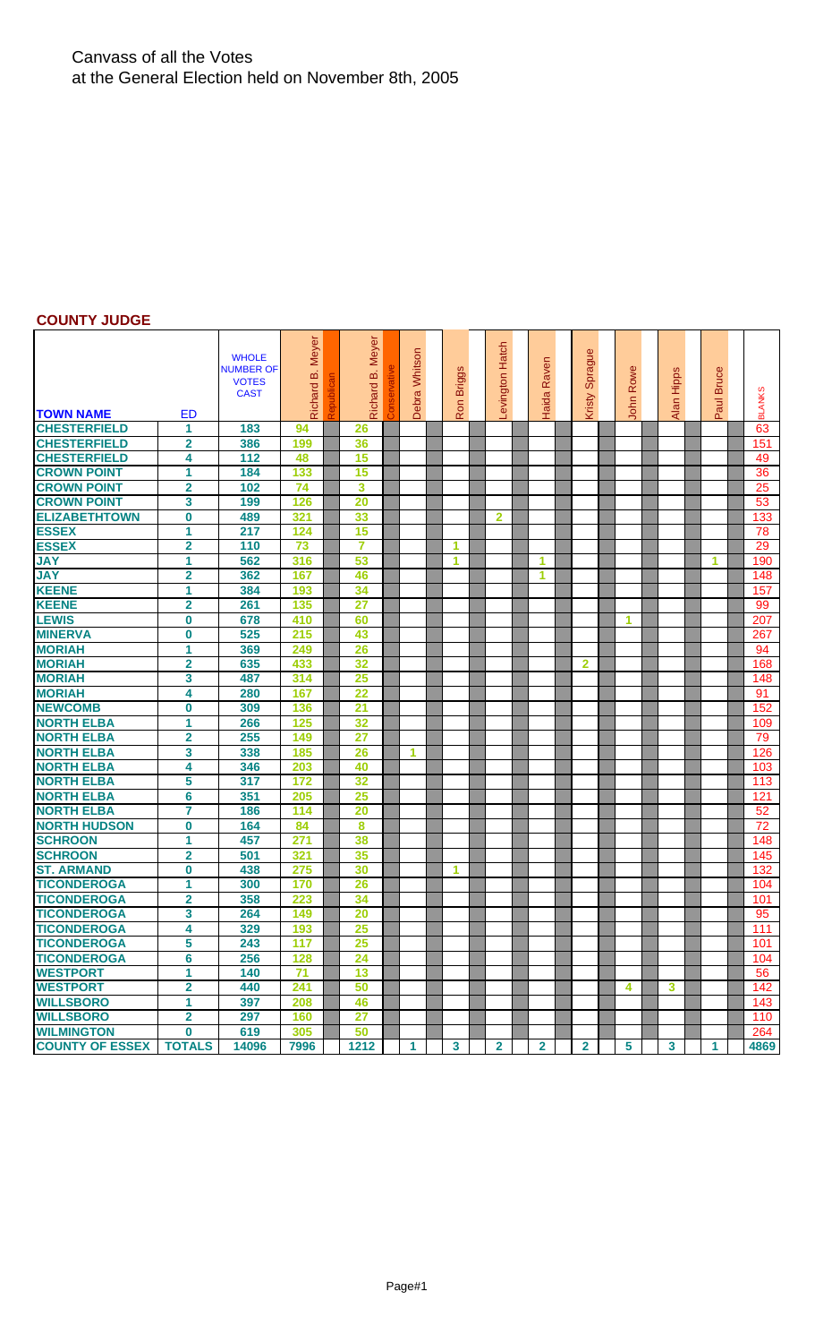Canvass of all the Votes
at the General Election held on November 8th, 2005

**COUNTY JUDGE**

| TOWN NAME | ED | WHOLE NUMBER OF VOTES CAST | Richard B. Meyer (Republican) | Richard B. Meyer (Conservative) | Debra Whitson | Ron Briggs | Levington Hatch | Haida Raven | Kristy Sprague | John Rowe | Alan Hipps | Paul Bruce | BLANKS |
|---|---|---|---|---|---|---|---|---|---|---|---|---|---|
| CHESTERFIELD | 1 | 183 | 94 | 26 | | | | | | | | | 63 |
| CHESTERFIELD | 2 | 386 | 199 | 36 | | | | | | | | | 151 |
| CHESTERFIELD | 4 | 112 | 48 | 15 | | | | | | | | | 49 |
| CROWN POINT | 1 | 184 | 133 | 15 | | | | | | | | | 36 |
| CROWN POINT | 2 | 102 | 74 | 3 | | | | | | | | | 25 |
| CROWN POINT | 3 | 199 | 126 | 20 | | | | | | | | | 53 |
| ELIZABETHTOWN | 0 | 489 | 321 | 33 | | | 2 | | | | | | 133 |
| ESSEX | 1 | 217 | 124 | 15 | | | | | | | | | 78 |
| ESSEX | 2 | 110 | 73 | 7 | | 1 | | | | | | | 29 |
| JAY | 1 | 562 | 316 | 53 | | 1 | | 1 | | | | 1 | 190 |
| JAY | 2 | 362 | 167 | 46 | | | | 1 | | | | | 148 |
| KEENE | 1 | 384 | 193 | 34 | | | | | | | | | 157 |
| KEENE | 2 | 261 | 135 | 27 | | | | | | | | | 99 |
| LEWIS | 0 | 678 | 410 | 60 | | | | | | 1 | | | 207 |
| MINERVA | 0 | 525 | 215 | 43 | | | | | | | | | 267 |
| MORIAH | 1 | 369 | 249 | 26 | | | | | | | | | 94 |
| MORIAH | 2 | 635 | 433 | 32 | | | | | 2 | | | | 168 |
| MORIAH | 3 | 487 | 314 | 25 | | | | | | | | | 148 |
| MORIAH | 4 | 280 | 167 | 22 | | | | | | | | | 91 |
| NEWCOMB | 0 | 309 | 136 | 21 | | | | | | | | | 152 |
| NORTH ELBA | 1 | 266 | 125 | 32 | | | | | | | | | 109 |
| NORTH ELBA | 2 | 255 | 149 | 27 | | | | | | | | | 79 |
| NORTH ELBA | 3 | 338 | 185 | 26 | 1 | | | | | | | | 126 |
| NORTH ELBA | 4 | 346 | 203 | 40 | | | | | | | | | 103 |
| NORTH ELBA | 5 | 317 | 172 | 32 | | | | | | | | | 113 |
| NORTH ELBA | 6 | 351 | 205 | 25 | | | | | | | | | 121 |
| NORTH ELBA | 7 | 186 | 114 | 20 | | | | | | | | | 52 |
| NORTH HUDSON | 0 | 164 | 84 | 8 | | | | | | | | | 72 |
| SCHROON | 1 | 457 | 271 | 38 | | | | | | | | | 148 |
| SCHROON | 2 | 501 | 321 | 35 | | | | | | | | | 145 |
| ST. ARMAND | 0 | 438 | 275 | 30 | | 1 | | | | | | | 132 |
| TICONDEROGA | 1 | 300 | 170 | 26 | | | | | | | | | 104 |
| TICONDEROGA | 2 | 358 | 223 | 34 | | | | | | | | | 101 |
| TICONDEROGA | 3 | 264 | 149 | 20 | | | | | | | | | 95 |
| TICONDEROGA | 4 | 329 | 193 | 25 | | | | | | | | | 111 |
| TICONDEROGA | 5 | 243 | 117 | 25 | | | | | | | | | 101 |
| TICONDEROGA | 6 | 256 | 128 | 24 | | | | | | | | | 104 |
| WESTPORT | 1 | 140 | 71 | 13 | | | | | | | | | 56 |
| WESTPORT | 2 | 440 | 241 | 50 | | | | | | 4 | 3 | | 142 |
| WILLSBORO | 1 | 397 | 208 | 46 | | | | | | | | | 143 |
| WILLSBORO | 2 | 297 | 160 | 27 | | | | | | | | | 110 |
| WILMINGTON | 0 | 619 | 305 | 50 | | | | | | | | | 264 |
| COUNTY OF ESSEX | TOTALS | 14096 | 7996 | 1212 | 1 | 3 | 2 | 2 | 2 | 5 | 3 | 1 | 4869 |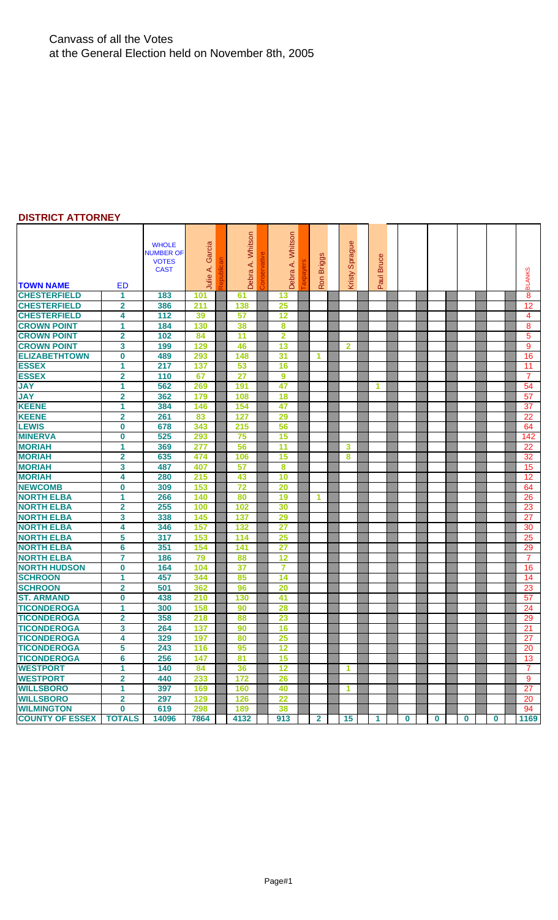# Canvass of all the Votes at the General Election held on November 8th, 2005

## DISTRICT ATTORNEY

| TOWN NAME | ED | WHOLE NUMBER OF VOTES CAST | Julie A. Garcia (Republican) | Debra A. Whitson (Conservative) | Debra A. Whitson (Taxpayers) | Ron Briggs | Kristy Sprague | Paul Bruce | | | | | BLANKS |
|---|---|---|---|---|---|---|---|---|---|---|---|---|---|
| CHESTERFIELD | 1 | 183 | 101 | 61 | 13 | | | | | | | | 8 |
| CHESTERFIELD | 2 | 386 | 211 | 138 | 25 | | | | | | | | 12 |
| CHESTERFIELD | 4 | 112 | 39 | 57 | 12 | | | | | | | | 4 |
| CROWN POINT | 1 | 184 | 130 | 38 | 8 | | | | | | | | 8 |
| CROWN POINT | 2 | 102 | 84 | 11 | 2 | | | | | | | | 5 |
| CROWN POINT | 3 | 199 | 129 | 46 | 13 | | 2 | | | | | | 9 |
| ELIZABETHTOWN | 0 | 489 | 293 | 148 | 31 | 1 | | | | | | | 16 |
| ESSEX | 1 | 217 | 137 | 53 | 16 | | | | | | | | 11 |
| ESSEX | 2 | 110 | 67 | 27 | 9 | | | | | | | | 7 |
| JAY | 1 | 562 | 269 | 191 | 47 | | | 1 | | | | | 54 |
| JAY | 2 | 362 | 179 | 108 | 18 | | | | | | | | 57 |
| KEENE | 1 | 384 | 146 | 154 | 47 | | | | | | | | 37 |
| KEENE | 2 | 261 | 83 | 127 | 29 | | | | | | | | 22 |
| LEWIS | 0 | 678 | 343 | 215 | 56 | | | | | | | | 64 |
| MINERVA | 0 | 525 | 293 | 75 | 15 | | | | | | | | 142 |
| MORIAH | 1 | 369 | 277 | 56 | 11 | | 3 | | | | | | 22 |
| MORIAH | 2 | 635 | 474 | 106 | 15 | | 8 | | | | | | 32 |
| MORIAH | 3 | 487 | 407 | 57 | 8 | | | | | | | | 15 |
| MORIAH | 4 | 280 | 215 | 43 | 10 | | | | | | | | 12 |
| NEWCOMB | 0 | 309 | 153 | 72 | 20 | | | | | | | | 64 |
| NORTH ELBA | 1 | 266 | 140 | 80 | 19 | 1 | | | | | | | 26 |
| NORTH ELBA | 2 | 255 | 100 | 102 | 30 | | | | | | | | 23 |
| NORTH ELBA | 3 | 338 | 145 | 137 | 29 | | | | | | | | 27 |
| NORTH ELBA | 4 | 346 | 157 | 132 | 27 | | | | | | | | 30 |
| NORTH ELBA | 5 | 317 | 153 | 114 | 25 | | | | | | | | 25 |
| NORTH ELBA | 6 | 351 | 154 | 141 | 27 | | | | | | | | 29 |
| NORTH ELBA | 7 | 186 | 79 | 88 | 12 | | | | | | | | 7 |
| NORTH HUDSON | 0 | 164 | 104 | 37 | 7 | | | | | | | | 16 |
| SCHROON | 1 | 457 | 344 | 85 | 14 | | | | | | | | 14 |
| SCHROON | 2 | 501 | 362 | 96 | 20 | | | | | | | | 23 |
| ST. ARMAND | 0 | 438 | 210 | 130 | 41 | | | | | | | | 57 |
| TICONDEROGA | 1 | 300 | 158 | 90 | 28 | | | | | | | | 24 |
| TICONDEROGA | 2 | 358 | 218 | 88 | 23 | | | | | | | | 29 |
| TICONDEROGA | 3 | 264 | 137 | 90 | 16 | | | | | | | | 21 |
| TICONDEROGA | 4 | 329 | 197 | 80 | 25 | | | | | | | | 27 |
| TICONDEROGA | 5 | 243 | 116 | 95 | 12 | | | | | | | | 20 |
| TICONDEROGA | 6 | 256 | 147 | 81 | 15 | | | | | | | | 13 |
| WESTPORT | 1 | 140 | 84 | 36 | 12 | | 1 | | | | | | 7 |
| WESTPORT | 2 | 440 | 233 | 172 | 26 | | | | | | | | 9 |
| WILLSBORO | 1 | 397 | 169 | 160 | 40 | | 1 | | | | | | 27 |
| WILLSBORO | 2 | 297 | 129 | 126 | 22 | | | | | | | | 20 |
| WILMINGTON | 0 | 619 | 298 | 189 | 38 | | | | | | | | 94 |
| COUNTY OF ESSEX | TOTALS | 14096 | 7864 | 4132 | 913 | 2 | 15 | 1 | 0 | 0 | 0 | 0 | 1169 |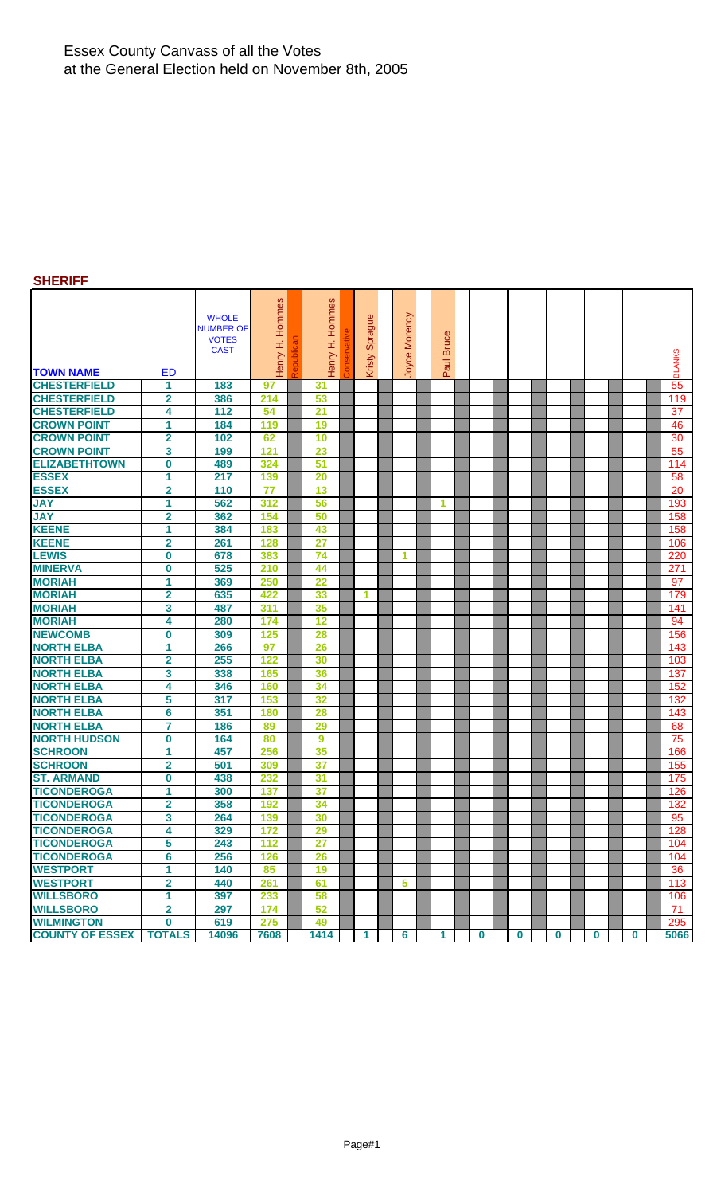# Essex County Canvass of all the Votes at the General Election held on November 8th, 2005

## SHERIFF

| TOWN NAME | ED | WHOLE NUMBER OF VOTES CAST | Henry H. Hommes (Republican) | Henry H. Hommes (Conservative) | Kristy Sprague | Joyce Morency | Paul Bruce | | | | | | BLANKS |
|---|---|---|---|---|---|---|---|---|---|---|---|---|---|
| CHESTERFIELD | 1 | 183 | 97 | 31 | | | | | | | | | 55 |
| CHESTERFIELD | 2 | 386 | 214 | 53 | | | | | | | | | 119 |
| CHESTERFIELD | 4 | 112 | 54 | 21 | | | | | | | | | 37 |
| CROWN POINT | 1 | 184 | 119 | 19 | | | | | | | | | 46 |
| CROWN POINT | 2 | 102 | 62 | 10 | | | | | | | | | 30 |
| CROWN POINT | 3 | 199 | 121 | 23 | | | | | | | | | 55 |
| ELIZABETHTOWN | 0 | 489 | 324 | 51 | | | | | | | | | 114 |
| ESSEX | 1 | 217 | 139 | 20 | | | | | | | | | 58 |
| ESSEX | 2 | 110 | 77 | 13 | | | | | | | | | 20 |
| JAY | 1 | 562 | 312 | 56 | | | 1 | | | | | | 193 |
| JAY | 2 | 362 | 154 | 50 | | | | | | | | | 158 |
| KEENE | 1 | 384 | 183 | 43 | | | | | | | | | 158 |
| KEENE | 2 | 261 | 128 | 27 | | | | | | | | | 106 |
| LEWIS | 0 | 678 | 383 | 74 | | 1 | | | | | | | 220 |
| MINERVA | 0 | 525 | 210 | 44 | | | | | | | | | 271 |
| MORIAH | 1 | 369 | 250 | 22 | | | | | | | | | 97 |
| MORIAH | 2 | 635 | 422 | 33 | 1 | | | | | | | | 179 |
| MORIAH | 3 | 487 | 311 | 35 | | | | | | | | | 141 |
| MORIAH | 4 | 280 | 174 | 12 | | | | | | | | | 94 |
| NEWCOMB | 0 | 309 | 125 | 28 | | | | | | | | | 156 |
| NORTH ELBA | 1 | 266 | 97 | 26 | | | | | | | | | 143 |
| NORTH ELBA | 2 | 255 | 122 | 30 | | | | | | | | | 103 |
| NORTH ELBA | 3 | 338 | 165 | 36 | | | | | | | | | 137 |
| NORTH ELBA | 4 | 346 | 160 | 34 | | | | | | | | | 152 |
| NORTH ELBA | 5 | 317 | 153 | 32 | | | | | | | | | 132 |
| NORTH ELBA | 6 | 351 | 180 | 28 | | | | | | | | | 143 |
| NORTH ELBA | 7 | 186 | 89 | 29 | | | | | | | | | 68 |
| NORTH HUDSON | 0 | 164 | 80 | 9 | | | | | | | | | 75 |
| SCHROON | 1 | 457 | 256 | 35 | | | | | | | | | 166 |
| SCHROON | 2 | 501 | 309 | 37 | | | | | | | | | 155 |
| ST. ARMAND | 0 | 438 | 232 | 31 | | | | | | | | | 175 |
| TICONDEROGA | 1 | 300 | 137 | 37 | | | | | | | | | 126 |
| TICONDEROGA | 2 | 358 | 192 | 34 | | | | | | | | | 132 |
| TICONDEROGA | 3 | 264 | 139 | 30 | | | | | | | | | 95 |
| TICONDEROGA | 4 | 329 | 172 | 29 | | | | | | | | | 128 |
| TICONDEROGA | 5 | 243 | 112 | 27 | | | | | | | | | 104 |
| TICONDEROGA | 6 | 256 | 126 | 26 | | | | | | | | | 104 |
| WESTPORT | 1 | 140 | 85 | 19 | | | | | | | | | 36 |
| WESTPORT | 2 | 440 | 261 | 61 | | 5 | | | | | | | 113 |
| WILLSBORO | 1 | 397 | 233 | 58 | | | | | | | | | 106 |
| WILLSBORO | 2 | 297 | 174 | 52 | | | | | | | | | 71 |
| WILMINGTON | 0 | 619 | 275 | 49 | | | | | | | | | 295 |
| COUNTY OF ESSEX | TOTALS | 14096 | 7608 | 1414 | 1 | 6 | 1 | 0 | 0 | 0 | 0 | 0 | 5066 |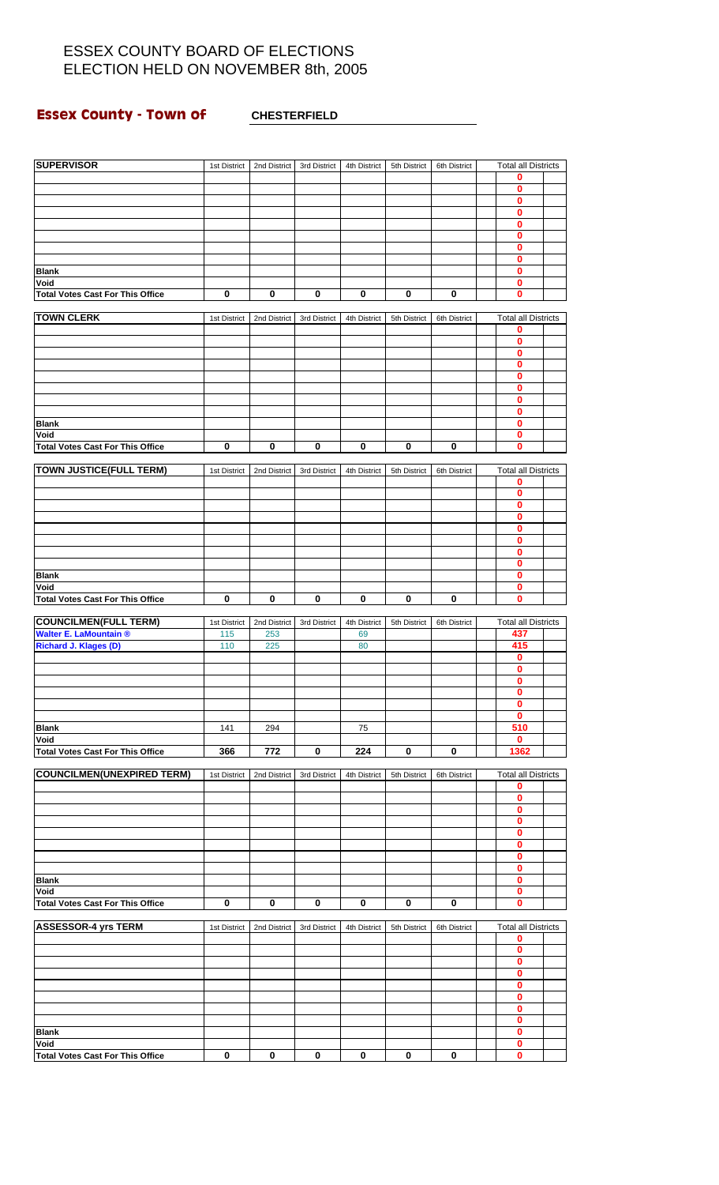# ESSEX COUNTY BOARD OF ELECTIONS
# ELECTION HELD ON NOVEMBER 8th, 2005

**Essex County - Town of** **CHESTERFIELD**

| SUPERVISOR | 1st District | 2nd District | 3rd District | 4th District | 5th District | 6th District | Total all Districts |
|---|---|---|---|---|---|---|---|
| | | | | | | | 0 |
| | | | | | | | 0 |
| | | | | | | | 0 |
| | | | | | | | 0 |
| | | | | | | | 0 |
| | | | | | | | 0 |
| | | | | | | | 0 |
| | | | | | | | 0 |
| Blank | | | | | | | 0 |
| Void | | | | | | | 0 |
| Total Votes Cast For This Office | 0 | 0 | 0 | 0 | 0 | 0 | 0 |

| TOWN CLERK | 1st District | 2nd District | 3rd District | 4th District | 5th District | 6th District | Total all Districts |
|---|---|---|---|---|---|---|---|
| | | | | | | | 0 |
| | | | | | | | 0 |
| | | | | | | | 0 |
| | | | | | | | 0 |
| | | | | | | | 0 |
| | | | | | | | 0 |
| | | | | | | | 0 |
| | | | | | | | 0 |
| Blank | | | | | | | 0 |
| Void | | | | | | | 0 |
| Total Votes Cast For This Office | 0 | 0 | 0 | 0 | 0 | 0 | 0 |

| TOWN JUSTICE(FULL TERM) | 1st District | 2nd District | 3rd District | 4th District | 5th District | 6th District | Total all Districts |
|---|---|---|---|---|---|---|---|
| | | | | | | | 0 |
| | | | | | | | 0 |
| | | | | | | | 0 |
| | | | | | | | 0 |
| | | | | | | | 0 |
| | | | | | | | 0 |
| | | | | | | | 0 |
| | | | | | | | 0 |
| Blank | | | | | | | 0 |
| Void | | | | | | | 0 |
| Total Votes Cast For This Office | 0 | 0 | 0 | 0 | 0 | 0 | 0 |

| COUNCILMEN(FULL TERM) | 1st District | 2nd District | 3rd District | 4th District | 5th District | 6th District | Total all Districts |
|---|---|---|---|---|---|---|---|
| Walter E. LaMountain ® | 115 | 253 | | 69 | | | 437 |
| Richard J. Klages (D) | 110 | 225 | | 80 | | | 415 |
| | | | | | | | 0 |
| | | | | | | | 0 |
| | | | | | | | 0 |
| | | | | | | | 0 |
| | | | | | | | 0 |
| | | | | | | | 0 |
| Blank | 141 | 294 | | 75 | | | 510 |
| Void | | | | | | | 0 |
| Total Votes Cast For This Office | 366 | 772 | 0 | 224 | 0 | 0 | 1362 |

| COUNCILMEN(UNEXPIRED TERM) | 1st District | 2nd District | 3rd District | 4th District | 5th District | 6th District | Total all Districts |
|---|---|---|---|---|---|---|---|
| | | | | | | | 0 |
| | | | | | | | 0 |
| | | | | | | | 0 |
| | | | | | | | 0 |
| | | | | | | | 0 |
| | | | | | | | 0 |
| | | | | | | | 0 |
| | | | | | | | 0 |
| Blank | | | | | | | 0 |
| Void | | | | | | | 0 |
| Total Votes Cast For This Office | 0 | 0 | 0 | 0 | 0 | 0 | 0 |

| ASSESSOR-4 yrs TERM | 1st District | 2nd District | 3rd District | 4th District | 5th District | 6th District | Total all Districts |
|---|---|---|---|---|---|---|---|
| | | | | | | | 0 |
| | | | | | | | 0 |
| | | | | | | | 0 |
| | | | | | | | 0 |
| | | | | | | | 0 |
| | | | | | | | 0 |
| | | | | | | | 0 |
| | | | | | | | 0 |
| Blank | | | | | | | 0 |
| Void | | | | | | | 0 |
| Total Votes Cast For This Office | 0 | 0 | 0 | 0 | 0 | 0 | 0 |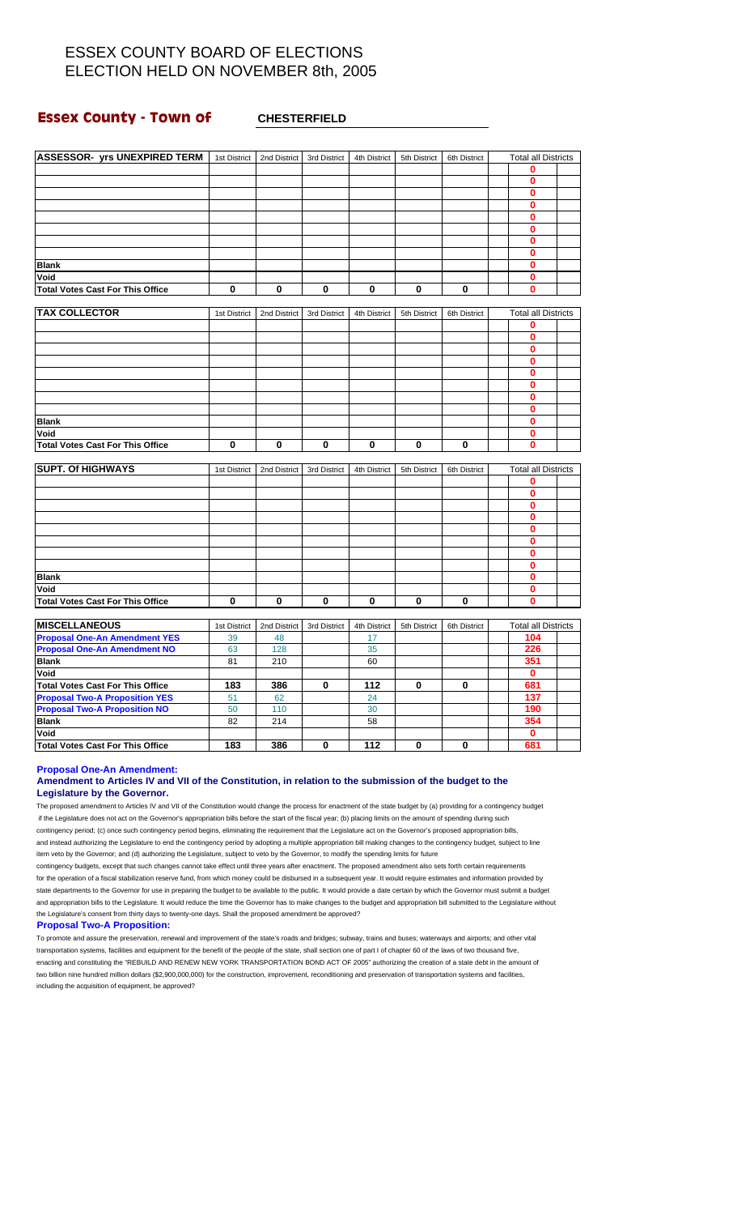# ESSEX COUNTY BOARD OF ELECTIONS
# ELECTION HELD ON NOVEMBER 8th, 2005

## Essex County - Town of CHESTERFIELD

| ASSESSOR- yrs UNEXPIRED TERM | 1st District | 2nd District | 3rd District | 4th District | 5th District | 6th District | Total all Districts |
|---|---|---|---|---|---|---|---|
| | | | | | | | 0 |
| | | | | | | | 0 |
| | | | | | | | 0 |
| | | | | | | | 0 |
| | | | | | | | 0 |
| | | | | | | | 0 |
| | | | | | | | 0 |
| | | | | | | | 0 |
| Blank | | | | | | | 0 |
| Void | | | | | | | 0 |
| Total Votes Cast For This Office | 0 | 0 | 0 | 0 | 0 | 0 | 0 |

| TAX COLLECTOR | 1st District | 2nd District | 3rd District | 4th District | 5th District | 6th District | Total all Districts |
|---|---|---|---|---|---|---|---|
| | | | | | | | 0 |
| | | | | | | | 0 |
| | | | | | | | 0 |
| | | | | | | | 0 |
| | | | | | | | 0 |
| | | | | | | | 0 |
| | | | | | | | 0 |
| | | | | | | | 0 |
| Blank | | | | | | | 0 |
| Void | | | | | | | 0 |
| Total Votes Cast For This Office | 0 | 0 | 0 | 0 | 0 | 0 | 0 |

| SUPT. Of HIGHWAYS | 1st District | 2nd District | 3rd District | 4th District | 5th District | 6th District | Total all Districts |
|---|---|---|---|---|---|---|---|
| | | | | | | | 0 |
| | | | | | | | 0 |
| | | | | | | | 0 |
| | | | | | | | 0 |
| | | | | | | | 0 |
| | | | | | | | 0 |
| | | | | | | | 0 |
| | | | | | | | 0 |
| Blank | | | | | | | 0 |
| Void | | | | | | | 0 |
| Total Votes Cast For This Office | 0 | 0 | 0 | 0 | 0 | 0 | 0 |

| MISCELLANEOUS | 1st District | 2nd District | 3rd District | 4th District | 5th District | 6th District | Total all Districts |
|---|---|---|---|---|---|---|---|
| Proposal One-An Amendment YES | 39 | 48 | | 17 | | | 104 |
| Proposal One-An Amendment NO | 63 | 128 | | 35 | | | 226 |
| Blank | 81 | 210 | | 60 | | | 351 |
| Void | | | | | | | 0 |
| Total Votes Cast For This Office | 183 | 386 | 0 | 112 | 0 | 0 | 681 |
| Proposal Two-A Proposition YES | 51 | 62 | | 24 | | | 137 |
| Proposal Two-A Proposition NO | 50 | 110 | | 30 | | | 190 |
| Blank | 82 | 214 | | 58 | | | 354 |
| Void | | | | | | | 0 |
| Total Votes Cast For This Office | 183 | 386 | 0 | 112 | 0 | 0 | 681 |

**Proposal One-An Amendment:**

**Amendment to Articles IV and VII of the Constitution, in relation to the submission of the budget to the Legislature by the Governor.**

The proposed amendment to Articles IV and VII of the Constitution would change the process for enactment of the state budget by (a) providing for a contingency budget if the Legislature does not act on the Governor's appropriation bills before the start of the fiscal year; (b) placing limits on the amount of spending during such contingency period; (c) once such contingency period begins, eliminating the requirement that the Legislature act on the Governor's proposed appropriation bills, and instead authorizing the Legislature to end the contingency period by adopting a multiple appropriation bill making changes to the contingency budget, subject to line item veto by the Governor; and (d) authorizing the Legislature, subject to veto by the Governor, to modify the spending limits for future contingency budgets, except that such changes cannot take effect until three years after enactment. The proposed amendment also sets forth certain requirements for the operation of a fiscal stabilization reserve fund, from which money could be disbursed in a subsequent year. It would require estimates and information provided by state departments to the Governor for use in preparing the budget to be available to the public. It would provide a date certain by which the Governor must submit a budget and appropriation bills to the Legislature. It would reduce the time the Governor has to make changes to the budget and appropriation bill submitted to the Legislature without the Legislature's consent from thirty days to twenty-one days. Shall the proposed amendment be approved?

**Proposal Two-A Proposition:**

To promote and assure the preservation, renewal and improvement of the state's roads and bridges; subway, trains and buses; waterways and airports; and other vital transportation systems, facilities and equipment for the benefit of the people of the state, shall section one of part I of chapter 60 of the laws of two thousand five, enacting and constituting the "REBUILD AND RENEW NEW YORK TRANSPORTATION BOND ACT OF 2005" authorizing the creation of a state debt in the amount of two billion nine hundred million dollars ($2,900,000,000) for the construction, improvement, reconditioning and preservation of transportation systems and facilities, including the acquisition of equipment, be approved?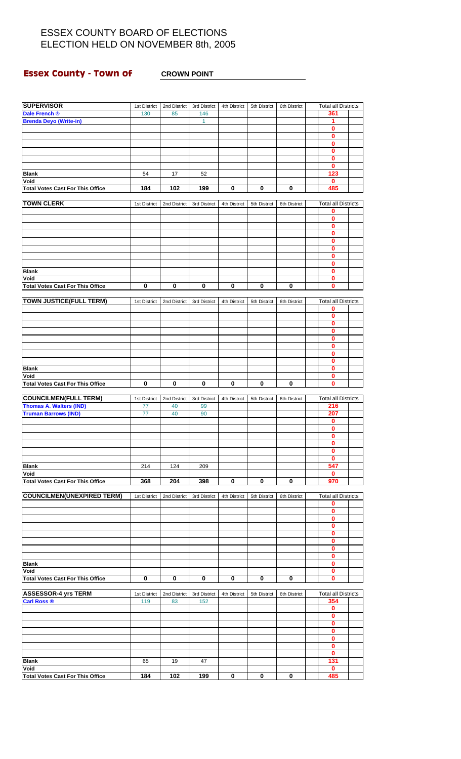# ESSEX COUNTY BOARD OF ELECTIONS
# ELECTION HELD ON NOVEMBER 8th, 2005

## Essex County - Town of CROWN POINT

| SUPERVISOR | 1st District | 2nd District | 3rd District | 4th District | 5th District | 6th District | Total all Districts |
|---|---|---|---|---|---|---|---|
| Dale French ® | 130 | 85 | 146 | | | | 361 |
| Brenda Deyo (Write-in) | | | 1 | | | | 1 |
| | | | | | | | 0 |
| | | | | | | | 0 |
| | | | | | | | 0 |
| | | | | | | | 0 |
| | | | | | | | 0 |
| | | | | | | | 0 |
| Blank | 54 | 17 | 52 | | | | 123 |
| Void | | | | | | | 0 |
| Total Votes Cast For This Office | 184 | 102 | 199 | 0 | 0 | 0 | 485 |

| TOWN CLERK | 1st District | 2nd District | 3rd District | 4th District | 5th District | 6th District | Total all Districts |
|---|---|---|---|---|---|---|---|
| | | | | | | | 0 |
| | | | | | | | 0 |
| | | | | | | | 0 |
| | | | | | | | 0 |
| | | | | | | | 0 |
| | | | | | | | 0 |
| | | | | | | | 0 |
| | | | | | | | 0 |
| Blank | | | | | | | 0 |
| Void | | | | | | | 0 |
| Total Votes Cast For This Office | 0 | 0 | 0 | 0 | 0 | 0 | 0 |

| TOWN JUSTICE(FULL TERM) | 1st District | 2nd District | 3rd District | 4th District | 5th District | 6th District | Total all Districts |
|---|---|---|---|---|---|---|---|
| | | | | | | | 0 |
| | | | | | | | 0 |
| | | | | | | | 0 |
| | | | | | | | 0 |
| | | | | | | | 0 |
| | | | | | | | 0 |
| | | | | | | | 0 |
| | | | | | | | 0 |
| Blank | | | | | | | 0 |
| Void | | | | | | | 0 |
| Total Votes Cast For This Office | 0 | 0 | 0 | 0 | 0 | 0 | 0 |

| COUNCILMEN(FULL TERM) | 1st District | 2nd District | 3rd District | 4th District | 5th District | 6th District | Total all Districts |
|---|---|---|---|---|---|---|---|
| Thomas A. Walters (IND) | 77 | 40 | 99 | | | | 216 |
| Truman Barrows (IND) | 77 | 40 | 90 | | | | 207 |
| | | | | | | | 0 |
| | | | | | | | 0 |
| | | | | | | | 0 |
| | | | | | | | 0 |
| | | | | | | | 0 |
| | | | | | | | 0 |
| Blank | 214 | 124 | 209 | | | | 547 |
| Void | | | | | | | 0 |
| Total Votes Cast For This Office | 368 | 204 | 398 | 0 | 0 | 0 | 970 |

| COUNCILMEN(UNEXPIRED TERM) | 1st District | 2nd District | 3rd District | 4th District | 5th District | 6th District | Total all Districts |
|---|---|---|---|---|---|---|---|
| | | | | | | | 0 |
| | | | | | | | 0 |
| | | | | | | | 0 |
| | | | | | | | 0 |
| | | | | | | | 0 |
| | | | | | | | 0 |
| | | | | | | | 0 |
| | | | | | | | 0 |
| Blank | | | | | | | 0 |
| Void | | | | | | | 0 |
| Total Votes Cast For This Office | 0 | 0 | 0 | 0 | 0 | 0 | 0 |

| ASSESSOR-4 yrs TERM | 1st District | 2nd District | 3rd District | 4th District | 5th District | 6th District | Total all Districts |
|---|---|---|---|---|---|---|---|
| Carl Ross ® | 119 | 83 | 152 | | | | 354 |
| | | | | | | | 0 |
| | | | | | | | 0 |
| | | | | | | | 0 |
| | | | | | | | 0 |
| | | | | | | | 0 |
| | | | | | | | 0 |
| | | | | | | | 0 |
| Blank | 65 | 19 | 47 | | | | 131 |
| Void | | | | | | | 0 |
| Total Votes Cast For This Office | 184 | 102 | 199 | 0 | 0 | 0 | 485 |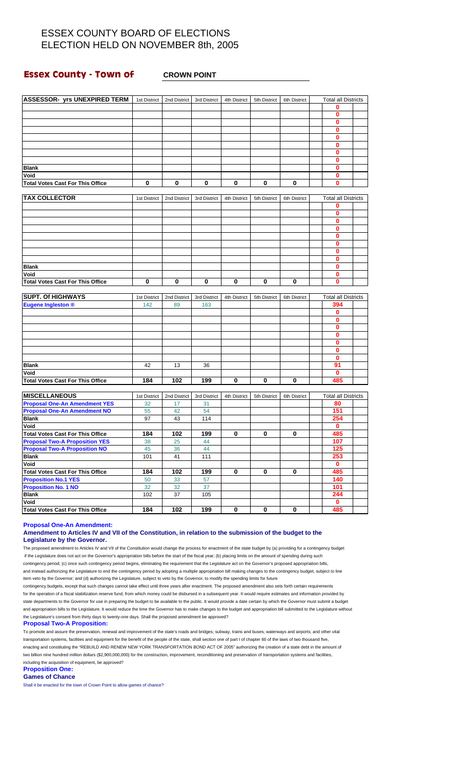# ESSEX COUNTY BOARD OF ELECTIONS
# ELECTION HELD ON NOVEMBER 8th, 2005

## Essex County - Town of CROWN POINT

| ASSESSOR- yrs UNEXPIRED TERM | 1st District | 2nd District | 3rd District | 4th District | 5th District | 6th District | Total all Districts |
|---|---|---|---|---|---|---|---|
| | | | | | | | 0 |
| | | | | | | | 0 |
| | | | | | | | 0 |
| | | | | | | | 0 |
| | | | | | | | 0 |
| | | | | | | | 0 |
| | | | | | | | 0 |
| | | | | | | | 0 |
| **Blank** | | | | | | | 0 |
| **Void** | | | | | | | 0 |
| **Total Votes Cast For This Office** | 0 | 0 | 0 | 0 | 0 | 0 | 0 |

| TAX COLLECTOR | 1st District | 2nd District | 3rd District | 4th District | 5th District | 6th District | Total all Districts |
|---|---|---|---|---|---|---|---|
| | | | | | | | 0 |
| | | | | | | | 0 |
| | | | | | | | 0 |
| | | | | | | | 0 |
| | | | | | | | 0 |
| | | | | | | | 0 |
| | | | | | | | 0 |
| | | | | | | | 0 |
| **Blank** | | | | | | | 0 |
| **Void** | | | | | | | 0 |
| **Total Votes Cast For This Office** | 0 | 0 | 0 | 0 | 0 | 0 | 0 |

| SUPT. Of HIGHWAYS | 1st District | 2nd District | 3rd District | 4th District | 5th District | 6th District | Total all Districts |
|---|---|---|---|---|---|---|---|
| Eugene Ingleston ® | 142 | 89 | 163 | | | | 394 |
| | | | | | | | 0 |
| | | | | | | | 0 |
| | | | | | | | 0 |
| | | | | | | | 0 |
| | | | | | | | 0 |
| | | | | | | | 0 |
| | | | | | | | 0 |
| **Blank** | 42 | 13 | 36 | | | | 91 |
| **Void** | | | | | | | 0 |
| **Total Votes Cast For This Office** | 184 | 102 | 199 | 0 | 0 | 0 | 485 |

| MISCELLANEOUS | 1st District | 2nd District | 3rd District | 4th District | 5th District | 6th District | Total all Districts |
|---|---|---|---|---|---|---|---|
| Proposal One-An Amendment YES | 32 | 17 | 31 | | | | 80 |
| Proposal One-An Amendment NO | 55 | 42 | 54 | | | | 151 |
| **Blank** | 97 | 43 | 114 | | | | 254 |
| **Void** | | | | | | | 0 |
| **Total Votes Cast For This Office** | 184 | 102 | 199 | 0 | 0 | 0 | 485 |
| Proposal Two-A Proposition YES | 38 | 25 | 44 | | | | 107 |
| Proposal Two-A Proposition NO | 45 | 36 | 44 | | | | 125 |
| **Blank** | 101 | 41 | 111 | | | | 253 |
| **Void** | | | | | | | 0 |
| **Total Votes Cast For This Office** | 184 | 102 | 199 | 0 | 0 | 0 | 485 |
| Proposition No.1 YES | 50 | 33 | 57 | | | | 140 |
| Proposition No. 1 NO | 32 | 32 | 37 | | | | 101 |
| **Blank** | 102 | 37 | 105 | | | | 244 |
| **Void** | | | | | | | 0 |
| **Total Votes Cast For This Office** | 184 | 102 | 199 | 0 | 0 | 0 | 485 |

**Proposal One-An Amendment:**

**Amendment to Articles IV and VII of the Constitution, in relation to the submission of the budget to the Legislature by the Governor.**

The proposed amendment to Articles IV and VII of the Constitution would change the process for enactment of the state budget by (a) providing for a contingency budget if the Legislature does not act on the Governor's appropriation bills before the start of the fiscal year; (b) placing limits on the amount of spending during such contingency period; (c) once such contingency period begins, eliminating the requirement that the Legislature act on the Governor's proposed appropriation bills, and instead authorizing the Legislature to end the contingency period by adopting a multiple appropriation bill making changes to the contingency budget, subject to line item veto by the Governor; and (d) authorizing the Legislature, subject to veto by the Governor, to modify the spending limits for future contingency budgets, except that such changes cannot take effect until three years after enactment. The proposed amendment also sets forth certain requirements for the operation of a fiscal stabilization reserve fund, from which money could be disbursed in a subsequent year. It would require estimates and information provided by state departments to the Governor for use in preparing the budget to be available to the public. It would provide a date certain by which the Governor must submit a budget and appropriation bills to the Legislature. It would reduce the time the Governor has to make changes to the budget and appropriation bill submitted to the Legislature without the Legislature's consent from thirty days to twenty-one days. Shall the proposed amendment be approved?

**Proposal Two-A Proposition:**

To promote and assure the preservation, renewal and improvement of the state's roads and bridges; subway, trains and buses; waterways and airports; and other vital transportation systems, facilities and equipment for the benefit of the people of the state, shall section one of part I of chapter 60 of the laws of two thousand five, enacting and constituting the "REBUILD AND RENEW NEW YORK TRANSPORTATION BOND ACT OF 2005" authorizing the creation of a state debt in the amount of two billion nine hundred million dollars ($2,900,000,000) for the construction, improvement, reconditioning and preservation of transportation systems and facilities, including the acquisition of equipment, be approved?

**Proposition One:**

**Games of Chance**

Shall it be enacted for the town of Crown Point to allow games of chance?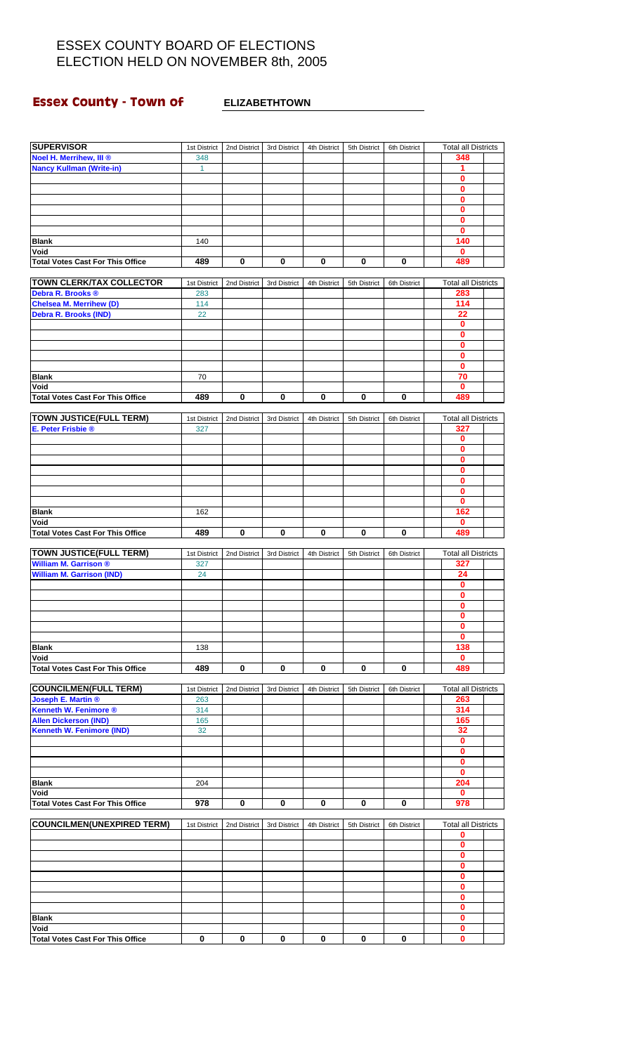# ESSEX COUNTY BOARD OF ELECTIONS
# ELECTION HELD ON NOVEMBER 8th, 2005

## Essex County - Town of ELIZABETHTOWN

| SUPERVISOR | 1st District | 2nd District | 3rd District | 4th District | 5th District | 6th District | Total all Districts |
|---|---|---|---|---|---|---|---|
| Noel H. Merrihew, III ® | 348 | | | | | | 348 |
| Nancy Kullman (Write-in) | 1 | | | | | | 1 |
| | | | | | | | 0 |
| | | | | | | | 0 |
| | | | | | | | 0 |
| | | | | | | | 0 |
| | | | | | | | 0 |
| | | | | | | | 0 |
| Blank | 140 | | | | | | 140 |
| Void | | | | | | | 0 |
| Total Votes Cast For This Office | 489 | 0 | 0 | 0 | 0 | 0 | 489 |

| TOWN CLERK/TAX COLLECTOR | 1st District | 2nd District | 3rd District | 4th District | 5th District | 6th District | Total all Districts |
|---|---|---|---|---|---|---|---|
| Debra R. Brooks ® | 283 | | | | | | 283 |
| Chelsea M. Merrihew (D) | 114 | | | | | | 114 |
| Debra R. Brooks (IND) | 22 | | | | | | 22 |
| | | | | | | | 0 |
| | | | | | | | 0 |
| | | | | | | | 0 |
| | | | | | | | 0 |
| | | | | | | | 0 |
| Blank | 70 | | | | | | 70 |
| Void | | | | | | | 0 |
| Total Votes Cast For This Office | 489 | 0 | 0 | 0 | 0 | 0 | 489 |

| TOWN JUSTICE(FULL TERM) | 1st District | 2nd District | 3rd District | 4th District | 5th District | 6th District | Total all Districts |
|---|---|---|---|---|---|---|---|
| E. Peter Frisbie ® | 327 | | | | | | 327 |
| | | | | | | | 0 |
| | | | | | | | 0 |
| | | | | | | | 0 |
| | | | | | | | 0 |
| | | | | | | | 0 |
| | | | | | | | 0 |
| | | | | | | | 0 |
| Blank | 162 | | | | | | 162 |
| Void | | | | | | | 0 |
| Total Votes Cast For This Office | 489 | 0 | 0 | 0 | 0 | 0 | 489 |

| TOWN JUSTICE(FULL TERM) | 1st District | 2nd District | 3rd District | 4th District | 5th District | 6th District | Total all Districts |
|---|---|---|---|---|---|---|---|
| William M. Garrison ® | 327 | | | | | | 327 |
| William M. Garrison (IND) | 24 | | | | | | 24 |
| | | | | | | | 0 |
| | | | | | | | 0 |
| | | | | | | | 0 |
| | | | | | | | 0 |
| | | | | | | | 0 |
| | | | | | | | 0 |
| Blank | 138 | | | | | | 138 |
| Void | | | | | | | 0 |
| Total Votes Cast For This Office | 489 | 0 | 0 | 0 | 0 | 0 | 489 |

| COUNCILMEN(FULL TERM) | 1st District | 2nd District | 3rd District | 4th District | 5th District | 6th District | Total all Districts |
|---|---|---|---|---|---|---|---|
| Joseph E. Martin ® | 263 | | | | | | 263 |
| Kenneth W. Fenimore ® | 314 | | | | | | 314 |
| Allen Dickerson (IND) | 165 | | | | | | 165 |
| Kenneth W. Fenimore (IND) | 32 | | | | | | 32 |
| | | | | | | | 0 |
| | | | | | | | 0 |
| | | | | | | | 0 |
| | | | | | | | 0 |
| Blank | 204 | | | | | | 204 |
| Void | | | | | | | 0 |
| Total Votes Cast For This Office | 978 | 0 | 0 | 0 | 0 | 0 | 978 |

| COUNCILMEN(UNEXPIRED TERM) | 1st District | 2nd District | 3rd District | 4th District | 5th District | 6th District | Total all Districts |
|---|---|---|---|---|---|---|---|
| | | | | | | | 0 |
| | | | | | | | 0 |
| | | | | | | | 0 |
| | | | | | | | 0 |
| | | | | | | | 0 |
| | | | | | | | 0 |
| | | | | | | | 0 |
| | | | | | | | 0 |
| Blank | | | | | | | 0 |
| Void | | | | | | | 0 |
| Total Votes Cast For This Office | 0 | 0 | 0 | 0 | 0 | 0 | 0 |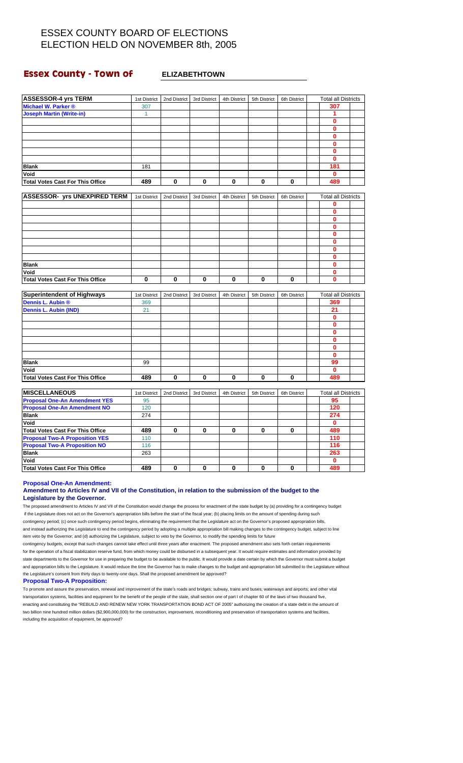# ESSEX COUNTY BOARD OF ELECTIONS
# ELECTION HELD ON NOVEMBER 8th, 2005

## Essex County - Town of ELIZABETHTOWN

| ASSESSOR-4 yrs TERM | 1st District | 2nd District | 3rd District | 4th District | 5th District | 6th District | Total all Districts |
|---|---|---|---|---|---|---|---|
| Michael W. Parker ® | 307 | | | | | | 307 |
| Joseph Martin (Write-in) | 1 | | | | | | 1 |
| | | | | | | | 0 |
| | | | | | | | 0 |
| | | | | | | | 0 |
| | | | | | | | 0 |
| | | | | | | | 0 |
| | | | | | | | 0 |
| Blank | 181 | | | | | | 181 |
| Void | | | | | | | 0 |
| Total Votes Cast For This Office | 489 | 0 | 0 | 0 | 0 | 0 | 489 |

| ASSESSOR- yrs UNEXPIRED TERM | 1st District | 2nd District | 3rd District | 4th District | 5th District | 6th District | Total all Districts |
|---|---|---|---|---|---|---|---|
| | | | | | | | 0 |
| | | | | | | | 0 |
| | | | | | | | 0 |
| | | | | | | | 0 |
| | | | | | | | 0 |
| | | | | | | | 0 |
| | | | | | | | 0 |
| | | | | | | | 0 |
| Blank | | | | | | | 0 |
| Void | | | | | | | 0 |
| Total Votes Cast For This Office | 0 | 0 | 0 | 0 | 0 | 0 | 0 |

| Superintendent of Highways | 1st District | 2nd District | 3rd District | 4th District | 5th District | 6th District | Total all Districts |
|---|---|---|---|---|---|---|---|
| Dennis L. Aubin ® | 369 | | | | | | 369 |
| Dennis L. Aubin (IND) | 21 | | | | | | 21 |
| | | | | | | | 0 |
| | | | | | | | 0 |
| | | | | | | | 0 |
| | | | | | | | 0 |
| | | | | | | | 0 |
| | | | | | | | 0 |
| Blank | 99 | | | | | | 99 |
| Void | | | | | | | 0 |
| Total Votes Cast For This Office | 489 | 0 | 0 | 0 | 0 | 0 | 489 |

| MISCELLANEOUS | 1st District | 2nd District | 3rd District | 4th District | 5th District | 6th District | Total all Districts |
|---|---|---|---|---|---|---|---|
| Proposal One-An Amendment YES | 95 | | | | | | 95 |
| Proposal One-An Amendment NO | 120 | | | | | | 120 |
| Blank | 274 | | | | | | 274 |
| Void | | | | | | | 0 |
| Total Votes Cast For This Office | 489 | 0 | 0 | 0 | 0 | 0 | 489 |
| Proposal Two-A Proposition YES | 110 | | | | | | 110 |
| Proposal Two-A Proposition NO | 116 | | | | | | 116 |
| Blank | 263 | | | | | | 263 |
| Void | | | | | | | 0 |
| Total Votes Cast For This Office | 489 | 0 | 0 | 0 | 0 | 0 | 489 |

**Proposal One-An Amendment:**

**Amendment to Articles IV and VII of the Constitution, in relation to the submission of the budget to the Legislature by the Governor.**

The proposed amendment to Articles IV and VII of the Constitution would change the process for enactment of the state budget by (a) providing for a contingency budget if the Legislature does not act on the Governor's appropriation bills before the start of the fiscal year; (b) placing limits on the amount of spending during such contingency period; (c) once such contingency period begins, eliminating the requirement that the Legislature act on the Governor's proposed appropriation bills, and instead authorizing the Legislature to end the contingency period by adopting a multiple appropriation bill making changes to the contingency budget, subject to line item veto by the Governor; and (d) authorizing the Legislature, subject to veto by the Governor, to modify the spending limits for future contingency budgets, except that such changes cannot take effect until three years after enactment. The proposed amendment also sets forth certain requirements for the operation of a fiscal stabilization reserve fund, from which money could be disbursed in a subsequent year. It would require estimates and information provided by state departments to the Governor for use in preparing the budget to be available to the public. It would provide a date certain by which the Governor must submit a budget and appropriation bills to the Legislature. It would reduce the time the Governor has to make changes to the budget and appropriation bill submitted to the Legislature without the Legislature's consent from thirty days to twenty-one days. Shall the proposed amendment be approved?

**Proposal Two-A Proposition:**

To promote and assure the preservation, renewal and improvement of the state's roads and bridges; subway, trains and buses; waterways and airports; and other vital transportation systems, facilities and equipment for the benefit of the people of the state, shall section one of part I of chapter 60 of the laws of two thousand five, enacting and constituting the "REBUILD AND RENEW NEW YORK TRANSPORTATION BOND ACT OF 2005" authorizing the creation of a state debt in the amount of two billion nine hundred million dollars ($2,900,000,000) for the construction, improvement, reconditioning and preservation of transportation systems and facilities, including the acquisition of equipment, be approved?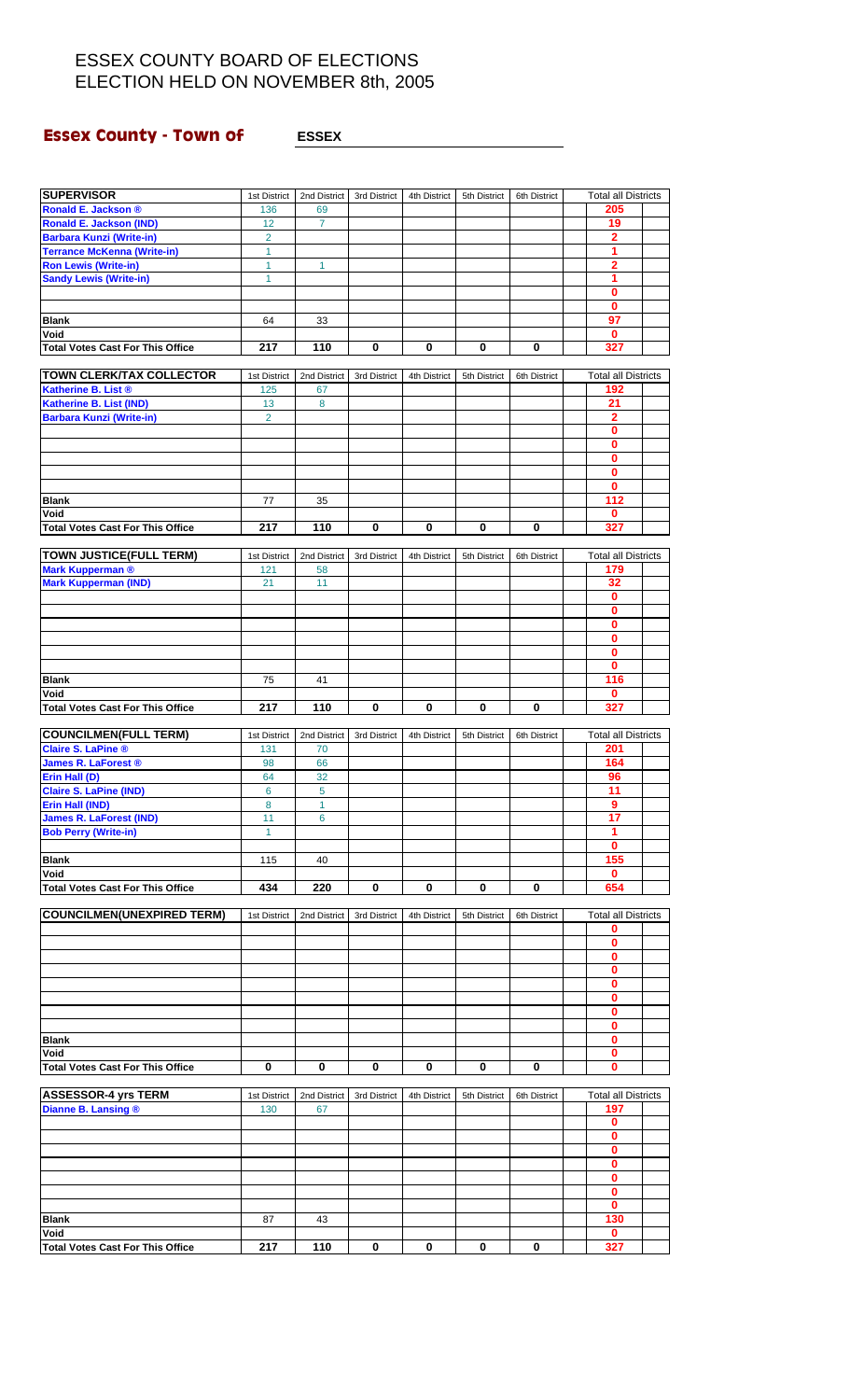# ESSEX COUNTY BOARD OF ELECTIONS
# ELECTION HELD ON NOVEMBER 8th, 2005

## Essex County - Town of ESSEX

| SUPERVISOR | 1st District | 2nd District | 3rd District | 4th District | 5th District | 6th District | Total all Districts |
|---|---|---|---|---|---|---|---|
| Ronald E. Jackson ® | 136 | 69 | | | | | 205 |
| Ronald E. Jackson (IND) | 12 | 7 | | | | | 19 |
| Barbara Kunzi (Write-in) | 2 | | | | | | 2 |
| Terrance McKenna (Write-in) | 1 | | | | | | 1 |
| Ron Lewis (Write-in) | 1 | 1 | | | | | 2 |
| Sandy Lewis (Write-in) | 1 | | | | | | 1 |
| | | | | | | | 0 |
| | | | | | | | 0 |
| Blank | 64 | 33 | | | | | 97 |
| Void | | | | | | | 0 |
| Total Votes Cast For This Office | 217 | 110 | 0 | 0 | 0 | 0 | 327 |

| TOWN CLERK/TAX COLLECTOR | 1st District | 2nd District | 3rd District | 4th District | 5th District | 6th District | Total all Districts |
|---|---|---|---|---|---|---|---|
| Katherine B. List ® | 125 | 67 | | | | | 192 |
| Katherine B. List (IND) | 13 | 8 | | | | | 21 |
| Barbara Kunzi (Write-in) | 2 | | | | | | 2 |
| | | | | | | | 0 |
| | | | | | | | 0 |
| | | | | | | | 0 |
| | | | | | | | 0 |
| | | | | | | | 0 |
| Blank | 77 | 35 | | | | | 112 |
| Void | | | | | | | 0 |
| Total Votes Cast For This Office | 217 | 110 | 0 | 0 | 0 | 0 | 327 |

| TOWN JUSTICE(FULL TERM) | 1st District | 2nd District | 3rd District | 4th District | 5th District | 6th District | Total all Districts |
|---|---|---|---|---|---|---|---|
| Mark Kupperman ® | 121 | 58 | | | | | 179 |
| Mark Kupperman (IND) | 21 | 11 | | | | | 32 |
| | | | | | | | 0 |
| | | | | | | | 0 |
| | | | | | | | 0 |
| | | | | | | | 0 |
| | | | | | | | 0 |
| | | | | | | | 0 |
| Blank | 75 | 41 | | | | | 116 |
| Void | | | | | | | 0 |
| Total Votes Cast For This Office | 217 | 110 | 0 | 0 | 0 | 0 | 327 |

| COUNCILMEN(FULL TERM) | 1st District | 2nd District | 3rd District | 4th District | 5th District | 6th District | Total all Districts |
|---|---|---|---|---|---|---|---|
| Claire S. LaPine ® | 131 | 70 | | | | | 201 |
| James R. LaForest ® | 98 | 66 | | | | | 164 |
| Erin Hall (D) | 64 | 32 | | | | | 96 |
| Claire S. LaPine (IND) | 6 | 5 | | | | | 11 |
| Erin Hall (IND) | 8 | 1 | | | | | 9 |
| James R. LaForest (IND) | 11 | 6 | | | | | 17 |
| Bob Perry (Write-in) | 1 | | | | | | 1 |
| | | | | | | | 0 |
| Blank | 115 | 40 | | | | | 155 |
| Void | | | | | | | 0 |
| Total Votes Cast For This Office | 434 | 220 | 0 | 0 | 0 | 0 | 654 |

| COUNCILMEN(UNEXPIRED TERM) | 1st District | 2nd District | 3rd District | 4th District | 5th District | 6th District | Total all Districts |
|---|---|---|---|---|---|---|---|
| | | | | | | | 0 |
| | | | | | | | 0 |
| | | | | | | | 0 |
| | | | | | | | 0 |
| | | | | | | | 0 |
| | | | | | | | 0 |
| | | | | | | | 0 |
| | | | | | | | 0 |
| Blank | | | | | | | 0 |
| Void | | | | | | | 0 |
| Total Votes Cast For This Office | 0 | 0 | 0 | 0 | 0 | 0 | 0 |

| ASSESSOR-4 yrs TERM | 1st District | 2nd District | 3rd District | 4th District | 5th District | 6th District | Total all Districts |
|---|---|---|---|---|---|---|---|
| Dianne B. Lansing ® | 130 | 67 | | | | | 197 |
| | | | | | | | 0 |
| | | | | | | | 0 |
| | | | | | | | 0 |
| | | | | | | | 0 |
| | | | | | | | 0 |
| | | | | | | | 0 |
| | | | | | | | 0 |
| Blank | 87 | 43 | | | | | 130 |
| Void | | | | | | | 0 |
| Total Votes Cast For This Office | 217 | 110 | 0 | 0 | 0 | 0 | 327 |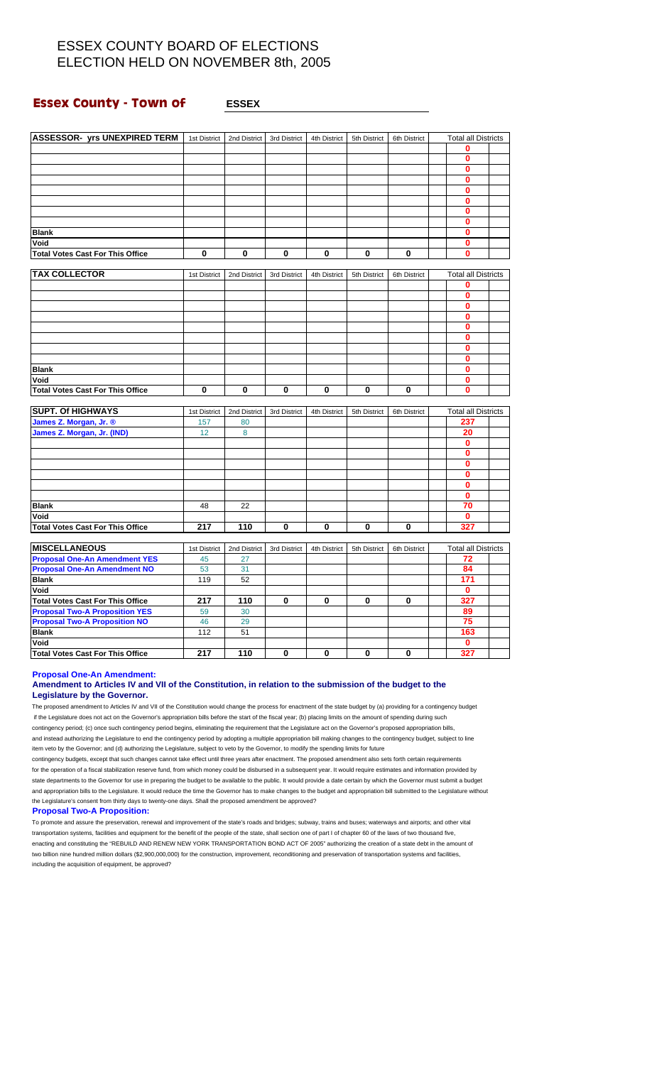# ESSEX COUNTY BOARD OF ELECTIONS
# ELECTION HELD ON NOVEMBER 8th, 2005

## Essex County - Town of ESSEX

| ASSESSOR- yrs UNEXPIRED TERM | 1st District | 2nd District | 3rd District | 4th District | 5th District | 6th District | Total all Districts |
|---|---|---|---|---|---|---|---|
| | | | | | | | 0 |
| | | | | | | | 0 |
| | | | | | | | 0 |
| | | | | | | | 0 |
| | | | | | | | 0 |
| | | | | | | | 0 |
| | | | | | | | 0 |
| | | | | | | | 0 |
| Blank | | | | | | | 0 |
| Void | | | | | | | 0 |
| Total Votes Cast For This Office | 0 | 0 | 0 | 0 | 0 | 0 | 0 |

| TAX COLLECTOR | 1st District | 2nd District | 3rd District | 4th District | 5th District | 6th District | Total all Districts |
|---|---|---|---|---|---|---|---|
| | | | | | | | 0 |
| | | | | | | | 0 |
| | | | | | | | 0 |
| | | | | | | | 0 |
| | | | | | | | 0 |
| | | | | | | | 0 |
| | | | | | | | 0 |
| | | | | | | | 0 |
| Blank | | | | | | | 0 |
| Void | | | | | | | 0 |
| Total Votes Cast For This Office | 0 | 0 | 0 | 0 | 0 | 0 | 0 |

| SUPT. Of HIGHWAYS | 1st District | 2nd District | 3rd District | 4th District | 5th District | 6th District | Total all Districts |
|---|---|---|---|---|---|---|---|
| James Z. Morgan, Jr. ® | 157 | 80 | | | | | 237 |
| James Z. Morgan, Jr. (IND) | 12 | 8 | | | | | 20 |
| | | | | | | | 0 |
| | | | | | | | 0 |
| | | | | | | | 0 |
| | | | | | | | 0 |
| | | | | | | | 0 |
| | | | | | | | 0 |
| Blank | 48 | 22 | | | | | 70 |
| Void | | | | | | | 0 |
| Total Votes Cast For This Office | 217 | 110 | 0 | 0 | 0 | 0 | 327 |

| MISCELLANEOUS | 1st District | 2nd District | 3rd District | 4th District | 5th District | 6th District | Total all Districts |
|---|---|---|---|---|---|---|---|
| Proposal One-An Amendment YES | 45 | 27 | | | | | 72 |
| Proposal One-An Amendment NO | 53 | 31 | | | | | 84 |
| Blank | 119 | 52 | | | | | 171 |
| Void | | | | | | | 0 |
| Total Votes Cast For This Office | 217 | 110 | 0 | 0 | 0 | 0 | 327 |
| Proposal Two-A Proposition YES | 59 | 30 | | | | | 89 |
| Proposal Two-A Proposition NO | 46 | 29 | | | | | 75 |
| Blank | 112 | 51 | | | | | 163 |
| Void | | | | | | | 0 |
| Total Votes Cast For This Office | 217 | 110 | 0 | 0 | 0 | 0 | 327 |

**Proposal One-An Amendment:**

**Amendment to Articles IV and VII of the Constitution, in relation to the submission of the budget to the Legislature by the Governor.**

The proposed amendment to Articles IV and VII of the Constitution would change the process for enactment of the state budget by (a) providing for a contingency budget if the Legislature does not act on the Governor's appropriation bills before the start of the fiscal year; (b) placing limits on the amount of spending during such contingency period; (c) once such contingency period begins, eliminating the requirement that the Legislature act on the Governor's proposed appropriation bills, and instead authorizing the Legislature to end the contingency period by adopting a multiple appropriation bill making changes to the contingency budget, subject to line item veto by the Governor; and (d) authorizing the Legislature, subject to veto by the Governor, to modify the spending limits for future contingency budgets, except that such changes cannot take effect until three years after enactment. The proposed amendment also sets forth certain requirements for the operation of a fiscal stabilization reserve fund, from which money could be disbursed in a subsequent year. It would require estimates and information provided by state departments to the Governor for use in preparing the budget to be available to the public. It would provide a date certain by which the Governor must submit a budget and appropriation bills to the Legislature. It would reduce the time the Governor has to make changes to the budget and appropriation bill submitted to the Legislature without the Legislature's consent from thirty days to twenty-one days. Shall the proposed amendment be approved?

**Proposal Two-A Proposition:**

To promote and assure the preservation, renewal and improvement of the state's roads and bridges; subway, trains and buses; waterways and airports; and other vital transportation systems, facilities and equipment for the benefit of the people of the state, shall section one of part I of chapter 60 of the laws of two thousand five, enacting and constituting the "REBUILD AND RENEW NEW YORK TRANSPORTATION BOND ACT OF 2005" authorizing the creation of a state debt in the amount of two billion nine hundred million dollars ($2,900,000,000) for the construction, improvement, reconditioning and preservation of transportation systems and facilities, including the acquisition of equipment, be approved?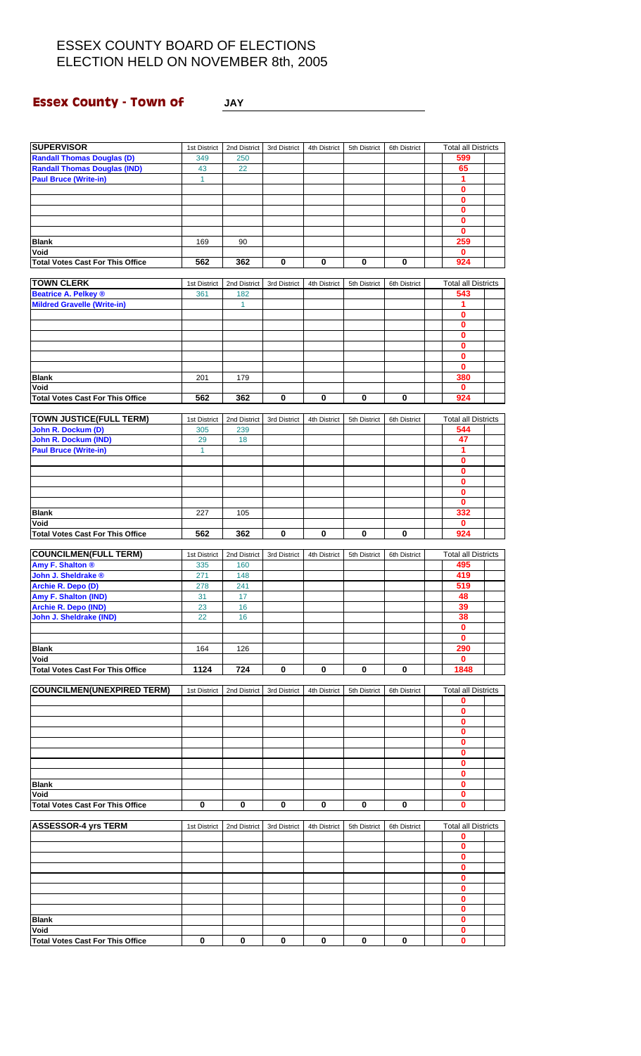# ESSEX COUNTY BOARD OF ELECTIONS
# ELECTION HELD ON NOVEMBER 8th, 2005

## Essex County - Town of JAY

| SUPERVISOR | 1st District | 2nd District | 3rd District | 4th District | 5th District | 6th District | Total all Districts |
|---|---|---|---|---|---|---|---|
| Randall Thomas Douglas (D) | 349 | 250 | | | | | 599 |
| Randall Thomas Douglas (IND) | 43 | 22 | | | | | 65 |
| Paul Bruce (Write-in) | 1 | | | | | | 1 |
| | | | | | | | 0 |
| | | | | | | | 0 |
| | | | | | | | 0 |
| | | | | | | | 0 |
| | | | | | | | 0 |
| Blank | 169 | 90 | | | | | 259 |
| Void | | | | | | | 0 |
| Total Votes Cast For This Office | 562 | 362 | 0 | 0 | 0 | 0 | 924 |

| TOWN CLERK | 1st District | 2nd District | 3rd District | 4th District | 5th District | 6th District | Total all Districts |
|---|---|---|---|---|---|---|---|
| Beatrice A. Pelkey ® | 361 | 182 | | | | | 543 |
| Mildred Gravelle (Write-in) | | 1 | | | | | 1 |
| | | | | | | | 0 |
| | | | | | | | 0 |
| | | | | | | | 0 |
| | | | | | | | 0 |
| | | | | | | | 0 |
| | | | | | | | 0 |
| Blank | 201 | 179 | | | | | 380 |
| Void | | | | | | | 0 |
| Total Votes Cast For This Office | 562 | 362 | 0 | 0 | 0 | 0 | 924 |

| TOWN JUSTICE(FULL TERM) | 1st District | 2nd District | 3rd District | 4th District | 5th District | 6th District | Total all Districts |
|---|---|---|---|---|---|---|---|
| John R. Dockum (D) | 305 | 239 | | | | | 544 |
| John R. Dockum (IND) | 29 | 18 | | | | | 47 |
| Paul Bruce (Write-in) | 1 | | | | | | 1 |
| | | | | | | | 0 |
| | | | | | | | 0 |
| | | | | | | | 0 |
| | | | | | | | 0 |
| | | | | | | | 0 |
| Blank | 227 | 105 | | | | | 332 |
| Void | | | | | | | 0 |
| Total Votes Cast For This Office | 562 | 362 | 0 | 0 | 0 | 0 | 924 |

| COUNCILMEN(FULL TERM) | 1st District | 2nd District | 3rd District | 4th District | 5th District | 6th District | Total all Districts |
|---|---|---|---|---|---|---|---|
| Amy F. Shalton ® | 335 | 160 | | | | | 495 |
| John J. Sheldrake ® | 271 | 148 | | | | | 419 |
| Archie R. Depo (D) | 278 | 241 | | | | | 519 |
| Amy F. Shalton (IND) | 31 | 17 | | | | | 48 |
| Archie R. Depo (IND) | 23 | 16 | | | | | 39 |
| John J. Sheldrake (IND) | 22 | 16 | | | | | 38 |
| | | | | | | | 0 |
| | | | | | | | 0 |
| Blank | 164 | 126 | | | | | 290 |
| Void | | | | | | | 0 |
| Total Votes Cast For This Office | 1124 | 724 | 0 | 0 | 0 | 0 | 1848 |

| COUNCILMEN(UNEXPIRED TERM) | 1st District | 2nd District | 3rd District | 4th District | 5th District | 6th District | Total all Districts |
|---|---|---|---|---|---|---|---|
| | | | | | | | 0 |
| | | | | | | | 0 |
| | | | | | | | 0 |
| | | | | | | | 0 |
| | | | | | | | 0 |
| | | | | | | | 0 |
| | | | | | | | 0 |
| | | | | | | | 0 |
| Blank | | | | | | | 0 |
| Void | | | | | | | 0 |
| Total Votes Cast For This Office | 0 | 0 | 0 | 0 | 0 | 0 | 0 |

| ASSESSOR-4 yrs TERM | 1st District | 2nd District | 3rd District | 4th District | 5th District | 6th District | Total all Districts |
|---|---|---|---|---|---|---|---|
| | | | | | | | 0 |
| | | | | | | | 0 |
| | | | | | | | 0 |
| | | | | | | | 0 |
| | | | | | | | 0 |
| | | | | | | | 0 |
| | | | | | | | 0 |
| | | | | | | | 0 |
| Blank | | | | | | | 0 |
| Void | | | | | | | 0 |
| Total Votes Cast For This Office | 0 | 0 | 0 | 0 | 0 | 0 | 0 |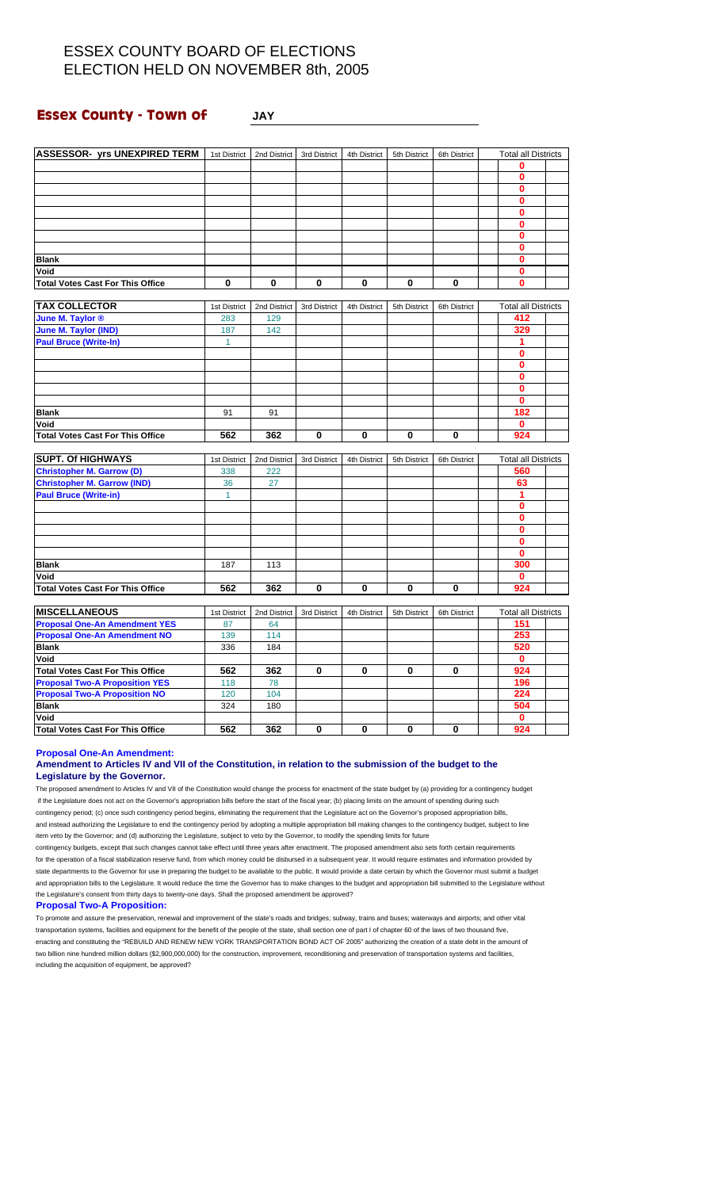# ESSEX COUNTY BOARD OF ELECTIONS
# ELECTION HELD ON NOVEMBER 8th, 2005

## Essex County - Town of JAY

| ASSESSOR- yrs UNEXPIRED TERM | 1st District | 2nd District | 3rd District | 4th District | 5th District | 6th District | Total all Districts |
|---|---|---|---|---|---|---|---|
| | | | | | | | 0 |
| | | | | | | | 0 |
| | | | | | | | 0 |
| | | | | | | | 0 |
| | | | | | | | 0 |
| | | | | | | | 0 |
| | | | | | | | 0 |
| | | | | | | | 0 |
| Blank | | | | | | | 0 |
| Void | | | | | | | 0 |
| Total Votes Cast For This Office | 0 | 0 | 0 | 0 | 0 | 0 | 0 |

| TAX COLLECTOR | 1st District | 2nd District | 3rd District | 4th District | 5th District | 6th District | Total all Districts |
|---|---|---|---|---|---|---|---|
| June M. Taylor ® | 283 | 129 | | | | | 412 |
| June M. Taylor (IND) | 187 | 142 | | | | | 329 |
| Paul Bruce (Write-In) | 1 | | | | | | 1 |
| | | | | | | | 0 |
| | | | | | | | 0 |
| | | | | | | | 0 |
| | | | | | | | 0 |
| | | | | | | | 0 |
| Blank | 91 | 91 | | | | | 182 |
| Void | | | | | | | 0 |
| Total Votes Cast For This Office | 562 | 362 | 0 | 0 | 0 | 0 | 924 |

| SUPT. Of HIGHWAYS | 1st District | 2nd District | 3rd District | 4th District | 5th District | 6th District | Total all Districts |
|---|---|---|---|---|---|---|---|
| Christopher M. Garrow (D) | 338 | 222 | | | | | 560 |
| Christopher M. Garrow (IND) | 36 | 27 | | | | | 63 |
| Paul Bruce (Write-in) | 1 | | | | | | 1 |
| | | | | | | | 0 |
| | | | | | | | 0 |
| | | | | | | | 0 |
| | | | | | | | 0 |
| | | | | | | | 0 |
| Blank | 187 | 113 | | | | | 300 |
| Void | | | | | | | 0 |
| Total Votes Cast For This Office | 562 | 362 | 0 | 0 | 0 | 0 | 924 |

| MISCELLANEOUS | 1st District | 2nd District | 3rd District | 4th District | 5th District | 6th District | Total all Districts |
|---|---|---|---|---|---|---|---|
| Proposal One-An Amendment YES | 87 | 64 | | | | | 151 |
| Proposal One-An Amendment NO | 139 | 114 | | | | | 253 |
| Blank | 336 | 184 | | | | | 520 |
| Void | | | | | | | 0 |
| Total Votes Cast For This Office | 562 | 362 | 0 | 0 | 0 | 0 | 924 |
| Proposal Two-A Proposition YES | 118 | 78 | | | | | 196 |
| Proposal Two-A Proposition NO | 120 | 104 | | | | | 224 |
| Blank | 324 | 180 | | | | | 504 |
| Void | | | | | | | 0 |
| Total Votes Cast For This Office | 562 | 362 | 0 | 0 | 0 | 0 | 924 |

**Proposal One-An Amendment:**

**Amendment to Articles IV and VII of the Constitution, in relation to the submission of the budget to the Legislature by the Governor.**

The proposed amendment to Articles IV and VII of the Constitution would change the process for enactment of the state budget by (a) providing for a contingency budget if the Legislature does not act on the Governor's appropriation bills before the start of the fiscal year; (b) placing limits on the amount of spending during such contingency period; (c) once such contingency period begins, eliminating the requirement that the Legislature act on the Governor's proposed appropriation bills, and instead authorizing the Legislature to end the contingency period by adopting a multiple appropriation bill making changes to the contingency budget, subject to line item veto by the Governor; and (d) authorizing the Legislature, subject to veto by the Governor, to modify the spending limits for future contingency budgets, except that such changes cannot take effect until three years after enactment. The proposed amendment also sets forth certain requirements for the operation of a fiscal stabilization reserve fund, from which money could be disbursed in a subsequent year. It would require estimates and information provided by state departments to the Governor for use in preparing the budget to be available to the public. It would provide a date certain by which the Governor must submit a budget and appropriation bills to the Legislature. It would reduce the time the Governor has to make changes to the budget and appropriation bill submitted to the Legislature without the Legislature's consent from thirty days to twenty-one days. Shall the proposed amendment be approved?

**Proposal Two-A Proposition:**

To promote and assure the preservation, renewal and improvement of the state's roads and bridges; subway, trains and buses; waterways and airports; and other vital transportation systems, facilities and equipment for the benefit of the people of the state, shall section one of part I of chapter 60 of the laws of two thousand five, enacting and constituting the "REBUILD AND RENEW NEW YORK TRANSPORTATION BOND ACT OF 2005" authorizing the creation of a state debt in the amount of two billion nine hundred million dollars ($2,900,000,000) for the construction, improvement, reconditioning and preservation of transportation systems and facilities, including the acquisition of equipment, be approved?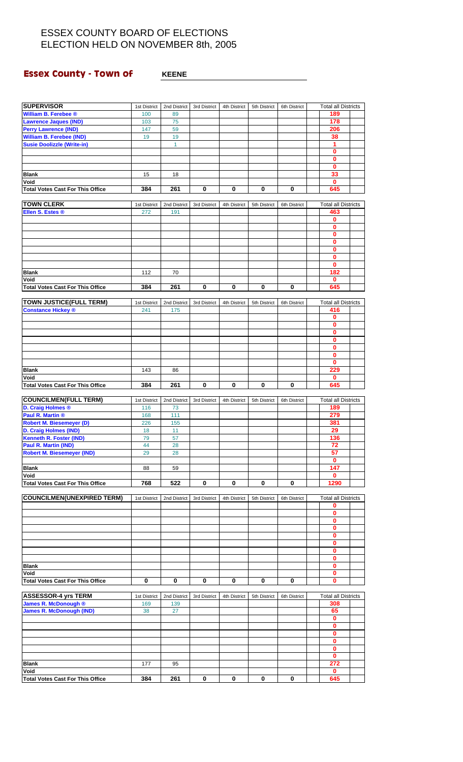# ESSEX COUNTY BOARD OF ELECTIONS
# ELECTION HELD ON NOVEMBER 8th, 2005

## Essex County - Town of KEENE

| SUPERVISOR | 1st District | 2nd District | 3rd District | 4th District | 5th District | 6th District | Total all Districts |
|---|---|---|---|---|---|---|---|
| William B. Ferebee ® | 100 | 89 | | | | | 189 |
| Lawrence Jaques (IND) | 103 | 75 | | | | | 178 |
| Perry Lawrence (IND) | 147 | 59 | | | | | 206 |
| William B. Ferebee (IND) | 19 | 19 | | | | | 38 |
| Susie Doolizzle (Write-in) | | 1 | | | | | 1 |
| | | | | | | | 0 |
| | | | | | | | 0 |
| | | | | | | | 0 |
| Blank | 15 | 18 | | | | | 33 |
| Void | | | | | | | 0 |
| Total Votes Cast For This Office | 384 | 261 | 0 | 0 | 0 | 0 | 645 |

| TOWN CLERK | 1st District | 2nd District | 3rd District | 4th District | 5th District | 6th District | Total all Districts |
|---|---|---|---|---|---|---|---|
| Ellen S. Estes ® | 272 | 191 | | | | | 463 |
| | | | | | | | 0 |
| | | | | | | | 0 |
| | | | | | | | 0 |
| | | | | | | | 0 |
| | | | | | | | 0 |
| | | | | | | | 0 |
| | | | | | | | 0 |
| Blank | 112 | 70 | | | | | 182 |
| Void | | | | | | | 0 |
| Total Votes Cast For This Office | 384 | 261 | 0 | 0 | 0 | 0 | 645 |

| TOWN JUSTICE(FULL TERM) | 1st District | 2nd District | 3rd District | 4th District | 5th District | 6th District | Total all Districts |
|---|---|---|---|---|---|---|---|
| Constance Hickey ® | 241 | 175 | | | | | 416 |
| | | | | | | | 0 |
| | | | | | | | 0 |
| | | | | | | | 0 |
| | | | | | | | 0 |
| | | | | | | | 0 |
| | | | | | | | 0 |
| | | | | | | | 0 |
| Blank | 143 | 86 | | | | | 229 |
| Void | | | | | | | 0 |
| Total Votes Cast For This Office | 384 | 261 | 0 | 0 | 0 | 0 | 645 |

| COUNCILMEN(FULL TERM) | 1st District | 2nd District | 3rd District | 4th District | 5th District | 6th District | Total all Districts |
|---|---|---|---|---|---|---|---|
| D. Craig Holmes ® | 116 | 73 | | | | | 189 |
| Paul R. Martin ® | 168 | 111 | | | | | 279 |
| Robert M. Biesemeyer (D) | 226 | 155 | | | | | 381 |
| D. Craig Holmes (IND) | 18 | 11 | | | | | 29 |
| Kenneth R. Foster (IND) | 79 | 57 | | | | | 136 |
| Paul R. Martin (IND) | 44 | 28 | | | | | 72 |
| Robert M. Biesemeyer (IND) | 29 | 28 | | | | | 57 |
| | | | | | | | 0 |
| Blank | 88 | 59 | | | | | 147 |
| Void | | | | | | | 0 |
| Total Votes Cast For This Office | 768 | 522 | 0 | 0 | 0 | 0 | 1290 |

| COUNCILMEN(UNEXPIRED TERM) | 1st District | 2nd District | 3rd District | 4th District | 5th District | 6th District | Total all Districts |
|---|---|---|---|---|---|---|---|
| | | | | | | | 0 |
| | | | | | | | 0 |
| | | | | | | | 0 |
| | | | | | | | 0 |
| | | | | | | | 0 |
| | | | | | | | 0 |
| | | | | | | | 0 |
| | | | | | | | 0 |
| Blank | | | | | | | 0 |
| Void | | | | | | | 0 |
| Total Votes Cast For This Office | 0 | 0 | 0 | 0 | 0 | 0 | 0 |

| ASSESSOR-4 yrs TERM | 1st District | 2nd District | 3rd District | 4th District | 5th District | 6th District | Total all Districts |
|---|---|---|---|---|---|---|---|
| James R. McDonough ® | 169 | 139 | | | | | 308 |
| James R. McDonough (IND) | 38 | 27 | | | | | 65 |
| | | | | | | | 0 |
| | | | | | | | 0 |
| | | | | | | | 0 |
| | | | | | | | 0 |
| | | | | | | | 0 |
| | | | | | | | 0 |
| Blank | 177 | 95 | | | | | 272 |
| Void | | | | | | | 0 |
| Total Votes Cast For This Office | 384 | 261 | 0 | 0 | 0 | 0 | 645 |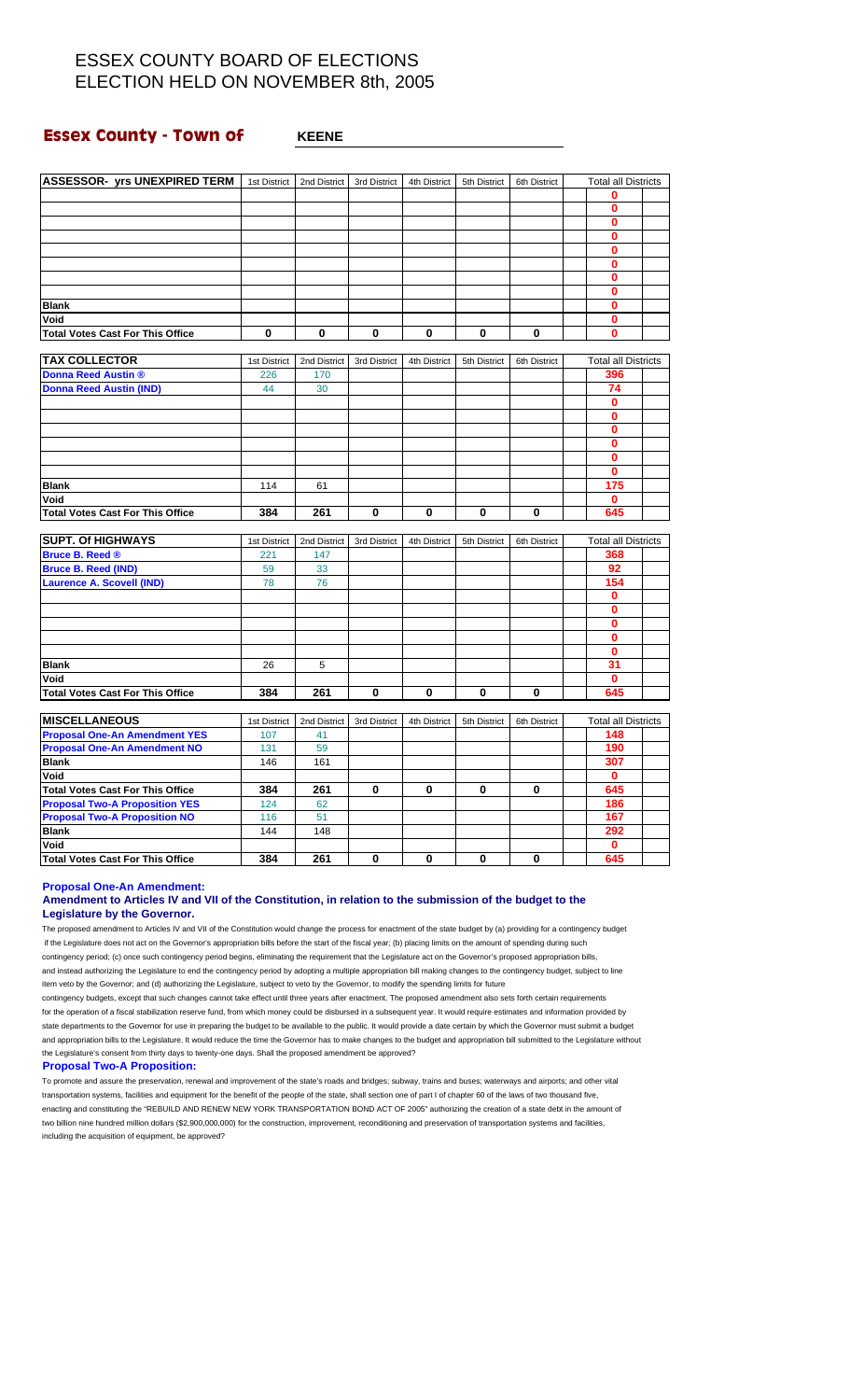# ESSEX COUNTY BOARD OF ELECTIONS
# ELECTION HELD ON NOVEMBER 8th, 2005

## Essex County - Town of KEENE

| ASSESSOR- yrs UNEXPIRED TERM | 1st District | 2nd District | 3rd District | 4th District | 5th District | 6th District | Total all Districts |
|---|---|---|---|---|---|---|---|
| | | | | | | | 0 |
| | | | | | | | 0 |
| | | | | | | | 0 |
| | | | | | | | 0 |
| | | | | | | | 0 |
| | | | | | | | 0 |
| | | | | | | | 0 |
| | | | | | | | 0 |
| Blank | | | | | | | 0 |
| Void | | | | | | | 0 |
| Total Votes Cast For This Office | 0 | 0 | 0 | 0 | 0 | 0 | 0 |

| TAX COLLECTOR | 1st District | 2nd District | 3rd District | 4th District | 5th District | 6th District | Total all Districts |
|---|---|---|---|---|---|---|---|
| Donna Reed Austin ® | 226 | 170 | | | | | 396 |
| Donna Reed Austin (IND) | 44 | 30 | | | | | 74 |
| | | | | | | | 0 |
| | | | | | | | 0 |
| | | | | | | | 0 |
| | | | | | | | 0 |
| | | | | | | | 0 |
| | | | | | | | 0 |
| Blank | 114 | 61 | | | | | 175 |
| Void | | | | | | | 0 |
| Total Votes Cast For This Office | 384 | 261 | 0 | 0 | 0 | 0 | 645 |

| SUPT. Of HIGHWAYS | 1st District | 2nd District | 3rd District | 4th District | 5th District | 6th District | Total all Districts |
|---|---|---|---|---|---|---|---|
| Bruce B. Reed ® | 221 | 147 | | | | | 368 |
| Bruce B. Reed (IND) | 59 | 33 | | | | | 92 |
| Laurence A. Scovell (IND) | 78 | 76 | | | | | 154 |
| | | | | | | | 0 |
| | | | | | | | 0 |
| | | | | | | | 0 |
| | | | | | | | 0 |
| | | | | | | | 0 |
| Blank | 26 | 5 | | | | | 31 |
| Void | | | | | | | 0 |
| Total Votes Cast For This Office | 384 | 261 | 0 | 0 | 0 | 0 | 645 |

| MISCELLANEOUS | 1st District | 2nd District | 3rd District | 4th District | 5th District | 6th District | Total all Districts |
|---|---|---|---|---|---|---|---|
| Proposal One-An Amendment YES | 107 | 41 | | | | | 148 |
| Proposal One-An Amendment NO | 131 | 59 | | | | | 190 |
| Blank | 146 | 161 | | | | | 307 |
| Void | | | | | | | 0 |
| Total Votes Cast For This Office | 384 | 261 | 0 | 0 | 0 | 0 | 645 |
| Proposal Two-A Proposition YES | 124 | 62 | | | | | 186 |
| Proposal Two-A Proposition NO | 116 | 51 | | | | | 167 |
| Blank | 144 | 148 | | | | | 292 |
| Void | | | | | | | 0 |
| Total Votes Cast For This Office | 384 | 261 | 0 | 0 | 0 | 0 | 645 |

**Proposal One-An Amendment:**

**Amendment to Articles IV and VII of the Constitution, in relation to the submission of the budget to the Legislature by the Governor.**

The proposed amendment to Articles IV and VII of the Constitution would change the process for enactment of the state budget by (a) providing for a contingency budget if the Legislature does not act on the Governor's appropriation bills before the start of the fiscal year; (b) placing limits on the amount of spending during such contingency period; (c) once such contingency period begins, eliminating the requirement that the Legislature act on the Governor's proposed appropriation bills, and instead authorizing the Legislature to end the contingency period by adopting a multiple appropriation bill making changes to the contingency budget, subject to line item veto by the Governor; and (d) authorizing the Legislature, subject to veto by the Governor, to modify the spending limits for future contingency budgets, except that such changes cannot take effect until three years after enactment. The proposed amendment also sets forth certain requirements for the operation of a fiscal stabilization reserve fund, from which money could be disbursed in a subsequent year. It would require estimates and information provided by state departments to the Governor for use in preparing the budget to be available to the public. It would provide a date certain by which the Governor must submit a budget and appropriation bills to the Legislature. It would reduce the time the Governor has to make changes to the budget and appropriation bill submitted to the Legislature without the Legislature's consent from thirty days to twenty-one days. Shall the proposed amendment be approved?

**Proposal Two-A Proposition:**

To promote and assure the preservation, renewal and improvement of the state's roads and bridges; subway, trains and buses; waterways and airports; and other vital transportation systems, facilities and equipment for the benefit of the people of the state, shall section one of part I of chapter 60 of the laws of two thousand five, enacting and constituting the "REBUILD AND RENEW NEW YORK TRANSPORTATION BOND ACT OF 2005" authorizing the creation of a state debt in the amount of two billion nine hundred million dollars ($2,900,000,000) for the construction, improvement, reconditioning and preservation of transportation systems and facilities, including the acquisition of equipment, be approved?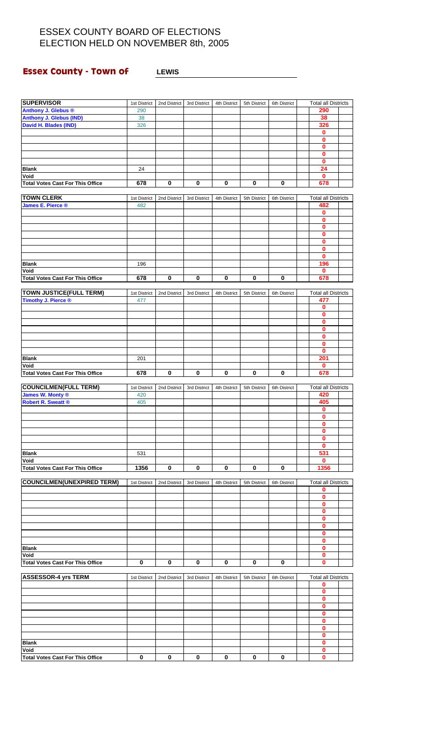# ESSEX COUNTY BOARD OF ELECTIONS
# ELECTION HELD ON NOVEMBER 8th, 2005

## Essex County - Town of LEWIS

| SUPERVISOR | 1st District | 2nd District | 3rd District | 4th District | 5th District | 6th District | Total all Districts |
|---|---|---|---|---|---|---|---|
| Anthony J. Glebus ® | 290 | | | | | | 290 |
| Anthony J. Glebus (IND) | 38 | | | | | | 38 |
| David H. Blades (IND) | 326 | | | | | | 326 |
| | | | | | | | 0 |
| | | | | | | | 0 |
| | | | | | | | 0 |
| | | | | | | | 0 |
| | | | | | | | 0 |
| Blank | 24 | | | | | | 24 |
| Void | | | | | | | 0 |
| Total Votes Cast For This Office | 678 | 0 | 0 | 0 | 0 | 0 | 678 |

| TOWN CLERK | 1st District | 2nd District | 3rd District | 4th District | 5th District | 6th District | Total all Districts |
|---|---|---|---|---|---|---|---|
| James E. Pierce ® | 482 | | | | | | 482 |
| | | | | | | | 0 |
| | | | | | | | 0 |
| | | | | | | | 0 |
| | | | | | | | 0 |
| | | | | | | | 0 |
| | | | | | | | 0 |
| | | | | | | | 0 |
| Blank | 196 | | | | | | 196 |
| Void | | | | | | | 0 |
| Total Votes Cast For This Office | 678 | 0 | 0 | 0 | 0 | 0 | 678 |

| TOWN JUSTICE(FULL TERM) | 1st District | 2nd District | 3rd District | 4th District | 5th District | 6th District | Total all Districts |
|---|---|---|---|---|---|---|---|
| Timothy J. Pierce ® | 477 | | | | | | 477 |
| | | | | | | | 0 |
| | | | | | | | 0 |
| | | | | | | | 0 |
| | | | | | | | 0 |
| | | | | | | | 0 |
| | | | | | | | 0 |
| | | | | | | | 0 |
| Blank | 201 | | | | | | 201 |
| Void | | | | | | | 0 |
| Total Votes Cast For This Office | 678 | 0 | 0 | 0 | 0 | 0 | 678 |

| COUNCILMEN(FULL TERM) | 1st District | 2nd District | 3rd District | 4th District | 5th District | 6th District | Total all Districts |
|---|---|---|---|---|---|---|---|
| James W. Monty ® | 420 | | | | | | 420 |
| Robert R. Sweatt ® | 405 | | | | | | 405 |
| | | | | | | | 0 |
| | | | | | | | 0 |
| | | | | | | | 0 |
| | | | | | | | 0 |
| | | | | | | | 0 |
| | | | | | | | 0 |
| Blank | 531 | | | | | | 531 |
| Void | | | | | | | 0 |
| Total Votes Cast For This Office | 1356 | 0 | 0 | 0 | 0 | 0 | 1356 |

| COUNCILMEN(UNEXPIRED TERM) | 1st District | 2nd District | 3rd District | 4th District | 5th District | 6th District | Total all Districts |
|---|---|---|---|---|---|---|---|
| | | | | | | | 0 |
| | | | | | | | 0 |
| | | | | | | | 0 |
| | | | | | | | 0 |
| | | | | | | | 0 |
| | | | | | | | 0 |
| | | | | | | | 0 |
| | | | | | | | 0 |
| Blank | | | | | | | 0 |
| Void | | | | | | | 0 |
| Total Votes Cast For This Office | 0 | 0 | 0 | 0 | 0 | 0 | 0 |

| ASSESSOR-4 yrs TERM | 1st District | 2nd District | 3rd District | 4th District | 5th District | 6th District | Total all Districts |
|---|---|---|---|---|---|---|---|
| | | | | | | | 0 |
| | | | | | | | 0 |
| | | | | | | | 0 |
| | | | | | | | 0 |
| | | | | | | | 0 |
| | | | | | | | 0 |
| | | | | | | | 0 |
| | | | | | | | 0 |
| Blank | | | | | | | 0 |
| Void | | | | | | | 0 |
| Total Votes Cast For This Office | 0 | 0 | 0 | 0 | 0 | 0 | 0 |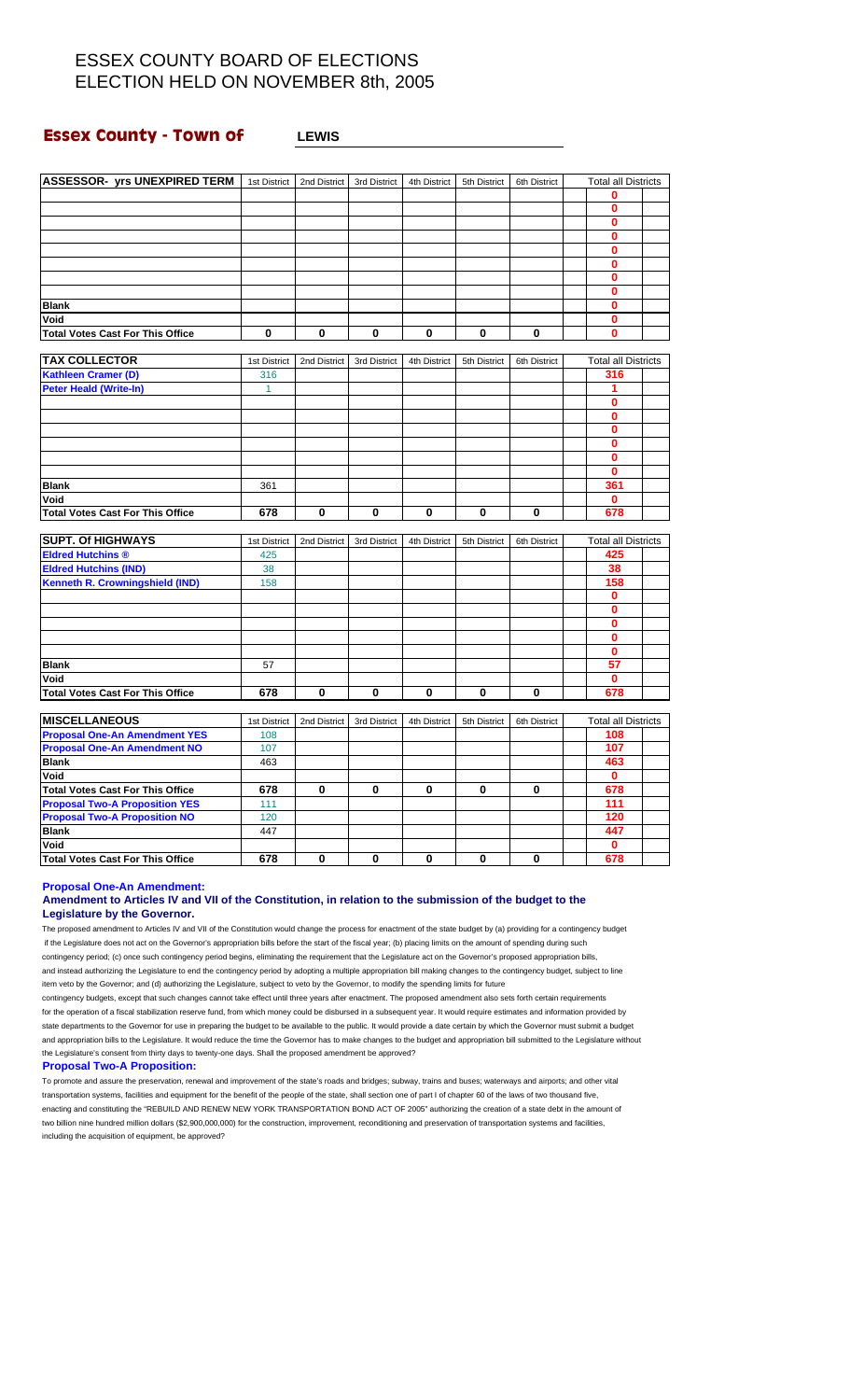# ESSEX COUNTY BOARD OF ELECTIONS
# ELECTION HELD ON NOVEMBER 8th, 2005

## Essex County - Town of LEWIS

| ASSESSOR- yrs UNEXPIRED TERM | 1st District | 2nd District | 3rd District | 4th District | 5th District | 6th District | Total all Districts |
|---|---|---|---|---|---|---|---|
| | | | | | | | 0 |
| | | | | | | | 0 |
| | | | | | | | 0 |
| | | | | | | | 0 |
| | | | | | | | 0 |
| | | | | | | | 0 |
| | | | | | | | 0 |
| | | | | | | | 0 |
| Blank | | | | | | | 0 |
| Void | | | | | | | 0 |
| Total Votes Cast For This Office | 0 | 0 | 0 | 0 | 0 | 0 | 0 |

| TAX COLLECTOR | 1st District | 2nd District | 3rd District | 4th District | 5th District | 6th District | Total all Districts |
|---|---|---|---|---|---|---|---|
| Kathleen Cramer (D) | 316 | | | | | | 316 |
| Peter Heald (Write-In) | 1 | | | | | | 1 |
| | | | | | | | 0 |
| | | | | | | | 0 |
| | | | | | | | 0 |
| | | | | | | | 0 |
| | | | | | | | 0 |
| | | | | | | | 0 |
| Blank | 361 | | | | | | 361 |
| Void | | | | | | | 0 |
| Total Votes Cast For This Office | 678 | 0 | 0 | 0 | 0 | 0 | 678 |

| SUPT. Of HIGHWAYS | 1st District | 2nd District | 3rd District | 4th District | 5th District | 6th District | Total all Districts |
|---|---|---|---|---|---|---|---|
| Eldred Hutchins ® | 425 | | | | | | 425 |
| Eldred Hutchins (IND) | 38 | | | | | | 38 |
| Kenneth R. Crowningshield (IND) | 158 | | | | | | 158 |
| | | | | | | | 0 |
| | | | | | | | 0 |
| | | | | | | | 0 |
| | | | | | | | 0 |
| | | | | | | | 0 |
| Blank | 57 | | | | | | 57 |
| Void | | | | | | | 0 |
| Total Votes Cast For This Office | 678 | 0 | 0 | 0 | 0 | 0 | 678 |

| MISCELLANEOUS | 1st District | 2nd District | 3rd District | 4th District | 5th District | 6th District | Total all Districts |
|---|---|---|---|---|---|---|---|
| Proposal One-An Amendment YES | 108 | | | | | | 108 |
| Proposal One-An Amendment NO | 107 | | | | | | 107 |
| Blank | 463 | | | | | | 463 |
| Void | | | | | | | 0 |
| Total Votes Cast For This Office | 678 | 0 | 0 | 0 | 0 | 0 | 678 |
| Proposal Two-A Proposition YES | 111 | | | | | | 111 |
| Proposal Two-A Proposition NO | 120 | | | | | | 120 |
| Blank | 447 | | | | | | 447 |
| Void | | | | | | | 0 |
| Total Votes Cast For This Office | 678 | 0 | 0 | 0 | 0 | 0 | 678 |

**Proposal One-An Amendment:**

**Amendment to Articles IV and VII of the Constitution, in relation to the submission of the budget to the Legislature by the Governor.**

The proposed amendment to Articles IV and VII of the Constitution would change the process for enactment of the state budget by (a) providing for a contingency budget if the Legislature does not act on the Governor's appropriation bills before the start of the fiscal year; (b) placing limits on the amount of spending during such contingency period; (c) once such contingency period begins, eliminating the requirement that the Legislature act on the Governor's proposed appropriation bills, and instead authorizing the Legislature to end the contingency period by adopting a multiple appropriation bill making changes to the contingency budget, subject to line item veto by the Governor; and (d) authorizing the Legislature, subject to veto by the Governor, to modify the spending limits for future contingency budgets, except that such changes cannot take effect until three years after enactment. The proposed amendment also sets forth certain requirements for the operation of a fiscal stabilization reserve fund, from which money could be disbursed in a subsequent year. It would require estimates and information provided by state departments to the Governor for use in preparing the budget to be available to the public. It would provide a date certain by which the Governor must submit a budget and appropriation bills to the Legislature. It would reduce the time the Governor has to make changes to the budget and appropriation bill submitted to the Legislature without the Legislature's consent from thirty days to twenty-one days. Shall the proposed amendment be approved?

**Proposal Two-A Proposition:**

To promote and assure the preservation, renewal and improvement of the state's roads and bridges; subway, trains and buses; waterways and airports; and other vital transportation systems, facilities and equipment for the benefit of the people of the state, shall section one of part I of chapter 60 of the laws of two thousand five, enacting and constituting the "REBUILD AND RENEW NEW YORK TRANSPORTATION BOND ACT OF 2005" authorizing the creation of a state debt in the amount of two billion nine hundred million dollars ($2,900,000,000) for the construction, improvement, reconditioning and preservation of transportation systems and facilities, including the acquisition of equipment, be approved?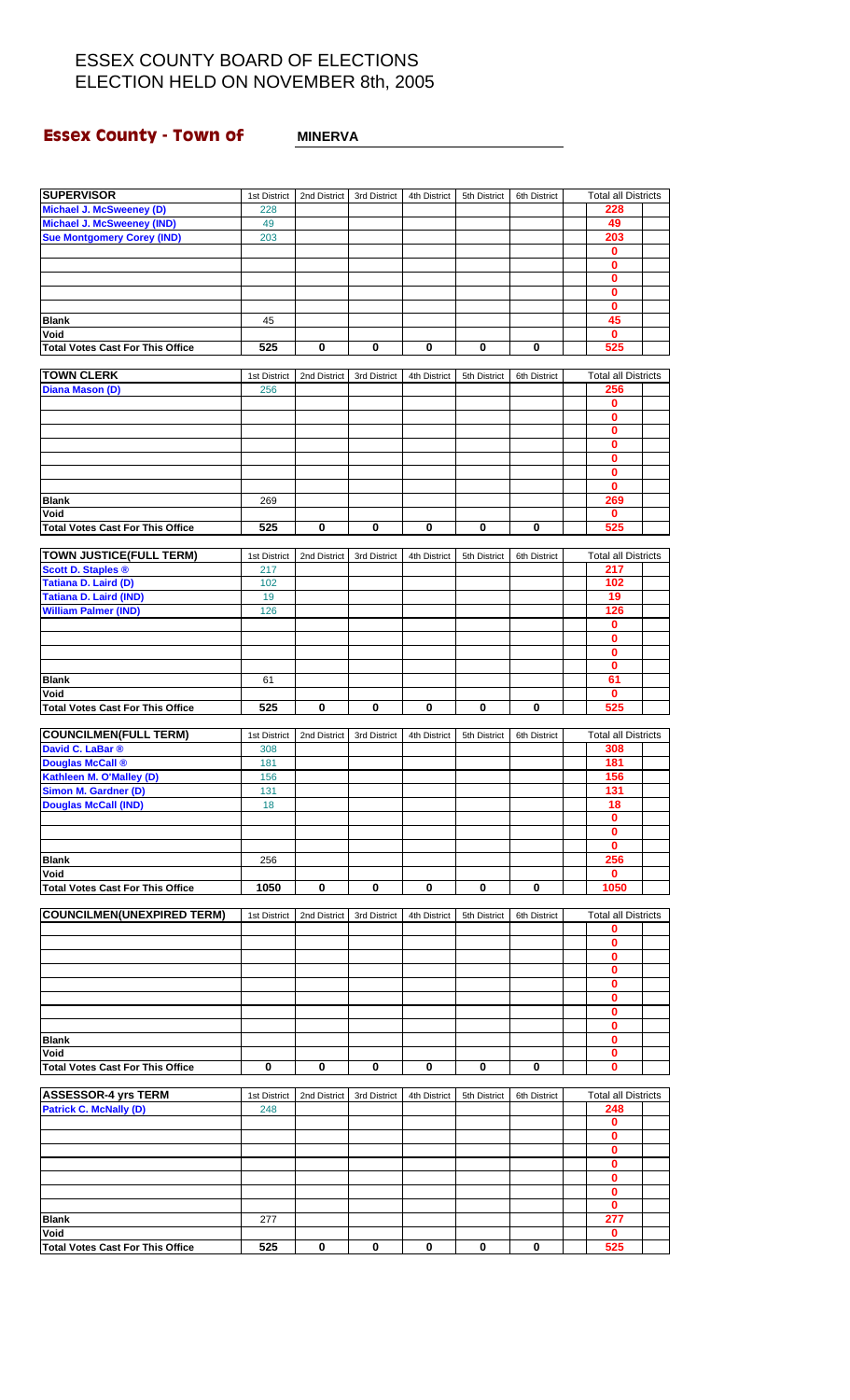# ESSEX COUNTY BOARD OF ELECTIONS
# ELECTION HELD ON NOVEMBER 8th, 2005

## Essex County - Town of MINERVA

| SUPERVISOR | 1st District | 2nd District | 3rd District | 4th District | 5th District | 6th District | Total all Districts |
|---|---|---|---|---|---|---|---|
| Michael J. McSweeney (D) | 228 | | | | | | 228 |
| Michael J. McSweeney (IND) | 49 | | | | | | 49 |
| Sue Montgomery Corey (IND) | 203 | | | | | | 203 |
| | | | | | | | 0 |
| | | | | | | | 0 |
| | | | | | | | 0 |
| | | | | | | | 0 |
| | | | | | | | 0 |
| Blank | 45 | | | | | | 45 |
| Void | | | | | | | 0 |
| Total Votes Cast For This Office | 525 | 0 | 0 | 0 | 0 | 0 | 525 |

| TOWN CLERK | 1st District | 2nd District | 3rd District | 4th District | 5th District | 6th District | Total all Districts |
|---|---|---|---|---|---|---|---|
| Diana Mason (D) | 256 | | | | | | 256 |
| | | | | | | | 0 |
| | | | | | | | 0 |
| | | | | | | | 0 |
| | | | | | | | 0 |
| | | | | | | | 0 |
| | | | | | | | 0 |
| | | | | | | | 0 |
| Blank | 269 | | | | | | 269 |
| Void | | | | | | | 0 |
| Total Votes Cast For This Office | 525 | 0 | 0 | 0 | 0 | 0 | 525 |

| TOWN JUSTICE(FULL TERM) | 1st District | 2nd District | 3rd District | 4th District | 5th District | 6th District | Total all Districts |
|---|---|---|---|---|---|---|---|
| Scott D. Staples ® | 217 | | | | | | 217 |
| Tatiana D. Laird (D) | 102 | | | | | | 102 |
| Tatiana D. Laird (IND) | 19 | | | | | | 19 |
| William Palmer (IND) | 126 | | | | | | 126 |
| | | | | | | | 0 |
| | | | | | | | 0 |
| | | | | | | | 0 |
| | | | | | | | 0 |
| Blank | 61 | | | | | | 61 |
| Void | | | | | | | 0 |
| Total Votes Cast For This Office | 525 | 0 | 0 | 0 | 0 | 0 | 525 |

| COUNCILMEN(FULL TERM) | 1st District | 2nd District | 3rd District | 4th District | 5th District | 6th District | Total all Districts |
|---|---|---|---|---|---|---|---|
| David C. LaBar ® | 308 | | | | | | 308 |
| Douglas McCall ® | 181 | | | | | | 181 |
| Kathleen M. O'Malley (D) | 156 | | | | | | 156 |
| Simon M. Gardner (D) | 131 | | | | | | 131 |
| Douglas McCall (IND) | 18 | | | | | | 18 |
| | | | | | | | 0 |
| | | | | | | | 0 |
| | | | | | | | 0 |
| Blank | 256 | | | | | | 256 |
| Void | | | | | | | 0 |
| Total Votes Cast For This Office | 1050 | 0 | 0 | 0 | 0 | 0 | 1050 |

| COUNCILMEN(UNEXPIRED TERM) | 1st District | 2nd District | 3rd District | 4th District | 5th District | 6th District | Total all Districts |
|---|---|---|---|---|---|---|---|
| | | | | | | | 0 |
| | | | | | | | 0 |
| | | | | | | | 0 |
| | | | | | | | 0 |
| | | | | | | | 0 |
| | | | | | | | 0 |
| | | | | | | | 0 |
| | | | | | | | 0 |
| Blank | | | | | | | 0 |
| Void | | | | | | | 0 |
| Total Votes Cast For This Office | 0 | 0 | 0 | 0 | 0 | 0 | 0 |

| ASSESSOR-4 yrs TERM | 1st District | 2nd District | 3rd District | 4th District | 5th District | 6th District | Total all Districts |
|---|---|---|---|---|---|---|---|
| Patrick C. McNally (D) | 248 | | | | | | 248 |
| | | | | | | | 0 |
| | | | | | | | 0 |
| | | | | | | | 0 |
| | | | | | | | 0 |
| | | | | | | | 0 |
| | | | | | | | 0 |
| | | | | | | | 0 |
| Blank | 277 | | | | | | 277 |
| Void | | | | | | | 0 |
| Total Votes Cast For This Office | 525 | 0 | 0 | 0 | 0 | 0 | 525 |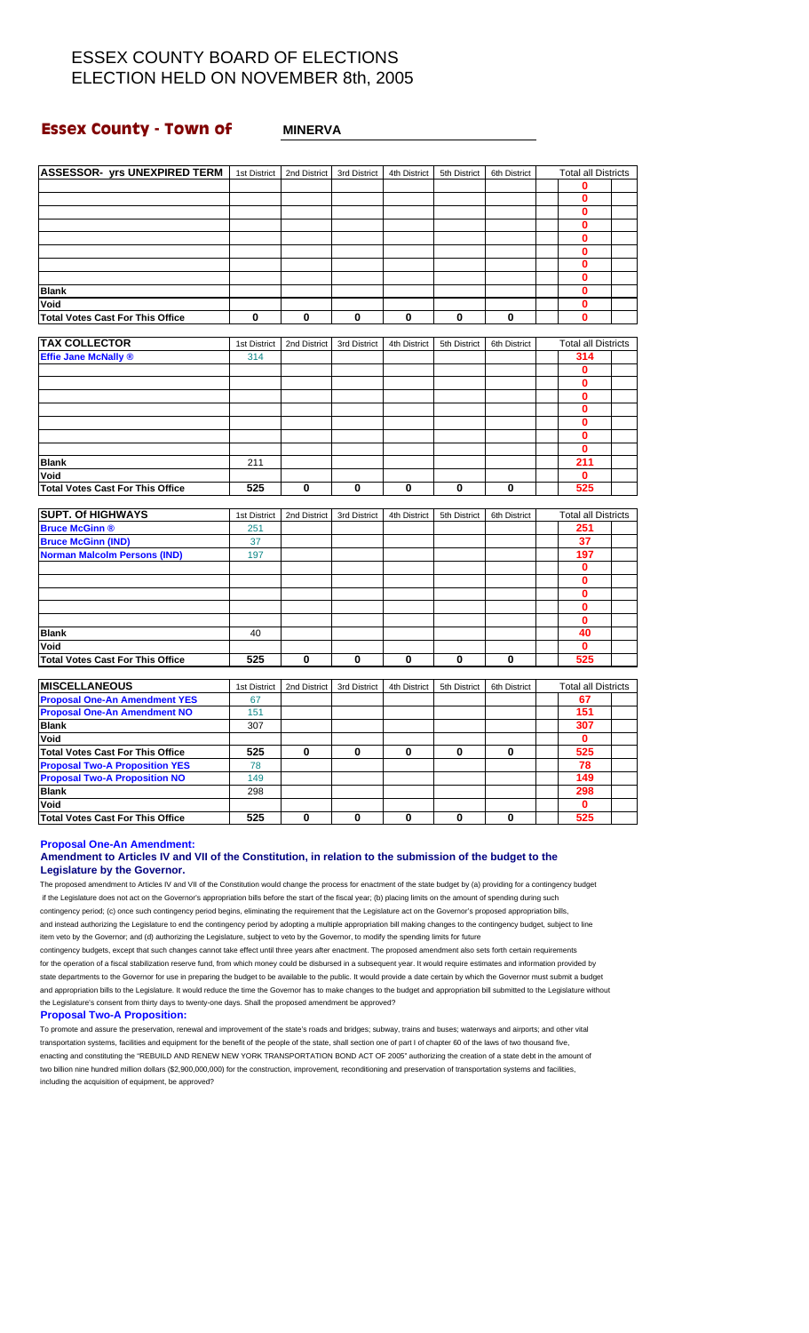# ESSEX COUNTY BOARD OF ELECTIONS
# ELECTION HELD ON NOVEMBER 8th, 2005

## Essex County - Town of MINERVA

| ASSESSOR- yrs UNEXPIRED TERM | 1st District | 2nd District | 3rd District | 4th District | 5th District | 6th District | Total all Districts |
|---|---|---|---|---|---|---|---|
| | | | | | | | 0 |
| | | | | | | | 0 |
| | | | | | | | 0 |
| | | | | | | | 0 |
| | | | | | | | 0 |
| | | | | | | | 0 |
| | | | | | | | 0 |
| | | | | | | | 0 |
| Blank | | | | | | | 0 |
| Void | | | | | | | 0 |
| Total Votes Cast For This Office | 0 | 0 | 0 | 0 | 0 | 0 | 0 |

| TAX COLLECTOR | 1st District | 2nd District | 3rd District | 4th District | 5th District | 6th District | Total all Districts |
|---|---|---|---|---|---|---|---|
| Effie Jane McNally ® | 314 | | | | | | 314 |
| | | | | | | | 0 |
| | | | | | | | 0 |
| | | | | | | | 0 |
| | | | | | | | 0 |
| | | | | | | | 0 |
| | | | | | | | 0 |
| | | | | | | | 0 |
| Blank | 211 | | | | | | 211 |
| Void | | | | | | | 0 |
| Total Votes Cast For This Office | 525 | 0 | 0 | 0 | 0 | 0 | 525 |

| SUPT. Of HIGHWAYS | 1st District | 2nd District | 3rd District | 4th District | 5th District | 6th District | Total all Districts |
|---|---|---|---|---|---|---|---|
| Bruce McGinn ® | 251 | | | | | | 251 |
| Bruce McGinn (IND) | 37 | | | | | | 37 |
| Norman Malcolm Persons (IND) | 197 | | | | | | 197 |
| | | | | | | | 0 |
| | | | | | | | 0 |
| | | | | | | | 0 |
| | | | | | | | 0 |
| | | | | | | | 0 |
| Blank | 40 | | | | | | 40 |
| Void | | | | | | | 0 |
| Total Votes Cast For This Office | 525 | 0 | 0 | 0 | 0 | 0 | 525 |

| MISCELLANEOUS | 1st District | 2nd District | 3rd District | 4th District | 5th District | 6th District | Total all Districts |
|---|---|---|---|---|---|---|---|
| Proposal One-An Amendment YES | 67 | | | | | | 67 |
| Proposal One-An Amendment NO | 151 | | | | | | 151 |
| Blank | 307 | | | | | | 307 |
| Void | | | | | | | 0 |
| Total Votes Cast For This Office | 525 | 0 | 0 | 0 | 0 | 0 | 525 |
| Proposal Two-A Proposition YES | 78 | | | | | | 78 |
| Proposal Two-A Proposition NO | 149 | | | | | | 149 |
| Blank | 298 | | | | | | 298 |
| Void | | | | | | | 0 |
| Total Votes Cast For This Office | 525 | 0 | 0 | 0 | 0 | 0 | 525 |

**Proposal One-An Amendment:**

**Amendment to Articles IV and VII of the Constitution, in relation to the submission of the budget to the Legislature by the Governor.**

The proposed amendment to Articles IV and VII of the Constitution would change the process for enactment of the state budget by (a) providing for a contingency budget if the Legislature does not act on the Governor's appropriation bills before the start of the fiscal year; (b) placing limits on the amount of spending during such contingency period; (c) once such contingency period begins, eliminating the requirement that the Legislature act on the Governor's proposed appropriation bills, and instead authorizing the Legislature to end the contingency period by adopting a multiple appropriation bill making changes to the contingency budget, subject to line item veto by the Governor; and (d) authorizing the Legislature, subject to veto by the Governor, to modify the spending limits for future contingency budgets, except that such changes cannot take effect until three years after enactment. The proposed amendment also sets forth certain requirements for the operation of a fiscal stabilization reserve fund, from which money could be disbursed in a subsequent year. It would require estimates and information provided by state departments to the Governor for use in preparing the budget to be available to the public. It would provide a date certain by which the Governor must submit a budget and appropriation bills to the Legislature. It would reduce the time the Governor has to make changes to the budget and appropriation bill submitted to the Legislature without the Legislature's consent from thirty days to twenty-one days. Shall the proposed amendment be approved?

**Proposal Two-A Proposition:**

To promote and assure the preservation, renewal and improvement of the state's roads and bridges; subway, trains and buses; waterways and airports; and other vital transportation systems, facilities and equipment for the benefit of the people of the state, shall section one of part I of chapter 60 of the laws of two thousand five, enacting and constituting the "REBUILD AND RENEW NEW YORK TRANSPORTATION BOND ACT OF 2005" authorizing the creation of a state debt in the amount of two billion nine hundred million dollars ($2,900,000,000) for the construction, improvement, reconditioning and preservation of transportation systems and facilities, including the acquisition of equipment, be approved?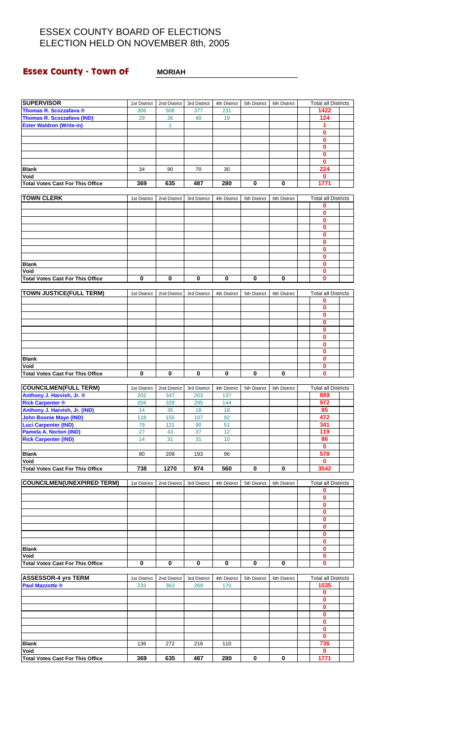# ESSEX COUNTY BOARD OF ELECTIONS
# ELECTION HELD ON NOVEMBER 8th, 2005

## Essex County - Town of MORIAH

| SUPERVISOR | 1st District | 2nd District | 3rd District | 4th District | 5th District | 6th District | Total all Districts |
|---|---|---|---|---|---|---|---|
| Thomas R. Scozzafava ® | 306 | 508 | 377 | 231 | | | 1422 |
| Thomas R. Scozzafava (IND) | 29 | 36 | 40 | 19 | | | 124 |
| Ester Waldron (Write-in) | | 1 | | | | | 1 |
| | | | | | | | 0 |
| | | | | | | | 0 |
| | | | | | | | 0 |
| | | | | | | | 0 |
| | | | | | | | 0 |
| Blank | 34 | 90 | 70 | 30 | | | 224 |
| Void | | | | | | | 0 |
| Total Votes Cast For This Office | 369 | 635 | 487 | 280 | 0 | 0 | 1771 |

| TOWN CLERK | 1st District | 2nd District | 3rd District | 4th District | 5th District | 6th District | Total all Districts |
|---|---|---|---|---|---|---|---|
| | | | | | | | 0 |
| | | | | | | | 0 |
| | | | | | | | 0 |
| | | | | | | | 0 |
| | | | | | | | 0 |
| | | | | | | | 0 |
| | | | | | | | 0 |
| | | | | | | | 0 |
| Blank | | | | | | | 0 |
| Void | | | | | | | 0 |
| Total Votes Cast For This Office | 0 | 0 | 0 | 0 | 0 | 0 | 0 |

| TOWN JUSTICE(FULL TERM) | 1st District | 2nd District | 3rd District | 4th District | 5th District | 6th District | Total all Districts |
|---|---|---|---|---|---|---|---|
| | | | | | | | 0 |
| | | | | | | | 0 |
| | | | | | | | 0 |
| | | | | | | | 0 |
| | | | | | | | 0 |
| | | | | | | | 0 |
| | | | | | | | 0 |
| | | | | | | | 0 |
| Blank | | | | | | | 0 |
| Void | | | | | | | 0 |
| Total Votes Cast For This Office | 0 | 0 | 0 | 0 | 0 | 0 | 0 |

| COUNCILMEN(FULL TERM) | 1st District | 2nd District | 3rd District | 4th District | 5th District | 6th District | Total all Districts |
|---|---|---|---|---|---|---|---|
| Anthony J. Harvish, Jr. ® | 202 | 347 | 203 | 137 | | | 889 |
| Rick Carpenter ® | 204 | 329 | 295 | 144 | | | 972 |
| Anthony J. Harvish, Jr. (IND) | 14 | 35 | 18 | 18 | | | 85 |
| John Boonie Maye (IND) | 118 | 155 | 107 | 92 | | | 472 |
| Luci Carpenter (IND) | 79 | 121 | 90 | 51 | | | 341 |
| Pamela A. Norton (IND) | 27 | 43 | 37 | 12 | | | 119 |
| Rick Carpenter (IND) | 14 | 31 | 31 | 10 | | | 86 |
| | | | | | | | 0 |
| Blank | 80 | 209 | 193 | 96 | | | 578 |
| Void | | | | | | | 0 |
| Total Votes Cast For This Office | 738 | 1270 | 974 | 560 | 0 | 0 | 3542 |

| COUNCILMEN(UNEXPIRED TERM) | 1st District | 2nd District | 3rd District | 4th District | 5th District | 6th District | Total all Districts |
|---|---|---|---|---|---|---|---|
| | | | | | | | 0 |
| | | | | | | | 0 |
| | | | | | | | 0 |
| | | | | | | | 0 |
| | | | | | | | 0 |
| | | | | | | | 0 |
| | | | | | | | 0 |
| | | | | | | | 0 |
| Blank | | | | | | | 0 |
| Void | | | | | | | 0 |
| Total Votes Cast For This Office | 0 | 0 | 0 | 0 | 0 | 0 | 0 |

| ASSESSOR-4 yrs TERM | 1st District | 2nd District | 3rd District | 4th District | 5th District | 6th District | Total all Districts |
|---|---|---|---|---|---|---|---|
| Paul Mazzotte ® | 233 | 363 | 269 | 170 | | | 1035 |
| | | | | | | | 0 |
| | | | | | | | 0 |
| | | | | | | | 0 |
| | | | | | | | 0 |
| | | | | | | | 0 |
| | | | | | | | 0 |
| | | | | | | | 0 |
| Blank | 136 | 272 | 218 | 110 | | | 736 |
| Void | | | | | | | 0 |
| Total Votes Cast For This Office | 369 | 635 | 487 | 280 | 0 | 0 | 1771 |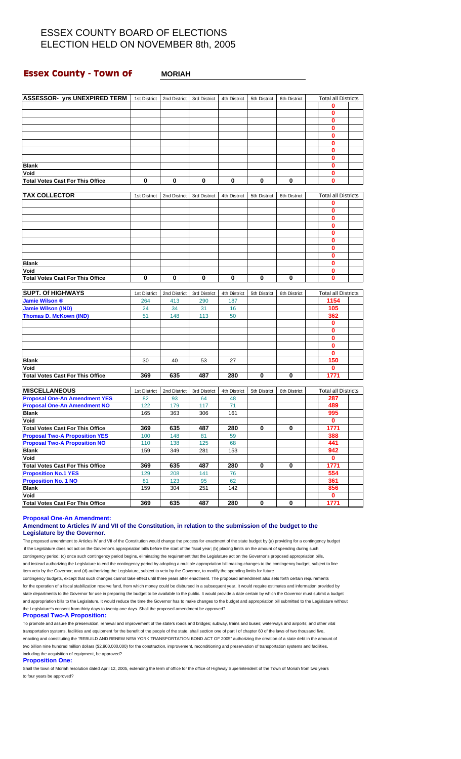# ESSEX COUNTY BOARD OF ELECTIONS
# ELECTION HELD ON NOVEMBER 8th, 2005

## Essex County - Town of MORIAH

| ASSESSOR- yrs UNEXPIRED TERM | 1st District | 2nd District | 3rd District | 4th District | 5th District | 6th District | Total all Districts |
|---|---|---|---|---|---|---|---|
| | | | | | | | 0 |
| | | | | | | | 0 |
| | | | | | | | 0 |
| | | | | | | | 0 |
| | | | | | | | 0 |
| | | | | | | | 0 |
| | | | | | | | 0 |
| | | | | | | | 0 |
| Blank | | | | | | | 0 |
| Void | | | | | | | 0 |
| Total Votes Cast For This Office | 0 | 0 | 0 | 0 | 0 | 0 | 0 |

| TAX COLLECTOR | 1st District | 2nd District | 3rd District | 4th District | 5th District | 6th District | Total all Districts |
|---|---|---|---|---|---|---|---|
| | | | | | | | 0 |
| | | | | | | | 0 |
| | | | | | | | 0 |
| | | | | | | | 0 |
| | | | | | | | 0 |
| | | | | | | | 0 |
| | | | | | | | 0 |
| | | | | | | | 0 |
| Blank | | | | | | | 0 |
| Void | | | | | | | 0 |
| Total Votes Cast For This Office | 0 | 0 | 0 | 0 | 0 | 0 | 0 |

| SUPT. Of HIGHWAYS | 1st District | 2nd District | 3rd District | 4th District | 5th District | 6th District | Total all Districts |
|---|---|---|---|---|---|---|---|
| Jamie Wilson ® | 264 | 413 | 290 | 187 | | | 1154 |
| Jamie Wilson (IND) | 24 | 34 | 31 | 16 | | | 105 |
| Thomas D. McKown (IND) | 51 | 148 | 113 | 50 | | | 362 |
| | | | | | | | 0 |
| | | | | | | | 0 |
| | | | | | | | 0 |
| | | | | | | | 0 |
| | | | | | | | 0 |
| Blank | 30 | 40 | 53 | 27 | | | 150 |
| Void | | | | | | | 0 |
| Total Votes Cast For This Office | 369 | 635 | 487 | 280 | 0 | 0 | 1771 |

| MISCELLANEOUS | 1st District | 2nd District | 3rd District | 4th District | 5th District | 6th District | Total all Districts |
|---|---|---|---|---|---|---|---|
| Proposal One-An Amendment YES | 82 | 93 | 64 | 48 | | | 287 |
| Proposal One-An Amendment NO | 122 | 179 | 117 | 71 | | | 489 |
| Blank | 165 | 363 | 306 | 161 | | | 995 |
| Void | | | | | | | 0 |
| Total Votes Cast For This Office | 369 | 635 | 487 | 280 | 0 | 0 | 1771 |
| Proposal Two-A Proposition YES | 100 | 148 | 81 | 59 | | | 388 |
| Proposal Two-A Proposition NO | 110 | 138 | 125 | 68 | | | 441 |
| Blank | 159 | 349 | 281 | 153 | | | 942 |
| Void | | | | | | | 0 |
| Total Votes Cast For This Office | 369 | 635 | 487 | 280 | 0 | 0 | 1771 |
| Proposition No.1 YES | 129 | 208 | 141 | 76 | | | 554 |
| Proposition No. 1 NO | 81 | 123 | 95 | 62 | | | 361 |
| Blank | 159 | 304 | 251 | 142 | | | 856 |
| Void | | | | | | | 0 |
| Total Votes Cast For This Office | 369 | 635 | 487 | 280 | 0 | 0 | 1771 |

**Proposal One-An Amendment:**

**Amendment to Articles IV and VII of the Constitution, in relation to the submission of the budget to the Legislature by the Governor.**

The proposed amendment to Articles IV and VII of the Constitution would change the process for enactment of the state budget by (a) providing for a contingency budget if the Legislature does not act on the Governor's appropriation bills before the start of the fiscal year; (b) placing limits on the amount of spending during such contingency period; (c) once such contingency period begins, eliminating the requirement that the Legislature act on the Governor's proposed appropriation bills, and instead authorizing the Legislature to end the contingency period by adopting a multiple appropriation bill making changes to the contingency budget, subject to line item veto by the Governor; and (d) authorizing the Legislature, subject to veto by the Governor, to modify the spending limits for future contingency budgets, except that such changes cannot take effect until three years after enactment. The proposed amendment also sets forth certain requirements for the operation of a fiscal stabilization reserve fund, from which money could be disbursed in a subsequent year. It would require estimates and information provided by state departments to the Governor for use in preparing the budget to be available to the public. It would provide a date certain by which the Governor must submit a budget and appropriation bills to the Legislature. It would reduce the time the Governor has to make changes to the budget and appropriation bill submitted to the Legislature without the Legislature's consent from thirty days to twenty-one days. Shall the proposed amendment be approved?

**Proposal Two-A Proposition:**

To promote and assure the preservation, renewal and improvement of the state's roads and bridges; subway, trains and buses; waterways and airports; and other vital transportation systems, facilities and equipment for the benefit of the people of the state, shall section one of part I of chapter 60 of the laws of two thousand five, enacting and constituting the "REBUILD AND RENEW NEW YORK TRANSPORTATION BOND ACT OF 2005" authorizing the creation of a state debt in the amount of two billion nine hundred million dollars ($2,900,000,000) for the construction, improvement, reconditioning and preservation of transportation systems and facilities, including the acquisition of equipment, be approved?

**Proposition One:**

Shall the town of Moriah resolution dated April 12, 2005, extending the term of office for the office of Highway Superintendent of the Town of Moriah from two years to four years be approved?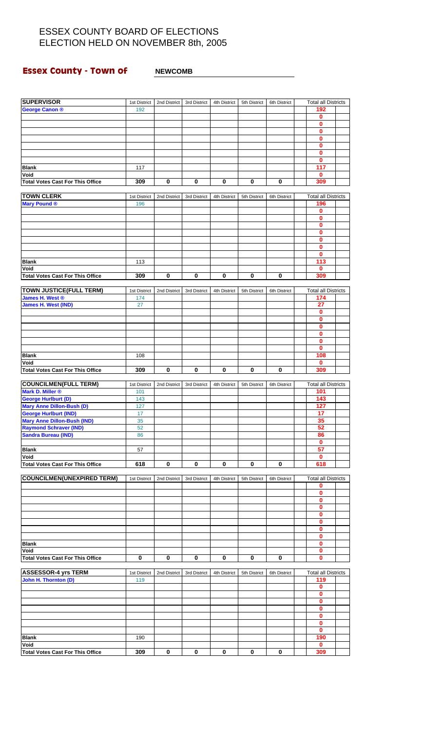# ESSEX COUNTY BOARD OF ELECTIONS
# ELECTION HELD ON NOVEMBER 8th, 2005

## Essex County - Town of NEWCOMB

| SUPERVISOR | 1st District | 2nd District | 3rd District | 4th District | 5th District | 6th District | Total all Districts |
|---|---|---|---|---|---|---|---|
| George Canon ® | 192 | | | | | | 192 |
| | | | | | | | 0 |
| | | | | | | | 0 |
| | | | | | | | 0 |
| | | | | | | | 0 |
| | | | | | | | 0 |
| | | | | | | | 0 |
| | | | | | | | 0 |
| Blank | 117 | | | | | | 117 |
| Void | | | | | | | 0 |
| Total Votes Cast For This Office | 309 | 0 | 0 | 0 | 0 | 0 | 309 |

| TOWN CLERK | 1st District | 2nd District | 3rd District | 4th District | 5th District | 6th District | Total all Districts |
|---|---|---|---|---|---|---|---|
| Mary Pound ® | 196 | | | | | | 196 |
| | | | | | | | 0 |
| | | | | | | | 0 |
| | | | | | | | 0 |
| | | | | | | | 0 |
| | | | | | | | 0 |
| | | | | | | | 0 |
| | | | | | | | 0 |
| Blank | 113 | | | | | | 113 |
| Void | | | | | | | 0 |
| Total Votes Cast For This Office | 309 | 0 | 0 | 0 | 0 | 0 | 309 |

| TOWN JUSTICE(FULL TERM) | 1st District | 2nd District | 3rd District | 4th District | 5th District | 6th District | Total all Districts |
|---|---|---|---|---|---|---|---|
| James H. West ® | 174 | | | | | | 174 |
| James H. West (IND) | 27 | | | | | | 27 |
| | | | | | | | 0 |
| | | | | | | | 0 |
| | | | | | | | 0 |
| | | | | | | | 0 |
| | | | | | | | 0 |
| | | | | | | | 0 |
| Blank | 108 | | | | | | 108 |
| Void | | | | | | | 0 |
| Total Votes Cast For This Office | 309 | 0 | 0 | 0 | 0 | 0 | 309 |

| COUNCILMEN(FULL TERM) | 1st District | 2nd District | 3rd District | 4th District | 5th District | 6th District | Total all Districts |
|---|---|---|---|---|---|---|---|
| Mark D. Miller ® | 101 | | | | | | 101 |
| George Hurlburt (D) | 143 | | | | | | 143 |
| Mary Anne Dillon-Bush (D) | 127 | | | | | | 127 |
| George Hurlburt (IND) | 17 | | | | | | 17 |
| Mary Anne Dillon-Bush (IND) | 35 | | | | | | 35 |
| Raymond Schraver (IND) | 52 | | | | | | 52 |
| Sandra Bureau (IND) | 86 | | | | | | 86 |
| | | | | | | | 0 |
| Blank | 57 | | | | | | 57 |
| Void | | | | | | | 0 |
| Total Votes Cast For This Office | 618 | 0 | 0 | 0 | 0 | 0 | 618 |

| COUNCILMEN(UNEXPIRED TERM) | 1st District | 2nd District | 3rd District | 4th District | 5th District | 6th District | Total all Districts |
|---|---|---|---|---|---|---|---|
| | | | | | | | 0 |
| | | | | | | | 0 |
| | | | | | | | 0 |
| | | | | | | | 0 |
| | | | | | | | 0 |
| | | | | | | | 0 |
| | | | | | | | 0 |
| | | | | | | | 0 |
| Blank | | | | | | | 0 |
| Void | | | | | | | 0 |
| Total Votes Cast For This Office | 0 | 0 | 0 | 0 | 0 | 0 | 0 |

| ASSESSOR-4 yrs TERM | 1st District | 2nd District | 3rd District | 4th District | 5th District | 6th District | Total all Districts |
|---|---|---|---|---|---|---|---|
| John H. Thornton (D) | 119 | | | | | | 119 |
| | | | | | | | 0 |
| | | | | | | | 0 |
| | | | | | | | 0 |
| | | | | | | | 0 |
| | | | | | | | 0 |
| | | | | | | | 0 |
| | | | | | | | 0 |
| Blank | 190 | | | | | | 190 |
| Void | | | | | | | 0 |
| Total Votes Cast For This Office | 309 | 0 | 0 | 0 | 0 | 0 | 309 |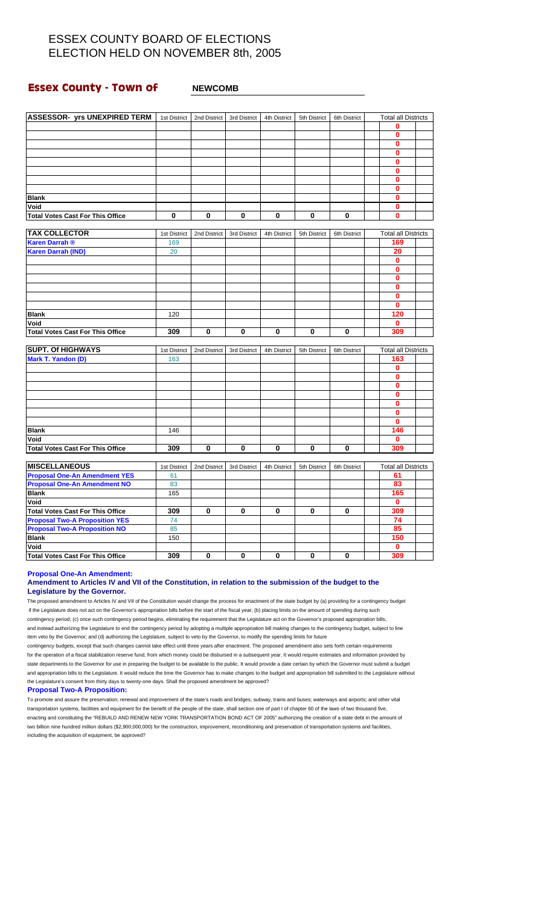# ESSEX COUNTY BOARD OF ELECTIONS
# ELECTION HELD ON NOVEMBER 8th, 2005

## Essex County - Town of NEWCOMB

| ASSESSOR- yrs UNEXPIRED TERM | 1st District | 2nd District | 3rd District | 4th District | 5th District | 6th District | Total all Districts |
|---|---|---|---|---|---|---|---|
| | | | | | | | 0 |
| | | | | | | | 0 |
| | | | | | | | 0 |
| | | | | | | | 0 |
| | | | | | | | 0 |
| | | | | | | | 0 |
| | | | | | | | 0 |
| | | | | | | | 0 |
| Blank | | | | | | | 0 |
| Void | | | | | | | 0 |
| Total Votes Cast For This Office | 0 | 0 | 0 | 0 | 0 | 0 | 0 |

| TAX COLLECTOR | 1st District | 2nd District | 3rd District | 4th District | 5th District | 6th District | Total all Districts |
|---|---|---|---|---|---|---|---|
| Karen Darrah ® | 169 | | | | | | 169 |
| Karen Darrah (IND) | 20 | | | | | | 20 |
| | | | | | | | 0 |
| | | | | | | | 0 |
| | | | | | | | 0 |
| | | | | | | | 0 |
| | | | | | | | 0 |
| | | | | | | | 0 |
| Blank | 120 | | | | | | 120 |
| Void | | | | | | | 0 |
| Total Votes Cast For This Office | 309 | 0 | 0 | 0 | 0 | 0 | 309 |

| SUPT. Of HIGHWAYS | 1st District | 2nd District | 3rd District | 4th District | 5th District | 6th District | Total all Districts |
|---|---|---|---|---|---|---|---|
| Mark T. Yandon (D) | 163 | | | | | | 163 |
| | | | | | | | 0 |
| | | | | | | | 0 |
| | | | | | | | 0 |
| | | | | | | | 0 |
| | | | | | | | 0 |
| | | | | | | | 0 |
| | | | | | | | 0 |
| Blank | 146 | | | | | | 146 |
| Void | | | | | | | 0 |
| Total Votes Cast For This Office | 309 | 0 | 0 | 0 | 0 | 0 | 309 |

| MISCELLANEOUS | 1st District | 2nd District | 3rd District | 4th District | 5th District | 6th District | Total all Districts |
|---|---|---|---|---|---|---|---|
| Proposal One-An Amendment YES | 61 | | | | | | 61 |
| Proposal One-An Amendment NO | 83 | | | | | | 83 |
| Blank | 165 | | | | | | 165 |
| Void | | | | | | | 0 |
| Total Votes Cast For This Office | 309 | 0 | 0 | 0 | 0 | 0 | 309 |
| Proposal Two-A Proposition YES | 74 | | | | | | 74 |
| Proposal Two-A Proposition NO | 85 | | | | | | 85 |
| Blank | 150 | | | | | | 150 |
| Void | | | | | | | 0 |
| Total Votes Cast For This Office | 309 | 0 | 0 | 0 | 0 | 0 | 309 |

**Proposal One-An Amendment:**

**Amendment to Articles IV and VII of the Constitution, in relation to the submission of the budget to the Legislature by the Governor.**

The proposed amendment to Articles IV and VII of the Constitution would change the process for enactment of the state budget by (a) providing for a contingency budget if the Legislature does not act on the Governor's appropriation bills before the start of the fiscal year; (b) placing limits on the amount of spending during such contingency period; (c) once such contingency period begins, eliminating the requirement that the Legislature act on the Governor's proposed appropriation bills, and instead authorizing the Legislature to end the contingency period by adopting a multiple appropriation bill making changes to the contingency budget, subject to line item veto by the Governor; and (d) authorizing the Legislature, subject to veto by the Governor, to modify the spending limits for future contingency budgets, except that such changes cannot take effect until three years after enactment. The proposed amendment also sets forth certain requirements for the operation of a fiscal stabilization reserve fund, from which money could be disbursed in a subsequent year. It would require estimates and information provided by state departments to the Governor for use in preparing the budget to be available to the public. It would provide a date certain by which the Governor must submit a budget and appropriation bills to the Legislature. It would reduce the time the Governor has to make changes to the budget and appropriation bill submitted to the Legislature without the Legislature's consent from thirty days to twenty-one days. Shall the proposed amendment be approved?

**Proposal Two-A Proposition:**

To promote and assure the preservation, renewal and improvement of the state's roads and bridges; subway, trains and buses; waterways and airports; and other vital transportation systems, facilities and equipment for the benefit of the people of the state, shall section one of part I of chapter 60 of the laws of two thousand five, enacting and constituting the "REBUILD AND RENEW NEW YORK TRANSPORTATION BOND ACT OF 2005" authorizing the creation of a state debt in the amount of two billion nine hundred million dollars ($2,900,000,000) for the construction, improvement, reconditioning and preservation of transportation systems and facilities, including the acquisition of equipment, be approved?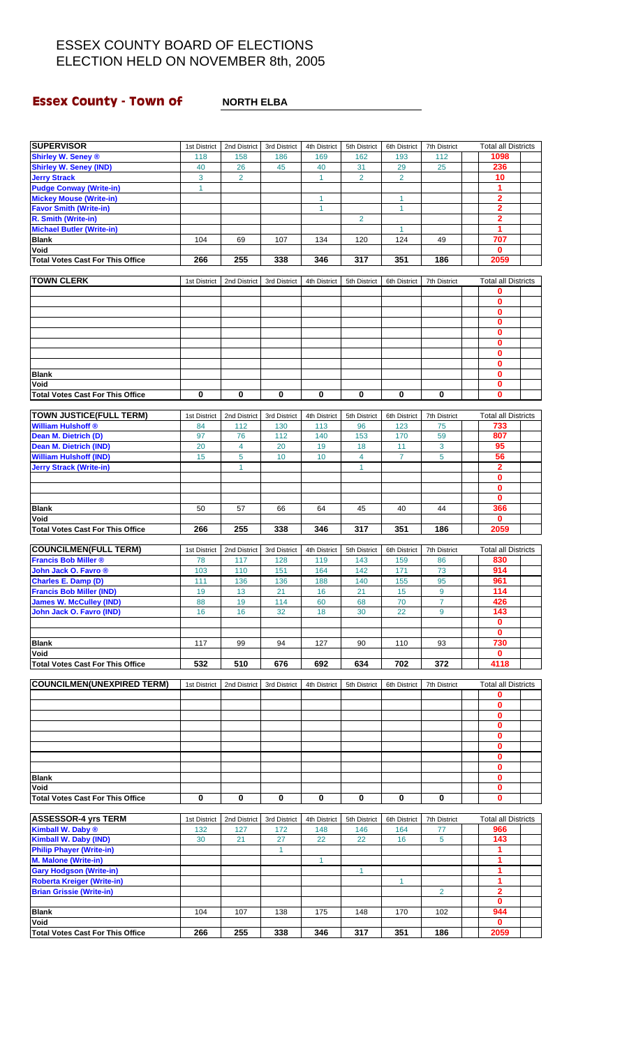# ESSEX COUNTY BOARD OF ELECTIONS
# ELECTION HELD ON NOVEMBER 8th, 2005

## Essex County - Town of NORTH ELBA

| SUPERVISOR | 1st District | 2nd District | 3rd District | 4th District | 5th District | 6th District | 7th District | Total all Districts |
|---|---|---|---|---|---|---|---|---|
| Shirley W. Seney ® | 118 | 158 | 186 | 169 | 162 | 193 | 112 | 1098 |
| Shirley W. Seney (IND) | 40 | 26 | 45 | 40 | 31 | 29 | 25 | 236 |
| Jerry Strack | 3 | 2 | | 1 | 2 | 2 | | 10 |
| Pudge Conway (Write-in) | 1 | | | | | | | 1 |
| Mickey Mouse (Write-in) | | | | 1 | | 1 | | 2 |
| Favor Smith (Write-in) | | | | 1 | | 1 | | 2 |
| R. Smith (Write-in) | | | | | 2 | | | 2 |
| Michael Butler (Write-in) | | | | | | 1 | | 1 |
| Blank | 104 | 69 | 107 | 134 | 120 | 124 | 49 | 707 |
| Void | | | | | | | | 0 |
| Total Votes Cast For This Office | 266 | 255 | 338 | 346 | 317 | 351 | 186 | 2059 |

| TOWN CLERK | 1st District | 2nd District | 3rd District | 4th District | 5th District | 6th District | 7th District | Total all Districts |
|---|---|---|---|---|---|---|---|---|
| | | | | | | | | 0 |
| | | | | | | | | 0 |
| | | | | | | | | 0 |
| | | | | | | | | 0 |
| | | | | | | | | 0 |
| | | | | | | | | 0 |
| | | | | | | | | 0 |
| | | | | | | | | 0 |
| Blank | | | | | | | | 0 |
| Void | | | | | | | | 0 |
| Total Votes Cast For This Office | 0 | 0 | 0 | 0 | 0 | 0 | 0 | 0 |

| TOWN JUSTICE(FULL TERM) | 1st District | 2nd District | 3rd District | 4th District | 5th District | 6th District | 7th District | Total all Districts |
|---|---|---|---|---|---|---|---|---|
| William Hulshoff ® | 84 | 112 | 130 | 113 | 96 | 123 | 75 | 733 |
| Dean M. Dietrich (D) | 97 | 76 | 112 | 140 | 153 | 170 | 59 | 807 |
| Dean M. Dietrich (IND) | 20 | 4 | 20 | 19 | 18 | 11 | 3 | 95 |
| William Hulshoff (IND) | 15 | 5 | 10 | 10 | 4 | 7 | 5 | 56 |
| Jerry Strack (Write-in) | | 1 | | | 1 | | | 2 |
| | | | | | | | | 0 |
| | | | | | | | | 0 |
| | | | | | | | | 0 |
| Blank | 50 | 57 | 66 | 64 | 45 | 40 | 44 | 366 |
| Void | | | | | | | | 0 |
| Total Votes Cast For This Office | 266 | 255 | 338 | 346 | 317 | 351 | 186 | 2059 |

| COUNCILMEN(FULL TERM) | 1st District | 2nd District | 3rd District | 4th District | 5th District | 6th District | 7th District | Total all Districts |
|---|---|---|---|---|---|---|---|---|
| Francis Bob Miller ® | 78 | 117 | 128 | 119 | 143 | 159 | 86 | 830 |
| John Jack O. Favro ® | 103 | 110 | 151 | 164 | 142 | 171 | 73 | 914 |
| Charles E. Damp (D) | 111 | 136 | 136 | 188 | 140 | 155 | 95 | 961 |
| Francis Bob Miller (IND) | 19 | 13 | 21 | 16 | 21 | 15 | 9 | 114 |
| James W. McCulley (IND) | 88 | 19 | 114 | 60 | 68 | 70 | 7 | 426 |
| John Jack O. Favro (IND) | 16 | 16 | 32 | 18 | 30 | 22 | 9 | 143 |
| | | | | | | | | 0 |
| | | | | | | | | 0 |
| Blank | 117 | 99 | 94 | 127 | 90 | 110 | 93 | 730 |
| Void | | | | | | | | 0 |
| Total Votes Cast For This Office | 532 | 510 | 676 | 692 | 634 | 702 | 372 | 4118 |

| COUNCILMEN(UNEXPIRED TERM) | 1st District | 2nd District | 3rd District | 4th District | 5th District | 6th District | 7th District | Total all Districts |
|---|---|---|---|---|---|---|---|---|
| | | | | | | | | 0 |
| | | | | | | | | 0 |
| | | | | | | | | 0 |
| | | | | | | | | 0 |
| | | | | | | | | 0 |
| | | | | | | | | 0 |
| | | | | | | | | 0 |
| | | | | | | | | 0 |
| Blank | | | | | | | | 0 |
| Void | | | | | | | | 0 |
| Total Votes Cast For This Office | 0 | 0 | 0 | 0 | 0 | 0 | 0 | 0 |

| ASSESSOR-4 yrs TERM | 1st District | 2nd District | 3rd District | 4th District | 5th District | 6th District | 7th District | Total all Districts |
|---|---|---|---|---|---|---|---|---|
| Kimball W. Daby ® | 132 | 127 | 172 | 148 | 146 | 164 | 77 | 966 |
| Kimball W. Daby (IND) | 30 | 21 | 27 | 22 | 22 | 16 | 5 | 143 |
| Philip Phayer (Write-in) | | | 1 | | | | | 1 |
| M. Malone (Write-in) | | | | 1 | | | | 1 |
| Gary Hodgson (Write-in) | | | | | 1 | | | 1 |
| Roberta Kreiger (Write-in) | | | | | | 1 | | 1 |
| Brian Grissie (Write-in) | | | | | | | 2 | 2 |
| | | | | | | | | 0 |
| Blank | 104 | 107 | 138 | 175 | 148 | 170 | 102 | 944 |
| Void | | | | | | | | 0 |
| Total Votes Cast For This Office | 266 | 255 | 338 | 346 | 317 | 351 | 186 | 2059 |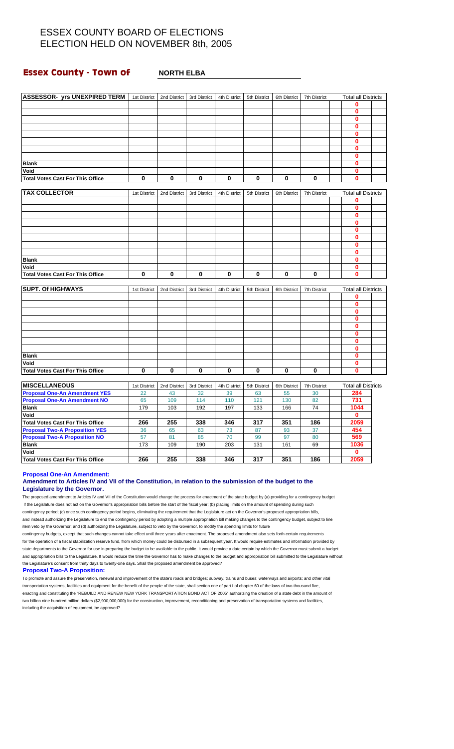# ESSEX COUNTY BOARD OF ELECTIONS
# ELECTION HELD ON NOVEMBER 8th, 2005

## Essex County - Town of NORTH ELBA

| ASSESSOR- yrs UNEXPIRED TERM | 1st District | 2nd District | 3rd District | 4th District | 5th District | 6th District | 7th District | Total all Districts |
|---|---|---|---|---|---|---|---|---|
| | | | | | | | | 0 |
| | | | | | | | | 0 |
| | | | | | | | | 0 |
| | | | | | | | | 0 |
| | | | | | | | | 0 |
| | | | | | | | | 0 |
| | | | | | | | | 0 |
| | | | | | | | | 0 |
| Blank | | | | | | | | 0 |
| Void | | | | | | | | 0 |
| Total Votes Cast For This Office | 0 | 0 | 0 | 0 | 0 | 0 | 0 | 0 |

| TAX COLLECTOR | 1st District | 2nd District | 3rd District | 4th District | 5th District | 6th District | 7th District | Total all Districts |
|---|---|---|---|---|---|---|---|---|
| | | | | | | | | 0 |
| | | | | | | | | 0 |
| | | | | | | | | 0 |
| | | | | | | | | 0 |
| | | | | | | | | 0 |
| | | | | | | | | 0 |
| | | | | | | | | 0 |
| | | | | | | | | 0 |
| Blank | | | | | | | | 0 |
| Void | | | | | | | | 0 |
| Total Votes Cast For This Office | 0 | 0 | 0 | 0 | 0 | 0 | 0 | 0 |

| SUPT. Of HIGHWAYS | 1st District | 2nd District | 3rd District | 4th District | 5th District | 6th District | 7th District | Total all Districts |
|---|---|---|---|---|---|---|---|---|
| | | | | | | | | 0 |
| | | | | | | | | 0 |
| | | | | | | | | 0 |
| | | | | | | | | 0 |
| | | | | | | | | 0 |
| | | | | | | | | 0 |
| | | | | | | | | 0 |
| | | | | | | | | 0 |
| Blank | | | | | | | | 0 |
| Void | | | | | | | | 0 |
| Total Votes Cast For This Office | 0 | 0 | 0 | 0 | 0 | 0 | 0 | 0 |

| MISCELLANEOUS | 1st District | 2nd District | 3rd District | 4th District | 5th District | 6th District | 7th District | Total all Districts |
|---|---|---|---|---|---|---|---|---|
| Proposal One-An Amendment YES | 22 | 43 | 32 | 39 | 63 | 55 | 30 | 284 |
| Proposal One-An Amendment NO | 65 | 109 | 114 | 110 | 121 | 130 | 82 | 731 |
| Blank | 179 | 103 | 192 | 197 | 133 | 166 | 74 | 1044 |
| Void | | | | | | | | 0 |
| Total Votes Cast For This Office | 266 | 255 | 338 | 346 | 317 | 351 | 186 | 2059 |
| Proposal Two-A Proposition YES | 36 | 65 | 63 | 73 | 87 | 93 | 37 | 454 |
| Proposal Two-A Proposition NO | 57 | 81 | 85 | 70 | 99 | 97 | 80 | 569 |
| Blank | 173 | 109 | 190 | 203 | 131 | 161 | 69 | 1036 |
| Void | | | | | | | | 0 |
| Total Votes Cast For This Office | 266 | 255 | 338 | 346 | 317 | 351 | 186 | 2059 |

**Proposal One-An Amendment:**

**Amendment to Articles IV and VII of the Constitution, in relation to the submission of the budget to the Legislature by the Governor.**

The proposed amendment to Articles IV and VII of the Constitution would change the process for enactment of the state budget by (a) providing for a contingency budget if the Legislature does not act on the Governor's appropriation bills before the start of the fiscal year; (b) placing limits on the amount of spending during such contingency period; (c) once such contingency period begins, eliminating the requirement that the Legislature act on the Governor's proposed appropriation bills, and instead authorizing the Legislature to end the contingency period by adopting a multiple appropriation bill making changes to the contingency budget, subject to line item veto by the Governor; and (d) authorizing the Legislature, subject to veto by the Governor, to modify the spending limits for future contingency budgets, except that such changes cannot take effect until three years after enactment. The proposed amendment also sets forth certain requirements for the operation of a fiscal stabilization reserve fund, from which money could be disbursed in a subsequent year. It would require estimates and information provided by state departments to the Governor for use in preparing the budget to be available to the public. It would provide a date certain by which the Governor must submit a budget and appropriation bills to the Legislature. It would reduce the time the Governor has to make changes to the budget and appropriation bill submitted to the Legislature without the Legislature's consent from thirty days to twenty-one days. Shall the proposed amendment be approved?

**Proposal Two-A Proposition:**

To promote and assure the preservation, renewal and improvement of the state's roads and bridges; subway, trains and buses; waterways and airports; and other vital transportation systems, facilities and equipment for the benefit of the people of the state, shall section one of part I of chapter 60 of the laws of two thousand five, enacting and constituting the "REBUILD AND RENEW NEW YORK TRANSPORTATION BOND ACT OF 2005" authorizing the creation of a state debt in the amount of two billion nine hundred million dollars ($2,900,000,000) for the construction, improvement, reconditioning and preservation of transportation systems and facilities, including the acquisition of equipment, be approved?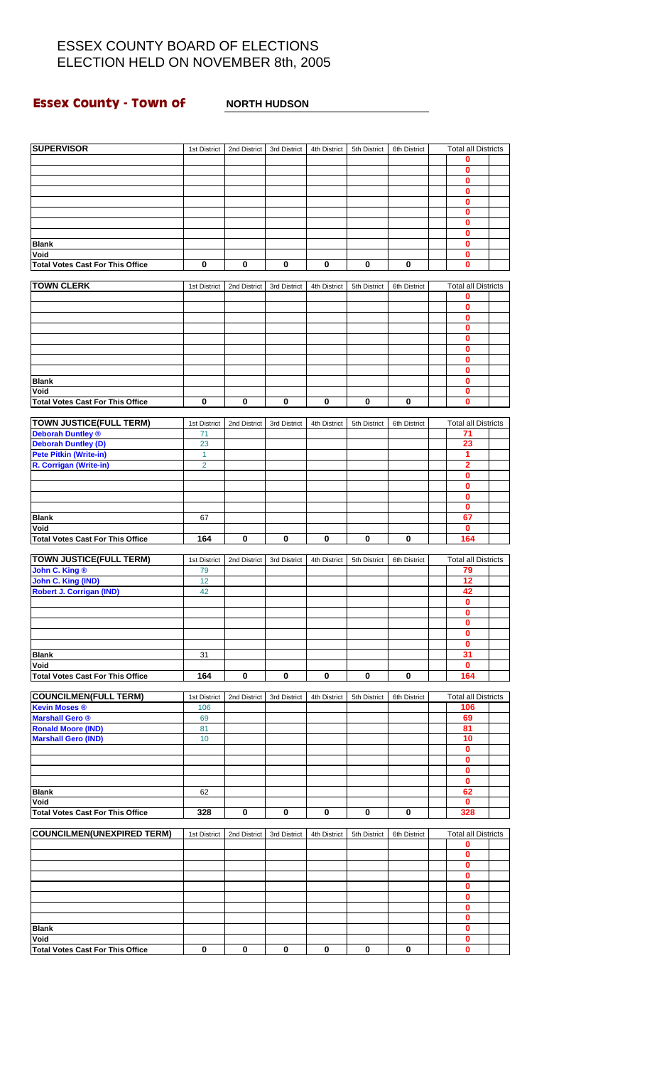# ESSEX COUNTY BOARD OF ELECTIONS
# ELECTION HELD ON NOVEMBER 8th, 2005

**Essex County - Town of** **NORTH HUDSON**

| SUPERVISOR | 1st District | 2nd District | 3rd District | 4th District | 5th District | 6th District | Total all Districts |
|---|---|---|---|---|---|---|---|
| | | | | | | | 0 |
| | | | | | | | 0 |
| | | | | | | | 0 |
| | | | | | | | 0 |
| | | | | | | | 0 |
| | | | | | | | 0 |
| | | | | | | | 0 |
| | | | | | | | 0 |
| Blank | | | | | | | 0 |
| Void | | | | | | | 0 |
| Total Votes Cast For This Office | 0 | 0 | 0 | 0 | 0 | 0 | 0 |

| TOWN CLERK | 1st District | 2nd District | 3rd District | 4th District | 5th District | 6th District | Total all Districts |
|---|---|---|---|---|---|---|---|
| | | | | | | | 0 |
| | | | | | | | 0 |
| | | | | | | | 0 |
| | | | | | | | 0 |
| | | | | | | | 0 |
| | | | | | | | 0 |
| | | | | | | | 0 |
| | | | | | | | 0 |
| Blank | | | | | | | 0 |
| Void | | | | | | | 0 |
| Total Votes Cast For This Office | 0 | 0 | 0 | 0 | 0 | 0 | 0 |

| TOWN JUSTICE(FULL TERM) | 1st District | 2nd District | 3rd District | 4th District | 5th District | 6th District | Total all Districts |
|---|---|---|---|---|---|---|---|
| Deborah Duntley ® | 71 | | | | | | 71 |
| Deborah Duntley (D) | 23 | | | | | | 23 |
| Pete Pitkin (Write-in) | 1 | | | | | | 1 |
| R. Corrigan (Write-in) | 2 | | | | | | 2 |
| | | | | | | | 0 |
| | | | | | | | 0 |
| | | | | | | | 0 |
| | | | | | | | 0 |
| Blank | 67 | | | | | | 67 |
| Void | | | | | | | 0 |
| Total Votes Cast For This Office | 164 | 0 | 0 | 0 | 0 | 0 | 164 |

| TOWN JUSTICE(FULL TERM) | 1st District | 2nd District | 3rd District | 4th District | 5th District | 6th District | Total all Districts |
|---|---|---|---|---|---|---|---|
| John C. King ® | 79 | | | | | | 79 |
| John C. King (IND) | 12 | | | | | | 12 |
| Robert J. Corrigan (IND) | 42 | | | | | | 42 |
| | | | | | | | 0 |
| | | | | | | | 0 |
| | | | | | | | 0 |
| | | | | | | | 0 |
| | | | | | | | 0 |
| Blank | 31 | | | | | | 31 |
| Void | | | | | | | 0 |
| Total Votes Cast For This Office | 164 | 0 | 0 | 0 | 0 | 0 | 164 |

| COUNCILMEN(FULL TERM) | 1st District | 2nd District | 3rd District | 4th District | 5th District | 6th District | Total all Districts |
|---|---|---|---|---|---|---|---|
| Kevin Moses ® | 106 | | | | | | 106 |
| Marshall Gero ® | 69 | | | | | | 69 |
| Ronald Moore (IND) | 81 | | | | | | 81 |
| Marshall Gero (IND) | 10 | | | | | | 10 |
| | | | | | | | 0 |
| | | | | | | | 0 |
| | | | | | | | 0 |
| | | | | | | | 0 |
| Blank | 62 | | | | | | 62 |
| Void | | | | | | | 0 |
| Total Votes Cast For This Office | 328 | 0 | 0 | 0 | 0 | 0 | 328 |

| COUNCILMEN(UNEXPIRED TERM) | 1st District | 2nd District | 3rd District | 4th District | 5th District | 6th District | Total all Districts |
|---|---|---|---|---|---|---|---|
| | | | | | | | 0 |
| | | | | | | | 0 |
| | | | | | | | 0 |
| | | | | | | | 0 |
| | | | | | | | 0 |
| | | | | | | | 0 |
| | | | | | | | 0 |
| | | | | | | | 0 |
| Blank | | | | | | | 0 |
| Void | | | | | | | 0 |
| Total Votes Cast For This Office | 0 | 0 | 0 | 0 | 0 | 0 | 0 |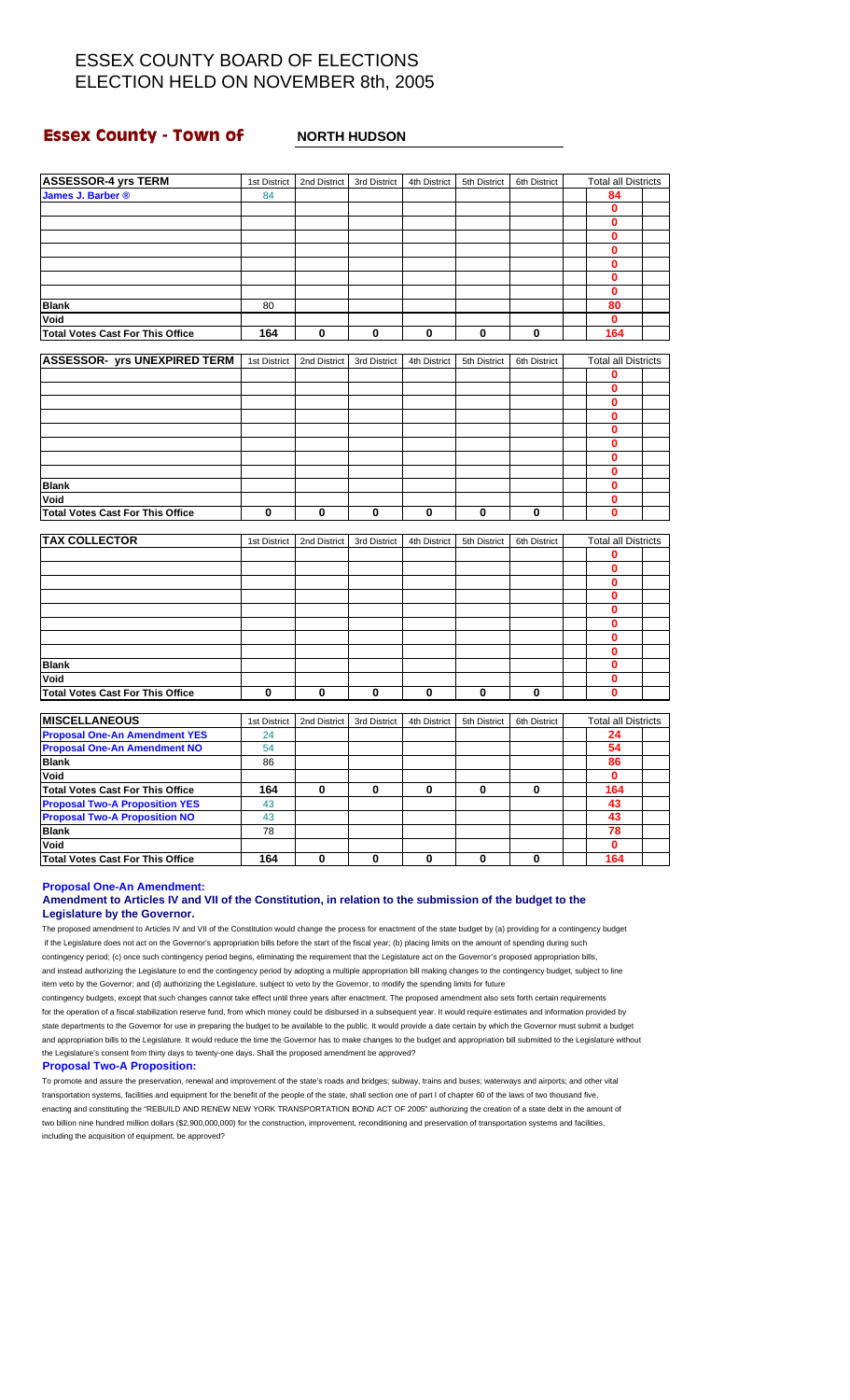# ESSEX COUNTY BOARD OF ELECTIONS
# ELECTION HELD ON NOVEMBER 8th, 2005

## Essex County - Town of NORTH HUDSON

| ASSESSOR-4 yrs TERM | 1st District | 2nd District | 3rd District | 4th District | 5th District | 6th District | Total all Districts |
|---|---|---|---|---|---|---|---|
| James J. Barber ® | 84 | | | | | | 84 |
| | | | | | | | 0 |
| | | | | | | | 0 |
| | | | | | | | 0 |
| | | | | | | | 0 |
| | | | | | | | 0 |
| | | | | | | | 0 |
| | | | | | | | 0 |
| Blank | 80 | | | | | | 80 |
| Void | | | | | | | 0 |
| Total Votes Cast For This Office | 164 | 0 | 0 | 0 | 0 | 0 | 164 |

| ASSESSOR- yrs UNEXPIRED TERM | 1st District | 2nd District | 3rd District | 4th District | 5th District | 6th District | Total all Districts |
|---|---|---|---|---|---|---|---|
| | | | | | | | 0 |
| | | | | | | | 0 |
| | | | | | | | 0 |
| | | | | | | | 0 |
| | | | | | | | 0 |
| | | | | | | | 0 |
| | | | | | | | 0 |
| | | | | | | | 0 |
| Blank | | | | | | | 0 |
| Void | | | | | | | 0 |
| Total Votes Cast For This Office | 0 | 0 | 0 | 0 | 0 | 0 | 0 |

| TAX COLLECTOR | 1st District | 2nd District | 3rd District | 4th District | 5th District | 6th District | Total all Districts |
|---|---|---|---|---|---|---|---|
| | | | | | | | 0 |
| | | | | | | | 0 |
| | | | | | | | 0 |
| | | | | | | | 0 |
| | | | | | | | 0 |
| | | | | | | | 0 |
| | | | | | | | 0 |
| | | | | | | | 0 |
| Blank | | | | | | | 0 |
| Void | | | | | | | 0 |
| Total Votes Cast For This Office | 0 | 0 | 0 | 0 | 0 | 0 | 0 |

| MISCELLANEOUS | 1st District | 2nd District | 3rd District | 4th District | 5th District | 6th District | Total all Districts |
|---|---|---|---|---|---|---|---|
| Proposal One-An Amendment YES | 24 | | | | | | 24 |
| Proposal One-An Amendment NO | 54 | | | | | | 54 |
| Blank | 86 | | | | | | 86 |
| Void | | | | | | | 0 |
| Total Votes Cast For This Office | 164 | 0 | 0 | 0 | 0 | 0 | 164 |
| Proposal Two-A Proposition YES | 43 | | | | | | 43 |
| Proposal Two-A Proposition NO | 43 | | | | | | 43 |
| Blank | 78 | | | | | | 78 |
| Void | | | | | | | 0 |
| Total Votes Cast For This Office | 164 | 0 | 0 | 0 | 0 | 0 | 164 |

**Proposal One-An Amendment:**

**Amendment to Articles IV and VII of the Constitution, in relation to the submission of the budget to the Legislature by the Governor.**

The proposed amendment to Articles IV and VII of the Constitution would change the process for enactment of the state budget by (a) providing for a contingency budget if the Legislature does not act on the Governor's appropriation bills before the start of the fiscal year; (b) placing limits on the amount of spending during such contingency period; (c) once such contingency period begins, eliminating the requirement that the Legislature act on the Governor's proposed appropriation bills, and instead authorizing the Legislature to end the contingency period by adopting a multiple appropriation bill making changes to the contingency budget, subject to line item veto by the Governor; and (d) authorizing the Legislature, subject to veto by the Governor, to modify the spending limits for future contingency budgets, except that such changes cannot take effect until three years after enactment. The proposed amendment also sets forth certain requirements for the operation of a fiscal stabilization reserve fund, from which money could be disbursed in a subsequent year. It would require estimates and information provided by state departments to the Governor for use in preparing the budget to be available to the public. It would provide a date certain by which the Governor must submit a budget and appropriation bills to the Legislature. It would reduce the time the Governor has to make changes to the budget and appropriation bill submitted to the Legislature without the Legislature's consent from thirty days to twenty-one days. Shall the proposed amendment be approved?

**Proposal Two-A Proposition:**

To promote and assure the preservation, renewal and improvement of the state's roads and bridges; subway, trains and buses; waterways and airports; and other vital transportation systems, facilities and equipment for the benefit of the people of the state, shall section one of part I of chapter 60 of the laws of two thousand five, enacting and constituting the "REBUILD AND RENEW NEW YORK TRANSPORTATION BOND ACT OF 2005" authorizing the creation of a state debt in the amount of two billion nine hundred million dollars ($2,900,000,000) for the construction, improvement, reconditioning and preservation of transportation systems and facilities, including the acquisition of equipment, be approved?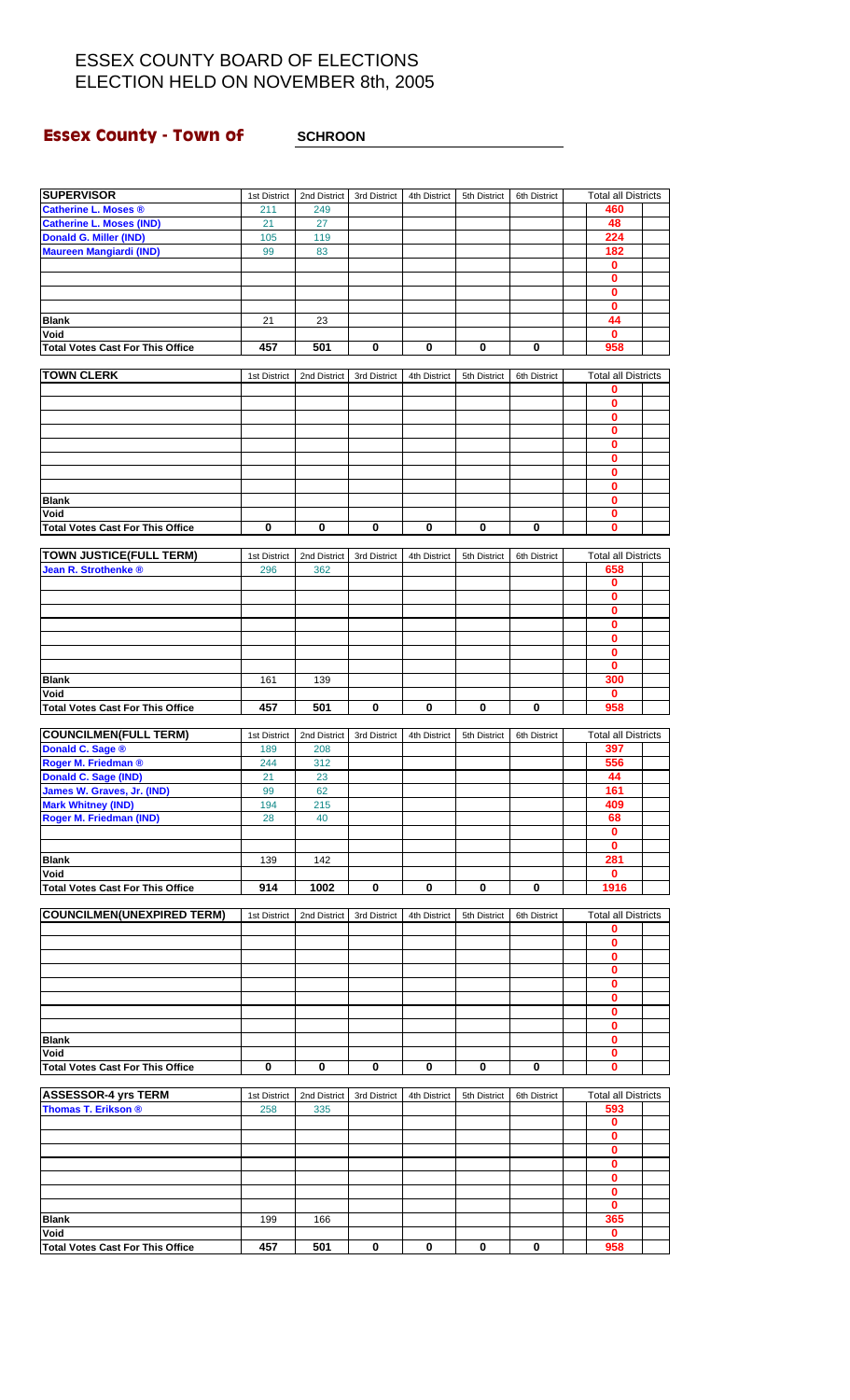# ESSEX COUNTY BOARD OF ELECTIONS
# ELECTION HELD ON NOVEMBER 8th, 2005

## Essex County - Town of SCHROON

| SUPERVISOR | 1st District | 2nd District | 3rd District | 4th District | 5th District | 6th District | Total all Districts |
|---|---|---|---|---|---|---|---|
| Catherine L. Moses ® | 211 | 249 | | | | | 460 |
| Catherine L. Moses (IND) | 21 | 27 | | | | | 48 |
| Donald G. Miller (IND) | 105 | 119 | | | | | 224 |
| Maureen Mangiardi (IND) | 99 | 83 | | | | | 182 |
| | | | | | | | 0 |
| | | | | | | | 0 |
| | | | | | | | 0 |
| | | | | | | | 0 |
| Blank | 21 | 23 | | | | | 44 |
| Void | | | | | | | 0 |
| Total Votes Cast For This Office | 457 | 501 | 0 | 0 | 0 | 0 | 958 |

| TOWN CLERK | 1st District | 2nd District | 3rd District | 4th District | 5th District | 6th District | Total all Districts |
|---|---|---|---|---|---|---|---|
| | | | | | | | 0 |
| | | | | | | | 0 |
| | | | | | | | 0 |
| | | | | | | | 0 |
| | | | | | | | 0 |
| | | | | | | | 0 |
| | | | | | | | 0 |
| | | | | | | | 0 |
| Blank | | | | | | | 0 |
| Void | | | | | | | 0 |
| Total Votes Cast For This Office | 0 | 0 | 0 | 0 | 0 | 0 | 0 |

| TOWN JUSTICE(FULL TERM) | 1st District | 2nd District | 3rd District | 4th District | 5th District | 6th District | Total all Districts |
|---|---|---|---|---|---|---|---|
| Jean R. Strothenke ® | 296 | 362 | | | | | 658 |
| | | | | | | | 0 |
| | | | | | | | 0 |
| | | | | | | | 0 |
| | | | | | | | 0 |
| | | | | | | | 0 |
| | | | | | | | 0 |
| | | | | | | | 0 |
| Blank | 161 | 139 | | | | | 300 |
| Void | | | | | | | 0 |
| Total Votes Cast For This Office | 457 | 501 | 0 | 0 | 0 | 0 | 958 |

| COUNCILMEN(FULL TERM) | 1st District | 2nd District | 3rd District | 4th District | 5th District | 6th District | Total all Districts |
|---|---|---|---|---|---|---|---|
| Donald C. Sage ® | 189 | 208 | | | | | 397 |
| Roger M. Friedman ® | 244 | 312 | | | | | 556 |
| Donald C. Sage (IND) | 21 | 23 | | | | | 44 |
| James W. Graves, Jr. (IND) | 99 | 62 | | | | | 161 |
| Mark Whitney (IND) | 194 | 215 | | | | | 409 |
| Roger M. Friedman (IND) | 28 | 40 | | | | | 68 |
| | | | | | | | 0 |
| | | | | | | | 0 |
| Blank | 139 | 142 | | | | | 281 |
| Void | | | | | | | 0 |
| Total Votes Cast For This Office | 914 | 1002 | 0 | 0 | 0 | 0 | 1916 |

| COUNCILMEN(UNEXPIRED TERM) | 1st District | 2nd District | 3rd District | 4th District | 5th District | 6th District | Total all Districts |
|---|---|---|---|---|---|---|---|
| | | | | | | | 0 |
| | | | | | | | 0 |
| | | | | | | | 0 |
| | | | | | | | 0 |
| | | | | | | | 0 |
| | | | | | | | 0 |
| | | | | | | | 0 |
| | | | | | | | 0 |
| Blank | | | | | | | 0 |
| Void | | | | | | | 0 |
| Total Votes Cast For This Office | 0 | 0 | 0 | 0 | 0 | 0 | 0 |

| ASSESSOR-4 yrs TERM | 1st District | 2nd District | 3rd District | 4th District | 5th District | 6th District | Total all Districts |
|---|---|---|---|---|---|---|---|
| Thomas T. Erikson ® | 258 | 335 | | | | | 593 |
| | | | | | | | 0 |
| | | | | | | | 0 |
| | | | | | | | 0 |
| | | | | | | | 0 |
| | | | | | | | 0 |
| | | | | | | | 0 |
| | | | | | | | 0 |
| Blank | 199 | 166 | | | | | 365 |
| Void | | | | | | | 0 |
| Total Votes Cast For This Office | 457 | 501 | 0 | 0 | 0 | 0 | 958 |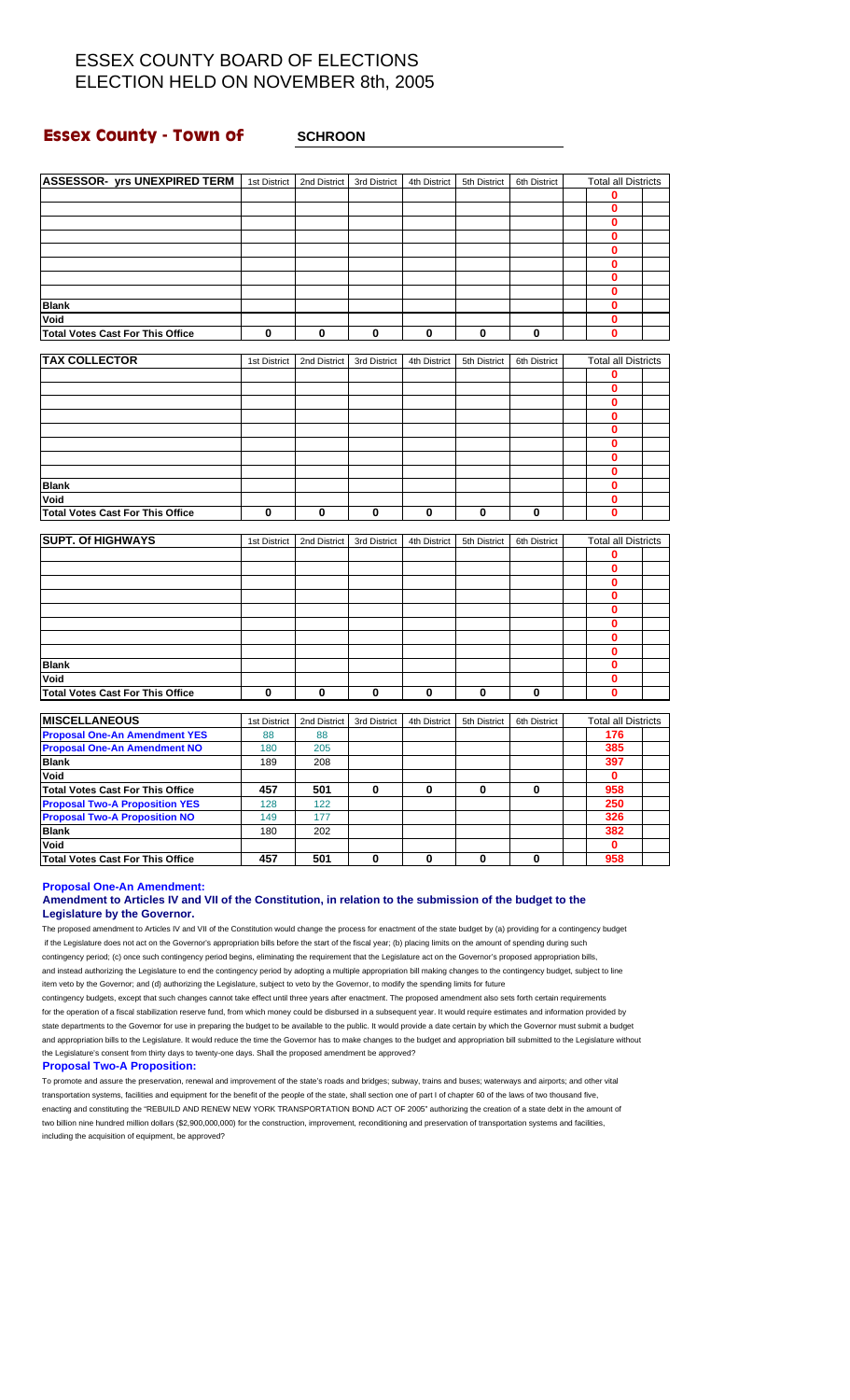# ESSEX COUNTY BOARD OF ELECTIONS
# ELECTION HELD ON NOVEMBER 8th, 2005

## Essex County - Town of SCHROON

| ASSESSOR- yrs UNEXPIRED TERM | 1st District | 2nd District | 3rd District | 4th District | 5th District | 6th District | Total all Districts |
|---|---|---|---|---|---|---|---|
| | | | | | | | 0 |
| | | | | | | | 0 |
| | | | | | | | 0 |
| | | | | | | | 0 |
| | | | | | | | 0 |
| | | | | | | | 0 |
| | | | | | | | 0 |
| | | | | | | | 0 |
| Blank | | | | | | | 0 |
| Void | | | | | | | 0 |
| Total Votes Cast For This Office | 0 | 0 | 0 | 0 | 0 | 0 | 0 |

| TAX COLLECTOR | 1st District | 2nd District | 3rd District | 4th District | 5th District | 6th District | Total all Districts |
|---|---|---|---|---|---|---|---|
| | | | | | | | 0 |
| | | | | | | | 0 |
| | | | | | | | 0 |
| | | | | | | | 0 |
| | | | | | | | 0 |
| | | | | | | | 0 |
| | | | | | | | 0 |
| | | | | | | | 0 |
| Blank | | | | | | | 0 |
| Void | | | | | | | 0 |
| Total Votes Cast For This Office | 0 | 0 | 0 | 0 | 0 | 0 | 0 |

| SUPT. Of HIGHWAYS | 1st District | 2nd District | 3rd District | 4th District | 5th District | 6th District | Total all Districts |
|---|---|---|---|---|---|---|---|
| | | | | | | | 0 |
| | | | | | | | 0 |
| | | | | | | | 0 |
| | | | | | | | 0 |
| | | | | | | | 0 |
| | | | | | | | 0 |
| | | | | | | | 0 |
| | | | | | | | 0 |
| Blank | | | | | | | 0 |
| Void | | | | | | | 0 |
| Total Votes Cast For This Office | 0 | 0 | 0 | 0 | 0 | 0 | 0 |

| MISCELLANEOUS | 1st District | 2nd District | 3rd District | 4th District | 5th District | 6th District | Total all Districts |
|---|---|---|---|---|---|---|---|
| Proposal One-An Amendment YES | 88 | 88 | | | | | 176 |
| Proposal One-An Amendment NO | 180 | 205 | | | | | 385 |
| Blank | 189 | 208 | | | | | 397 |
| Void | | | | | | | 0 |
| Total Votes Cast For This Office | 457 | 501 | 0 | 0 | 0 | 0 | 958 |
| Proposal Two-A Proposition YES | 128 | 122 | | | | | 250 |
| Proposal Two-A Proposition NO | 149 | 177 | | | | | 326 |
| Blank | 180 | 202 | | | | | 382 |
| Void | | | | | | | 0 |
| Total Votes Cast For This Office | 457 | 501 | 0 | 0 | 0 | 0 | 958 |

**Proposal One-An Amendment:**

**Amendment to Articles IV and VII of the Constitution, in relation to the submission of the budget to the Legislature by the Governor.**

The proposed amendment to Articles IV and VII of the Constitution would change the process for enactment of the state budget by (a) providing for a contingency budget if the Legislature does not act on the Governor's appropriation bills before the start of the fiscal year; (b) placing limits on the amount of spending during such contingency period; (c) once such contingency period begins, eliminating the requirement that the Legislature act on the Governor's proposed appropriation bills, and instead authorizing the Legislature to end the contingency period by adopting a multiple appropriation bill making changes to the contingency budget, subject to line item veto by the Governor; and (d) authorizing the Legislature, subject to veto by the Governor, to modify the spending limits for future contingency budgets, except that such changes cannot take effect until three years after enactment. The proposed amendment also sets forth certain requirements for the operation of a fiscal stabilization reserve fund, from which money could be disbursed in a subsequent year. It would require estimates and information provided by state departments to the Governor for use in preparing the budget to be available to the public. It would provide a date certain by which the Governor must submit a budget and appropriation bills to the Legislature. It would reduce the time the Governor has to make changes to the budget and appropriation bill submitted to the Legislature without the Legislature's consent from thirty days to twenty-one days. Shall the proposed amendment be approved?

**Proposal Two-A Proposition:**

To promote and assure the preservation, renewal and improvement of the state's roads and bridges; subway, trains and buses; waterways and airports; and other vital transportation systems, facilities and equipment for the benefit of the people of the state, shall section one of part I of chapter 60 of the laws of two thousand five, enacting and constituting the "REBUILD AND RENEW NEW YORK TRANSPORTATION BOND ACT OF 2005" authorizing the creation of a state debt in the amount of two billion nine hundred million dollars ($2,900,000,000) for the construction, improvement, reconditioning and preservation of transportation systems and facilities, including the acquisition of equipment, be approved?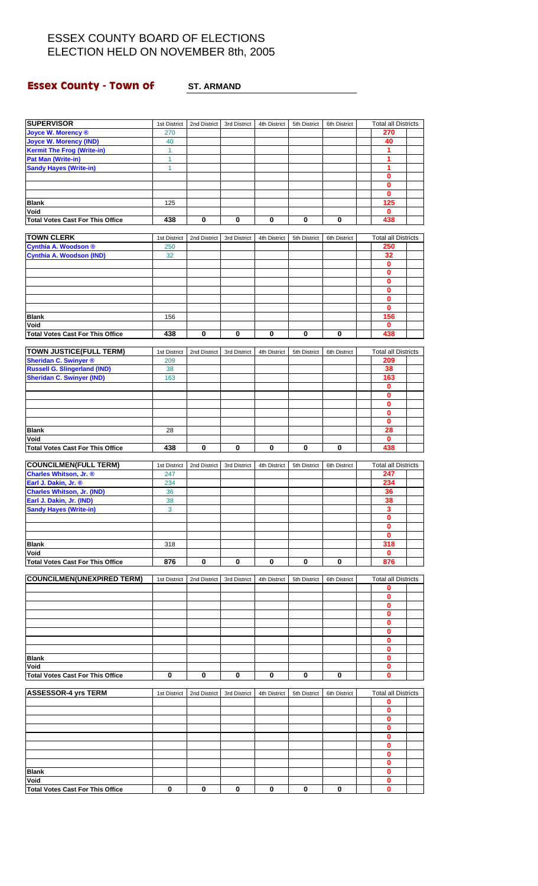# ESSEX COUNTY BOARD OF ELECTIONS
# ELECTION HELD ON NOVEMBER 8th, 2005

## Essex County - Town of ST. ARMAND

| SUPERVISOR | 1st District | 2nd District | 3rd District | 4th District | 5th District | 6th District | Total all Districts |
|---|---|---|---|---|---|---|---|
| Joyce W. Morency ® | 270 | | | | | | 270 |
| Joyce W. Morency (IND) | 40 | | | | | | 40 |
| Kermit The Frog (Write-in) | 1 | | | | | | 1 |
| Pat Man (Write-in) | 1 | | | | | | 1 |
| Sandy Hayes (Write-in) | 1 | | | | | | 1 |
| | | | | | | | 0 |
| | | | | | | | 0 |
| | | | | | | | 0 |
| Blank | 125 | | | | | | 125 |
| Void | | | | | | | 0 |
| Total Votes Cast For This Office | 438 | 0 | 0 | 0 | 0 | 0 | 438 |

| TOWN CLERK | 1st District | 2nd District | 3rd District | 4th District | 5th District | 6th District | Total all Districts |
|---|---|---|---|---|---|---|---|
| Cynthia A. Woodson ® | 250 | | | | | | 250 |
| Cynthia A. Woodson (IND) | 32 | | | | | | 32 |
| | | | | | | | 0 |
| | | | | | | | 0 |
| | | | | | | | 0 |
| | | | | | | | 0 |
| | | | | | | | 0 |
| | | | | | | | 0 |
| Blank | 156 | | | | | | 156 |
| Void | | | | | | | 0 |
| Total Votes Cast For This Office | 438 | 0 | 0 | 0 | 0 | 0 | 438 |

| TOWN JUSTICE(FULL TERM) | 1st District | 2nd District | 3rd District | 4th District | 5th District | 6th District | Total all Districts |
|---|---|---|---|---|---|---|---|
| Sheridan C. Swinyer ® | 209 | | | | | | 209 |
| Russell G. Slingerland (IND) | 38 | | | | | | 38 |
| Sheridan C. Swinyer (IND) | 163 | | | | | | 163 |
| | | | | | | | 0 |
| | | | | | | | 0 |
| | | | | | | | 0 |
| | | | | | | | 0 |
| | | | | | | | 0 |
| Blank | 28 | | | | | | 28 |
| Void | | | | | | | 0 |
| Total Votes Cast For This Office | 438 | 0 | 0 | 0 | 0 | 0 | 438 |

| COUNCILMEN(FULL TERM) | 1st District | 2nd District | 3rd District | 4th District | 5th District | 6th District | Total all Districts |
|---|---|---|---|---|---|---|---|
| Charles Whitson, Jr. ® | 247 | | | | | | 247 |
| Earl J. Dakin, Jr. ® | 234 | | | | | | 234 |
| Charles Whitson, Jr. (IND) | 36 | | | | | | 36 |
| Earl J. Dakin, Jr. (IND) | 38 | | | | | | 38 |
| Sandy Hayes (Write-in) | 3 | | | | | | 3 |
| | | | | | | | 0 |
| | | | | | | | 0 |
| | | | | | | | 0 |
| Blank | 318 | | | | | | 318 |
| Void | | | | | | | 0 |
| Total Votes Cast For This Office | 876 | 0 | 0 | 0 | 0 | 0 | 876 |

| COUNCILMEN(UNEXPIRED TERM) | 1st District | 2nd District | 3rd District | 4th District | 5th District | 6th District | Total all Districts |
|---|---|---|---|---|---|---|---|
| | | | | | | | 0 |
| | | | | | | | 0 |
| | | | | | | | 0 |
| | | | | | | | 0 |
| | | | | | | | 0 |
| | | | | | | | 0 |
| | | | | | | | 0 |
| | | | | | | | 0 |
| Blank | | | | | | | 0 |
| Void | | | | | | | 0 |
| Total Votes Cast For This Office | 0 | 0 | 0 | 0 | 0 | 0 | 0 |

| ASSESSOR-4 yrs TERM | 1st District | 2nd District | 3rd District | 4th District | 5th District | 6th District | Total all Districts |
|---|---|---|---|---|---|---|---|
| | | | | | | | 0 |
| | | | | | | | 0 |
| | | | | | | | 0 |
| | | | | | | | 0 |
| | | | | | | | 0 |
| | | | | | | | 0 |
| | | | | | | | 0 |
| | | | | | | | 0 |
| Blank | | | | | | | 0 |
| Void | | | | | | | 0 |
| Total Votes Cast For This Office | 0 | 0 | 0 | 0 | 0 | 0 | 0 |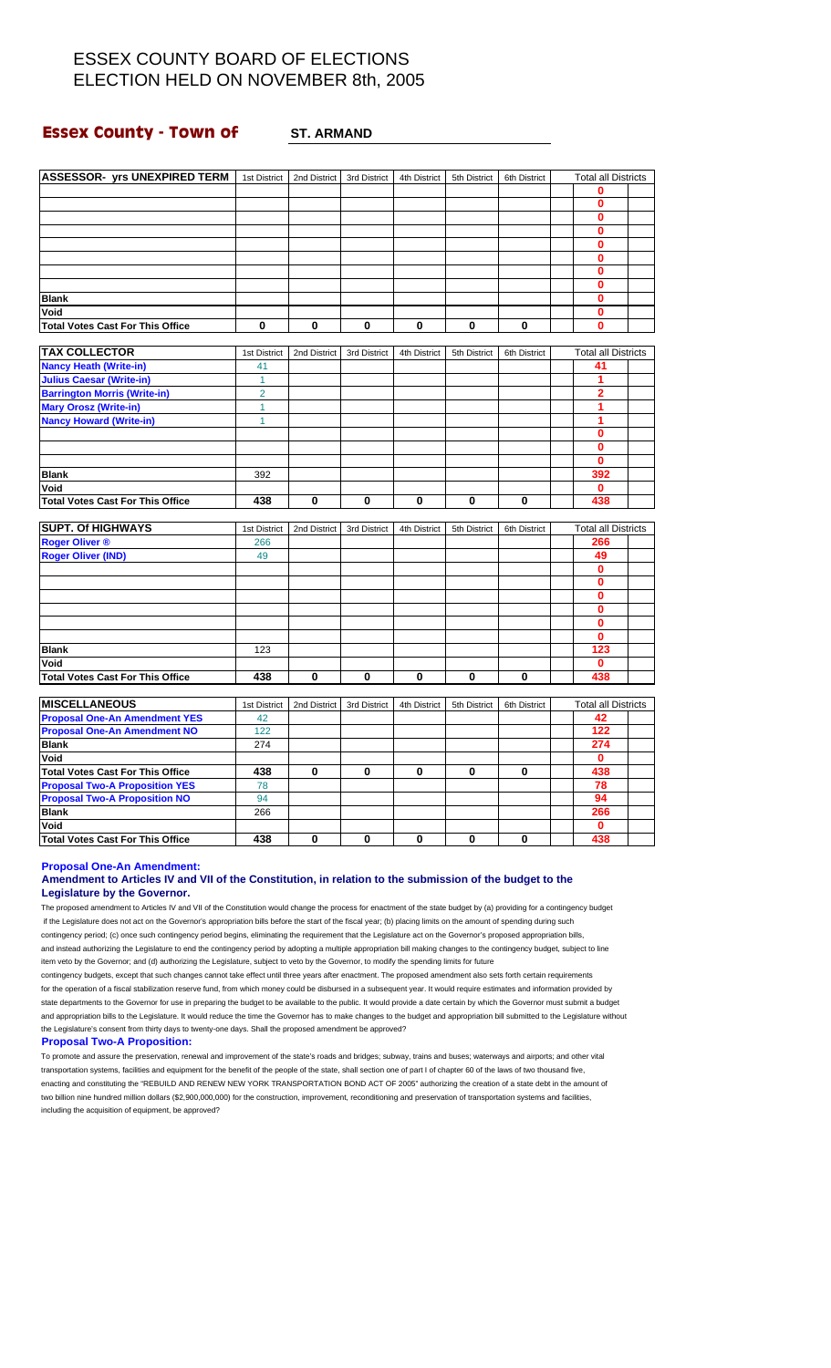# ESSEX COUNTY BOARD OF ELECTIONS
# ELECTION HELD ON NOVEMBER 8th, 2005

## Essex County - Town of ST. ARMAND

| ASSESSOR- yrs UNEXPIRED TERM | 1st District | 2nd District | 3rd District | 4th District | 5th District | 6th District | Total all Districts |
|---|---|---|---|---|---|---|---|
| | | | | | | | 0 |
| | | | | | | | 0 |
| | | | | | | | 0 |
| | | | | | | | 0 |
| | | | | | | | 0 |
| | | | | | | | 0 |
| | | | | | | | 0 |
| | | | | | | | 0 |
| Blank | | | | | | | 0 |
| Void | | | | | | | 0 |
| Total Votes Cast For This Office | 0 | 0 | 0 | 0 | 0 | 0 | 0 |

| TAX COLLECTOR | 1st District | 2nd District | 3rd District | 4th District | 5th District | 6th District | Total all Districts |
|---|---|---|---|---|---|---|---|
| Nancy Heath (Write-in) | 41 | | | | | | 41 |
| Julius Caesar (Write-in) | 1 | | | | | | 1 |
| Barrington Morris (Write-in) | 2 | | | | | | 2 |
| Mary Orosz (Write-in) | 1 | | | | | | 1 |
| Nancy Howard (Write-in) | 1 | | | | | | 1 |
| | | | | | | | 0 |
| | | | | | | | 0 |
| | | | | | | | 0 |
| Blank | 392 | | | | | | 392 |
| Void | | | | | | | 0 |
| Total Votes Cast For This Office | 438 | 0 | 0 | 0 | 0 | 0 | 438 |

| SUPT. Of HIGHWAYS | 1st District | 2nd District | 3rd District | 4th District | 5th District | 6th District | Total all Districts |
|---|---|---|---|---|---|---|---|
| Roger Oliver ® | 266 | | | | | | 266 |
| Roger Oliver (IND) | 49 | | | | | | 49 |
| | | | | | | | 0 |
| | | | | | | | 0 |
| | | | | | | | 0 |
| | | | | | | | 0 |
| | | | | | | | 0 |
| | | | | | | | 0 |
| Blank | 123 | | | | | | 123 |
| Void | | | | | | | 0 |
| Total Votes Cast For This Office | 438 | 0 | 0 | 0 | 0 | 0 | 438 |

| MISCELLANEOUS | 1st District | 2nd District | 3rd District | 4th District | 5th District | 6th District | Total all Districts |
|---|---|---|---|---|---|---|---|
| Proposal One-An Amendment YES | 42 | | | | | | 42 |
| Proposal One-An Amendment NO | 122 | | | | | | 122 |
| Blank | 274 | | | | | | 274 |
| Void | | | | | | | 0 |
| Total Votes Cast For This Office | 438 | 0 | 0 | 0 | 0 | 0 | 438 |
| Proposal Two-A Proposition YES | 78 | | | | | | 78 |
| Proposal Two-A Proposition NO | 94 | | | | | | 94 |
| Blank | 266 | | | | | | 266 |
| Void | | | | | | | 0 |
| Total Votes Cast For This Office | 438 | 0 | 0 | 0 | 0 | 0 | 438 |

**Proposal One-An Amendment:**

**Amendment to Articles IV and VII of the Constitution, in relation to the submission of the budget to the Legislature by the Governor.**

The proposed amendment to Articles IV and VII of the Constitution would change the process for enactment of the state budget by (a) providing for a contingency budget if the Legislature does not act on the Governor's appropriation bills before the start of the fiscal year; (b) placing limits on the amount of spending during such contingency period; (c) once such contingency period begins, eliminating the requirement that the Legislature act on the Governor's proposed appropriation bills, and instead authorizing the Legislature to end the contingency period by adopting a multiple appropriation bill making changes to the contingency budget, subject to line item veto by the Governor; and (d) authorizing the Legislature, subject to veto by the Governor, to modify the spending limits for future contingency budgets, except that such changes cannot take effect until three years after enactment. The proposed amendment also sets forth certain requirements for the operation of a fiscal stabilization reserve fund, from which money could be disbursed in a subsequent year. It would require estimates and information provided by state departments to the Governor for use in preparing the budget to be available to the public. It would provide a date certain by which the Governor must submit a budget and appropriation bills to the Legislature. It would reduce the time the Governor has to make changes to the budget and appropriation bill submitted to the Legislature without the Legislature's consent from thirty days to twenty-one days. Shall the proposed amendment be approved?

**Proposal Two-A Proposition:**

To promote and assure the preservation, renewal and improvement of the state's roads and bridges; subway, trains and buses; waterways and airports; and other vital transportation systems, facilities and equipment for the benefit of the people of the state, shall section one of part I of chapter 60 of the laws of two thousand five, enacting and constituting the "REBUILD AND RENEW NEW YORK TRANSPORTATION BOND ACT OF 2005" authorizing the creation of a state debt in the amount of two billion nine hundred million dollars ($2,900,000,000) for the construction, improvement, reconditioning and preservation of transportation systems and facilities, including the acquisition of equipment, be approved?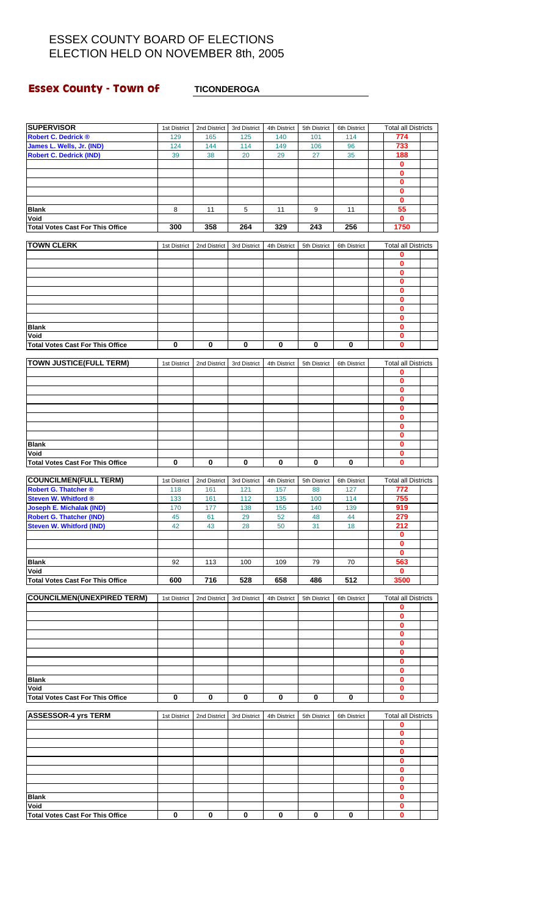# ESSEX COUNTY BOARD OF ELECTIONS
# ELECTION HELD ON NOVEMBER 8th, 2005

## Essex County - Town of TICONDEROGA

| SUPERVISOR | 1st District | 2nd District | 3rd District | 4th District | 5th District | 6th District | Total all Districts |
|---|---|---|---|---|---|---|---|
| Robert C. Dedrick ® | 129 | 165 | 125 | 140 | 101 | 114 | 774 |
| James L. Wells, Jr. (IND) | 124 | 144 | 114 | 149 | 106 | 96 | 733 |
| Robert C. Dedrick (IND) | 39 | 38 | 20 | 29 | 27 | 35 | 188 |
| | | | | | | | 0 |
| | | | | | | | 0 |
| | | | | | | | 0 |
| | | | | | | | 0 |
| | | | | | | | 0 |
| Blank | 8 | 11 | 5 | 11 | 9 | 11 | 55 |
| Void | | | | | | | 0 |
| Total Votes Cast For This Office | 300 | 358 | 264 | 329 | 243 | 256 | 1750 |

| TOWN CLERK | 1st District | 2nd District | 3rd District | 4th District | 5th District | 6th District | Total all Districts |
|---|---|---|---|---|---|---|---|
| | | | | | | | 0 |
| | | | | | | | 0 |
| | | | | | | | 0 |
| | | | | | | | 0 |
| | | | | | | | 0 |
| | | | | | | | 0 |
| | | | | | | | 0 |
| | | | | | | | 0 |
| Blank | | | | | | | 0 |
| Void | | | | | | | 0 |
| Total Votes Cast For This Office | 0 | 0 | 0 | 0 | 0 | 0 | 0 |

| TOWN JUSTICE(FULL TERM) | 1st District | 2nd District | 3rd District | 4th District | 5th District | 6th District | Total all Districts |
|---|---|---|---|---|---|---|---|
| | | | | | | | 0 |
| | | | | | | | 0 |
| | | | | | | | 0 |
| | | | | | | | 0 |
| | | | | | | | 0 |
| | | | | | | | 0 |
| | | | | | | | 0 |
| | | | | | | | 0 |
| Blank | | | | | | | 0 |
| Void | | | | | | | 0 |
| Total Votes Cast For This Office | 0 | 0 | 0 | 0 | 0 | 0 | 0 |

| COUNCILMEN(FULL TERM) | 1st District | 2nd District | 3rd District | 4th District | 5th District | 6th District | Total all Districts |
|---|---|---|---|---|---|---|---|
| Robert G. Thatcher ® | 118 | 161 | 121 | 157 | 88 | 127 | 772 |
| Steven W. Whitford ® | 133 | 161 | 112 | 135 | 100 | 114 | 755 |
| Joseph E. Michalak (IND) | 170 | 177 | 138 | 155 | 140 | 139 | 919 |
| Robert G. Thatcher (IND) | 45 | 61 | 29 | 52 | 48 | 44 | 279 |
| Steven W. Whitford (IND) | 42 | 43 | 28 | 50 | 31 | 18 | 212 |
| | | | | | | | 0 |
| | | | | | | | 0 |
| | | | | | | | 0 |
| Blank | 92 | 113 | 100 | 109 | 79 | 70 | 563 |
| Void | | | | | | | 0 |
| Total Votes Cast For This Office | 600 | 716 | 528 | 658 | 486 | 512 | 3500 |

| COUNCILMEN(UNEXPIRED TERM) | 1st District | 2nd District | 3rd District | 4th District | 5th District | 6th District | Total all Districts |
|---|---|---|---|---|---|---|---|
| | | | | | | | 0 |
| | | | | | | | 0 |
| | | | | | | | 0 |
| | | | | | | | 0 |
| | | | | | | | 0 |
| | | | | | | | 0 |
| | | | | | | | 0 |
| | | | | | | | 0 |
| Blank | | | | | | | 0 |
| Void | | | | | | | 0 |
| Total Votes Cast For This Office | 0 | 0 | 0 | 0 | 0 | 0 | 0 |

| ASSESSOR-4 yrs TERM | 1st District | 2nd District | 3rd District | 4th District | 5th District | 6th District | Total all Districts |
|---|---|---|---|---|---|---|---|
| | | | | | | | 0 |
| | | | | | | | 0 |
| | | | | | | | 0 |
| | | | | | | | 0 |
| | | | | | | | 0 |
| | | | | | | | 0 |
| | | | | | | | 0 |
| | | | | | | | 0 |
| Blank | | | | | | | 0 |
| Void | | | | | | | 0 |
| Total Votes Cast For This Office | 0 | 0 | 0 | 0 | 0 | 0 | 0 |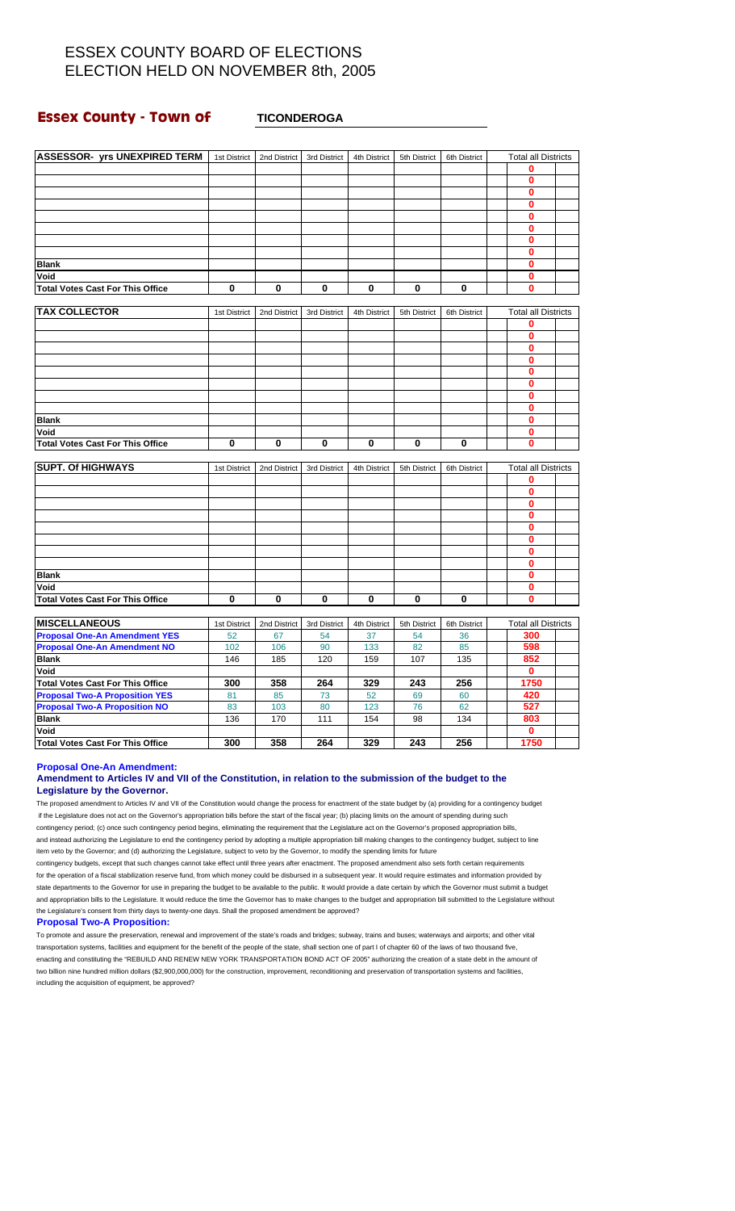# ESSEX COUNTY BOARD OF ELECTIONS
# ELECTION HELD ON NOVEMBER 8th, 2005

## Essex County - Town of TICONDEROGA

| ASSESSOR- yrs UNEXPIRED TERM | 1st District | 2nd District | 3rd District | 4th District | 5th District | 6th District | Total all Districts |
|---|---|---|---|---|---|---|---|
| | | | | | | | 0 |
| | | | | | | | 0 |
| | | | | | | | 0 |
| | | | | | | | 0 |
| | | | | | | | 0 |
| | | | | | | | 0 |
| | | | | | | | 0 |
| | | | | | | | 0 |
| Blank | | | | | | | 0 |
| Void | | | | | | | 0 |
| Total Votes Cast For This Office | 0 | 0 | 0 | 0 | 0 | 0 | 0 |

| TAX COLLECTOR | 1st District | 2nd District | 3rd District | 4th District | 5th District | 6th District | Total all Districts |
|---|---|---|---|---|---|---|---|
| | | | | | | | 0 |
| | | | | | | | 0 |
| | | | | | | | 0 |
| | | | | | | | 0 |
| | | | | | | | 0 |
| | | | | | | | 0 |
| | | | | | | | 0 |
| | | | | | | | 0 |
| Blank | | | | | | | 0 |
| Void | | | | | | | 0 |
| Total Votes Cast For This Office | 0 | 0 | 0 | 0 | 0 | 0 | 0 |

| SUPT. Of HIGHWAYS | 1st District | 2nd District | 3rd District | 4th District | 5th District | 6th District | Total all Districts |
|---|---|---|---|---|---|---|---|
| | | | | | | | 0 |
| | | | | | | | 0 |
| | | | | | | | 0 |
| | | | | | | | 0 |
| | | | | | | | 0 |
| | | | | | | | 0 |
| | | | | | | | 0 |
| | | | | | | | 0 |
| Blank | | | | | | | 0 |
| Void | | | | | | | 0 |
| Total Votes Cast For This Office | 0 | 0 | 0 | 0 | 0 | 0 | 0 |

| MISCELLANEOUS | 1st District | 2nd District | 3rd District | 4th District | 5th District | 6th District | Total all Districts |
|---|---|---|---|---|---|---|---|
| Proposal One-An Amendment YES | 52 | 67 | 54 | 37 | 54 | 36 | 300 |
| Proposal One-An Amendment NO | 102 | 106 | 90 | 133 | 82 | 85 | 598 |
| Blank | 146 | 185 | 120 | 159 | 107 | 135 | 852 |
| Void | | | | | | | 0 |
| Total Votes Cast For This Office | 300 | 358 | 264 | 329 | 243 | 256 | 1750 |
| Proposal Two-A Proposition YES | 81 | 85 | 73 | 52 | 69 | 60 | 420 |
| Proposal Two-A Proposition NO | 83 | 103 | 80 | 123 | 76 | 62 | 527 |
| Blank | 136 | 170 | 111 | 154 | 98 | 134 | 803 |
| Void | | | | | | | 0 |
| Total Votes Cast For This Office | 300 | 358 | 264 | 329 | 243 | 256 | 1750 |

**Proposal One-An Amendment:**

**Amendment to Articles IV and VII of the Constitution, in relation to the submission of the budget to the Legislature by the Governor.**

The proposed amendment to Articles IV and VII of the Constitution would change the process for enactment of the state budget by (a) providing for a contingency budget if the Legislature does not act on the Governor's appropriation bills before the start of the fiscal year; (b) placing limits on the amount of spending during such contingency period; (c) once such contingency period begins, eliminating the requirement that the Legislature act on the Governor's proposed appropriation bills, and instead authorizing the Legislature to end the contingency period by adopting a multiple appropriation bill making changes to the contingency budget, subject to line item veto by the Governor; and (d) authorizing the Legislature, subject to veto by the Governor, to modify the spending limits for future contingency budgets, except that such changes cannot take effect until three years after enactment. The proposed amendment also sets forth certain requirements for the operation of a fiscal stabilization reserve fund, from which money could be disbursed in a subsequent year. It would require estimates and information provided by state departments to the Governor for use in preparing the budget to be available to the public. It would provide a date certain by which the Governor must submit a budget and appropriation bills to the Legislature. It would reduce the time the Governor has to make changes to the budget and appropriation bill submitted to the Legislature without the Legislature's consent from thirty days to twenty-one days. Shall the proposed amendment be approved?

**Proposal Two-A Proposition:**

To promote and assure the preservation, renewal and improvement of the state's roads and bridges; subway, trains and buses; waterways and airports; and other vital transportation systems, facilities and equipment for the benefit of the people of the state, shall section one of part I of chapter 60 of the laws of two thousand five, enacting and constituting the "REBUILD AND RENEW NEW YORK TRANSPORTATION BOND ACT OF 2005" authorizing the creation of a state debt in the amount of two billion nine hundred million dollars ($2,900,000,000) for the construction, improvement, reconditioning and preservation of transportation systems and facilities, including the acquisition of equipment, be approved?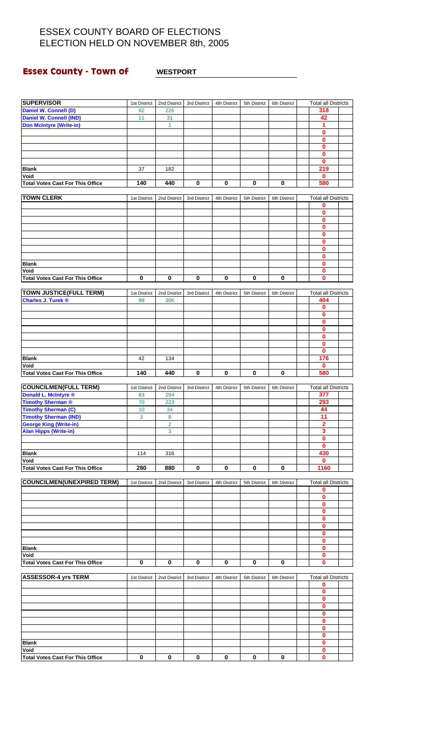# ESSEX COUNTY BOARD OF ELECTIONS
# ELECTION HELD ON NOVEMBER 8th, 2005

## Essex County - Town of WESTPORT

| SUPERVISOR | 1st District | 2nd District | 3rd District | 4th District | 5th District | 6th District | Total all Districts |
|---|---|---|---|---|---|---|---|
| Daniel W. Connell (D) | 92 | 226 | | | | | 318 |
| Daniel W. Connell (IND) | 11 | 31 | | | | | 42 |
| Don McIntyre (Write-in) | | 1 | | | | | 1 |
| | | | | | | | 0 |
| | | | | | | | 0 |
| | | | | | | | 0 |
| | | | | | | | 0 |
| | | | | | | | 0 |
| Blank | 37 | 182 | | | | | 219 |
| Void | | | | | | | 0 |
| Total Votes Cast For This Office | 140 | 440 | 0 | 0 | 0 | 0 | 580 |

| TOWN CLERK | 1st District | 2nd District | 3rd District | 4th District | 5th District | 6th District | Total all Districts |
|---|---|---|---|---|---|---|---|
| | | | | | | | 0 |
| | | | | | | | 0 |
| | | | | | | | 0 |
| | | | | | | | 0 |
| | | | | | | | 0 |
| | | | | | | | 0 |
| | | | | | | | 0 |
| | | | | | | | 0 |
| Blank | | | | | | | 0 |
| Void | | | | | | | 0 |
| Total Votes Cast For This Office | 0 | 0 | 0 | 0 | 0 | 0 | 0 |

| TOWN JUSTICE(FULL TERM) | 1st District | 2nd District | 3rd District | 4th District | 5th District | 6th District | Total all Districts |
|---|---|---|---|---|---|---|---|
| Charles J. Turek ® | 98 | 306 | | | | | 404 |
| | | | | | | | 0 |
| | | | | | | | 0 |
| | | | | | | | 0 |
| | | | | | | | 0 |
| | | | | | | | 0 |
| | | | | | | | 0 |
| | | | | | | | 0 |
| Blank | 42 | 134 | | | | | 176 |
| Void | | | | | | | 0 |
| Total Votes Cast For This Office | 140 | 440 | 0 | 0 | 0 | 0 | 580 |

| COUNCILMEN(FULL TERM) | 1st District | 2nd District | 3rd District | 4th District | 5th District | 6th District | Total all Districts |
|---|---|---|---|---|---|---|---|
| Donald L. McIntyre ® | 83 | 294 | | | | | 377 |
| Timothy Sherman ® | 70 | 223 | | | | | 293 |
| Timothy Sherman (C) | 10 | 34 | | | | | 44 |
| Timothy Sherman (IND) | 3 | 8 | | | | | 11 |
| George King (Write-in) | | 2 | | | | | 2 |
| Alan Hipps (Write-in) | | 3 | | | | | 3 |
| | | | | | | | 0 |
| | | | | | | | 0 |
| Blank | 114 | 316 | | | | | 430 |
| Void | | | | | | | 0 |
| Total Votes Cast For This Office | 280 | 880 | 0 | 0 | 0 | 0 | 1160 |

| COUNCILMEN(UNEXPIRED TERM) | 1st District | 2nd District | 3rd District | 4th District | 5th District | 6th District | Total all Districts |
|---|---|---|---|---|---|---|---|
| | | | | | | | 0 |
| | | | | | | | 0 |
| | | | | | | | 0 |
| | | | | | | | 0 |
| | | | | | | | 0 |
| | | | | | | | 0 |
| | | | | | | | 0 |
| | | | | | | | 0 |
| Blank | | | | | | | 0 |
| Void | | | | | | | 0 |
| Total Votes Cast For This Office | 0 | 0 | 0 | 0 | 0 | 0 | 0 |

| ASSESSOR-4 yrs TERM | 1st District | 2nd District | 3rd District | 4th District | 5th District | 6th District | Total all Districts |
|---|---|---|---|---|---|---|---|
| | | | | | | | 0 |
| | | | | | | | 0 |
| | | | | | | | 0 |
| | | | | | | | 0 |
| | | | | | | | 0 |
| | | | | | | | 0 |
| | | | | | | | 0 |
| | | | | | | | 0 |
| Blank | | | | | | | 0 |
| Void | | | | | | | 0 |
| Total Votes Cast For This Office | 0 | 0 | 0 | 0 | 0 | 0 | 0 |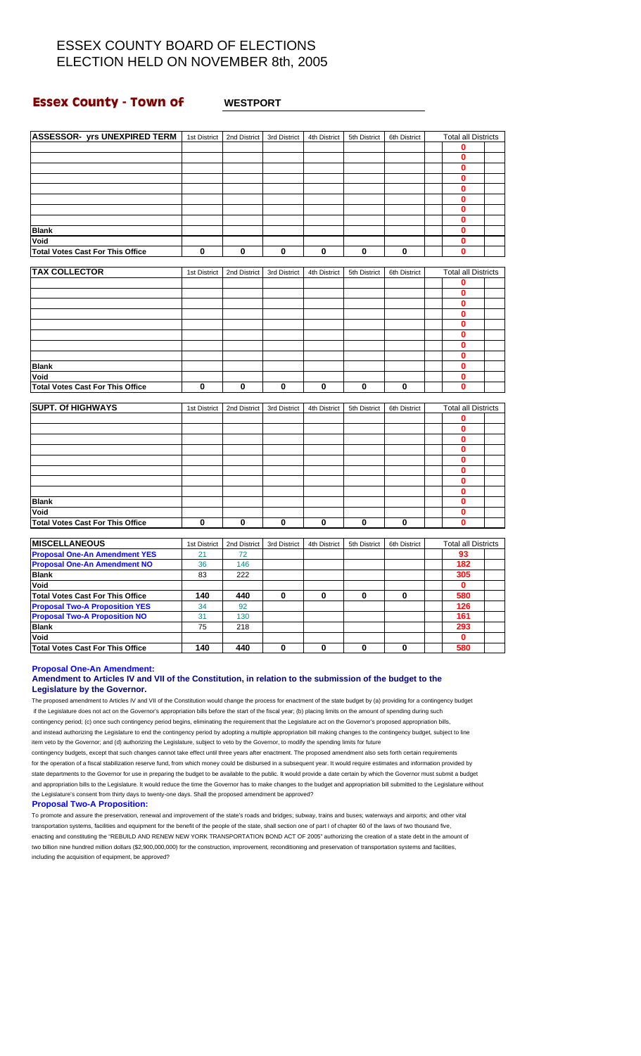# ESSEX COUNTY BOARD OF ELECTIONS
# ELECTION HELD ON NOVEMBER 8th, 2005

## Essex County - Town of WESTPORT

| ASSESSOR- yrs UNEXPIRED TERM | 1st District | 2nd District | 3rd District | 4th District | 5th District | 6th District | Total all Districts |
|---|---|---|---|---|---|---|---|
| | | | | | | | 0 |
| | | | | | | | 0 |
| | | | | | | | 0 |
| | | | | | | | 0 |
| | | | | | | | 0 |
| | | | | | | | 0 |
| | | | | | | | 0 |
| | | | | | | | 0 |
| Blank | | | | | | | 0 |
| Void | | | | | | | 0 |
| Total Votes Cast For This Office | 0 | 0 | 0 | 0 | 0 | 0 | 0 |

| TAX COLLECTOR | 1st District | 2nd District | 3rd District | 4th District | 5th District | 6th District | Total all Districts |
|---|---|---|---|---|---|---|---|
| | | | | | | | 0 |
| | | | | | | | 0 |
| | | | | | | | 0 |
| | | | | | | | 0 |
| | | | | | | | 0 |
| | | | | | | | 0 |
| | | | | | | | 0 |
| | | | | | | | 0 |
| Blank | | | | | | | 0 |
| Void | | | | | | | 0 |
| Total Votes Cast For This Office | 0 | 0 | 0 | 0 | 0 | 0 | 0 |

| SUPT. Of HIGHWAYS | 1st District | 2nd District | 3rd District | 4th District | 5th District | 6th District | Total all Districts |
|---|---|---|---|---|---|---|---|
| | | | | | | | 0 |
| | | | | | | | 0 |
| | | | | | | | 0 |
| | | | | | | | 0 |
| | | | | | | | 0 |
| | | | | | | | 0 |
| | | | | | | | 0 |
| | | | | | | | 0 |
| Blank | | | | | | | 0 |
| Void | | | | | | | 0 |
| Total Votes Cast For This Office | 0 | 0 | 0 | 0 | 0 | 0 | 0 |

| MISCELLANEOUS | 1st District | 2nd District | 3rd District | 4th District | 5th District | 6th District | Total all Districts |
|---|---|---|---|---|---|---|---|
| Proposal One-An Amendment YES | 21 | 72 | | | | | 93 |
| Proposal One-An Amendment NO | 36 | 146 | | | | | 182 |
| Blank | 83 | 222 | | | | | 305 |
| Void | | | | | | | 0 |
| Total Votes Cast For This Office | 140 | 440 | 0 | 0 | 0 | 0 | 580 |
| Proposal Two-A Proposition YES | 34 | 92 | | | | | 126 |
| Proposal Two-A Proposition NO | 31 | 130 | | | | | 161 |
| Blank | 75 | 218 | | | | | 293 |
| Void | | | | | | | 0 |
| Total Votes Cast For This Office | 140 | 440 | 0 | 0 | 0 | 0 | 580 |

**Proposal One-An Amendment:**

**Amendment to Articles IV and VII of the Constitution, in relation to the submission of the budget to the Legislature by the Governor.**

The proposed amendment to Articles IV and VII of the Constitution would change the process for enactment of the state budget by (a) providing for a contingency budget if the Legislature does not act on the Governor's appropriation bills before the start of the fiscal year; (b) placing limits on the amount of spending during such contingency period; (c) once such contingency period begins, eliminating the requirement that the Legislature act on the Governor's proposed appropriation bills, and instead authorizing the Legislature to end the contingency period by adopting a multiple appropriation bill making changes to the contingency budget, subject to line item veto by the Governor; and (d) authorizing the Legislature, subject to veto by the Governor, to modify the spending limits for future contingency budgets, except that such changes cannot take effect until three years after enactment. The proposed amendment also sets forth certain requirements for the operation of a fiscal stabilization reserve fund, from which money could be disbursed in a subsequent year. It would require estimates and information provided by state departments to the Governor for use in preparing the budget to be available to the public. It would provide a date certain by which the Governor must submit a budget and appropriation bills to the Legislature. It would reduce the time the Governor has to make changes to the budget and appropriation bill submitted to the Legislature without the Legislature's consent from thirty days to twenty-one days. Shall the proposed amendment be approved?

**Proposal Two-A Proposition:**

To promote and assure the preservation, renewal and improvement of the state's roads and bridges; subway, trains and buses; waterways and airports; and other vital transportation systems, facilities and equipment for the benefit of the people of the state, shall section one of part I of chapter 60 of the laws of two thousand five, enacting and constituting the "REBUILD AND RENEW NEW YORK TRANSPORTATION BOND ACT OF 2005" authorizing the creation of a state debt in the amount of two billion nine hundred million dollars ($2,900,000,000) for the construction, improvement, reconditioning and preservation of transportation systems and facilities, including the acquisition of equipment, be approved?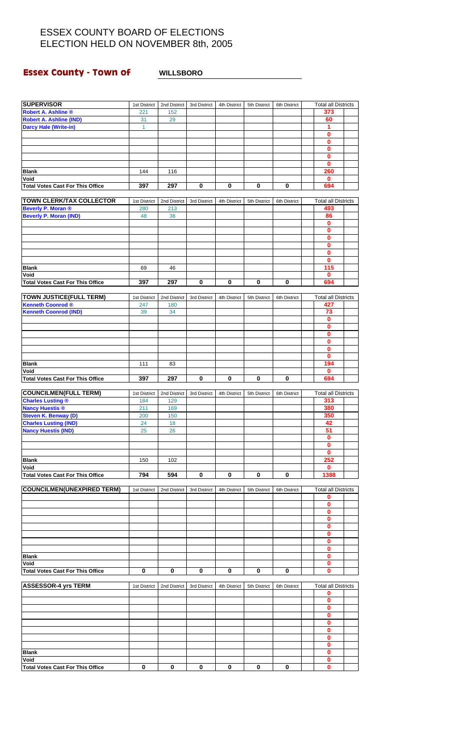# ESSEX COUNTY BOARD OF ELECTIONS
# ELECTION HELD ON NOVEMBER 8th, 2005

## Essex County - Town of WILLSBORO

| SUPERVISOR | 1st District | 2nd District | 3rd District | 4th District | 5th District | 6th District | Total all Districts |
|---|---|---|---|---|---|---|---|
| Robert A. Ashline ® | 221 | 152 | | | | | 373 |
| Robert A. Ashline (IND) | 31 | 29 | | | | | 60 |
| Darcy Hale (Write-in) | 1 | | | | | | 1 |
| | | | | | | | 0 |
| | | | | | | | 0 |
| | | | | | | | 0 |
| | | | | | | | 0 |
| | | | | | | | 0 |
| Blank | 144 | 116 | | | | | 260 |
| Void | | | | | | | 0 |
| Total Votes Cast For This Office | 397 | 297 | 0 | 0 | 0 | 0 | 694 |

| TOWN CLERK/TAX COLLECTOR | 1st District | 2nd District | 3rd District | 4th District | 5th District | 6th District | Total all Districts |
|---|---|---|---|---|---|---|---|
| Beverly P. Moran ® | 280 | 213 | | | | | 493 |
| Beverly P. Moran (IND) | 48 | 38 | | | | | 86 |
| | | | | | | | 0 |
| | | | | | | | 0 |
| | | | | | | | 0 |
| | | | | | | | 0 |
| | | | | | | | 0 |
| | | | | | | | 0 |
| Blank | 69 | 46 | | | | | 115 |
| Void | | | | | | | 0 |
| Total Votes Cast For This Office | 397 | 297 | 0 | 0 | 0 | 0 | 694 |

| TOWN JUSTICE(FULL TERM) | 1st District | 2nd District | 3rd District | 4th District | 5th District | 6th District | Total all Districts |
|---|---|---|---|---|---|---|---|
| Kenneth Coonrod ® | 247 | 180 | | | | | 427 |
| Kenneth Coonrod (IND) | 39 | 34 | | | | | 73 |
| | | | | | | | 0 |
| | | | | | | | 0 |
| | | | | | | | 0 |
| | | | | | | | 0 |
| | | | | | | | 0 |
| | | | | | | | 0 |
| Blank | 111 | 83 | | | | | 194 |
| Void | | | | | | | 0 |
| Total Votes Cast For This Office | 397 | 297 | 0 | 0 | 0 | 0 | 694 |

| COUNCILMEN(FULL TERM) | 1st District | 2nd District | 3rd District | 4th District | 5th District | 6th District | Total all Districts |
|---|---|---|---|---|---|---|---|
| Charles Lusting ® | 184 | 129 | | | | | 313 |
| Nancy Huestis ® | 211 | 169 | | | | | 380 |
| Steven K. Benway (D) | 200 | 150 | | | | | 350 |
| Charles Lusting (IND) | 24 | 18 | | | | | 42 |
| Nancy Huestis (IND) | 25 | 26 | | | | | 51 |
| | | | | | | | 0 |
| | | | | | | | 0 |
| | | | | | | | 0 |
| Blank | 150 | 102 | | | | | 252 |
| Void | | | | | | | 0 |
| Total Votes Cast For This Office | 794 | 594 | 0 | 0 | 0 | 0 | 1388 |

| COUNCILMEN(UNEXPIRED TERM) | 1st District | 2nd District | 3rd District | 4th District | 5th District | 6th District | Total all Districts |
|---|---|---|---|---|---|---|---|
| | | | | | | | 0 |
| | | | | | | | 0 |
| | | | | | | | 0 |
| | | | | | | | 0 |
| | | | | | | | 0 |
| | | | | | | | 0 |
| | | | | | | | 0 |
| | | | | | | | 0 |
| Blank | | | | | | | 0 |
| Void | | | | | | | 0 |
| Total Votes Cast For This Office | 0 | 0 | 0 | 0 | 0 | 0 | 0 |

| ASSESSOR-4 yrs TERM | 1st District | 2nd District | 3rd District | 4th District | 5th District | 6th District | Total all Districts |
|---|---|---|---|---|---|---|---|
| | | | | | | | 0 |
| | | | | | | | 0 |
| | | | | | | | 0 |
| | | | | | | | 0 |
| | | | | | | | 0 |
| | | | | | | | 0 |
| | | | | | | | 0 |
| | | | | | | | 0 |
| Blank | | | | | | | 0 |
| Void | | | | | | | 0 |
| Total Votes Cast For This Office | 0 | 0 | 0 | 0 | 0 | 0 | 0 |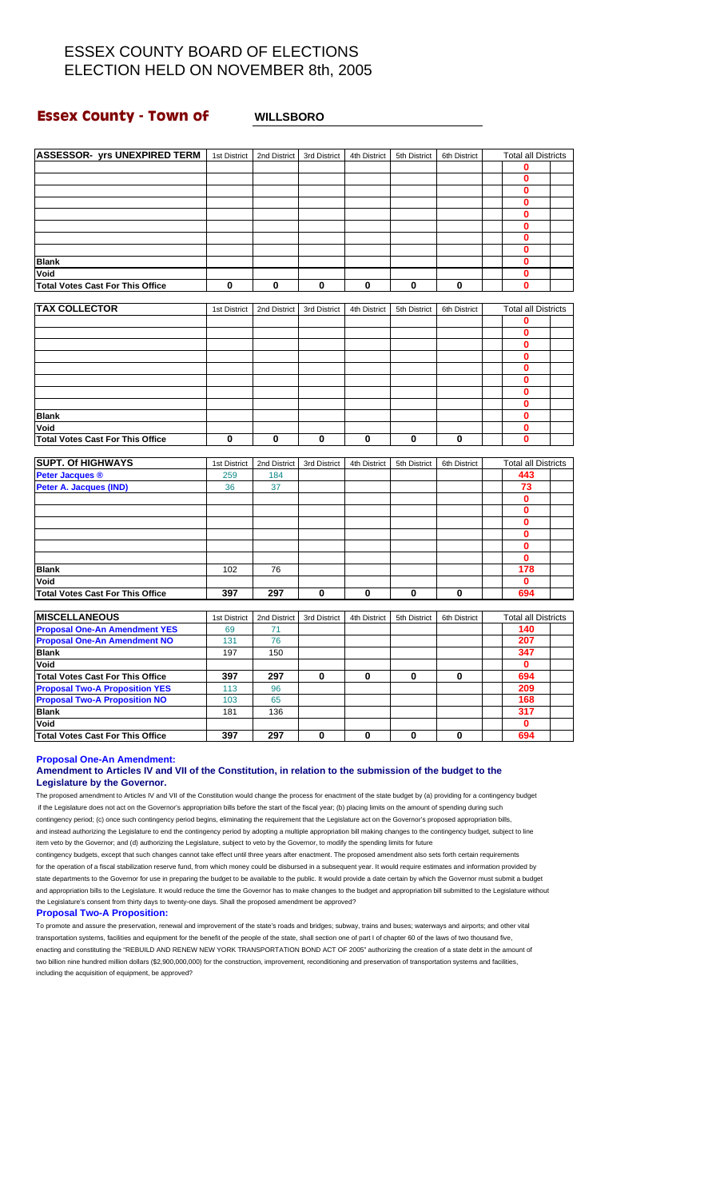# ESSEX COUNTY BOARD OF ELECTIONS
# ELECTION HELD ON NOVEMBER 8th, 2005

## Essex County - Town of WILLSBORO

| ASSESSOR- yrs UNEXPIRED TERM | 1st District | 2nd District | 3rd District | 4th District | 5th District | 6th District | Total all Districts |
|---|---|---|---|---|---|---|---|
| | | | | | | | 0 |
| | | | | | | | 0 |
| | | | | | | | 0 |
| | | | | | | | 0 |
| | | | | | | | 0 |
| | | | | | | | 0 |
| | | | | | | | 0 |
| | | | | | | | 0 |
| Blank | | | | | | | 0 |
| Void | | | | | | | 0 |
| Total Votes Cast For This Office | 0 | 0 | 0 | 0 | 0 | 0 | 0 |

| TAX COLLECTOR | 1st District | 2nd District | 3rd District | 4th District | 5th District | 6th District | Total all Districts |
|---|---|---|---|---|---|---|---|
| | | | | | | | 0 |
| | | | | | | | 0 |
| | | | | | | | 0 |
| | | | | | | | 0 |
| | | | | | | | 0 |
| | | | | | | | 0 |
| | | | | | | | 0 |
| | | | | | | | 0 |
| Blank | | | | | | | 0 |
| Void | | | | | | | 0 |
| Total Votes Cast For This Office | 0 | 0 | 0 | 0 | 0 | 0 | 0 |

| SUPT. Of HIGHWAYS | 1st District | 2nd District | 3rd District | 4th District | 5th District | 6th District | Total all Districts |
|---|---|---|---|---|---|---|---|
| Peter Jacques ® | 259 | 184 | | | | | 443 |
| Peter A. Jacques (IND) | 36 | 37 | | | | | 73 |
| | | | | | | | 0 |
| | | | | | | | 0 |
| | | | | | | | 0 |
| | | | | | | | 0 |
| | | | | | | | 0 |
| | | | | | | | 0 |
| Blank | 102 | 76 | | | | | 178 |
| Void | | | | | | | 0 |
| Total Votes Cast For This Office | 397 | 297 | 0 | 0 | 0 | 0 | 694 |

| MISCELLANEOUS | 1st District | 2nd District | 3rd District | 4th District | 5th District | 6th District | Total all Districts |
|---|---|---|---|---|---|---|---|
| Proposal One-An Amendment YES | 69 | 71 | | | | | 140 |
| Proposal One-An Amendment NO | 131 | 76 | | | | | 207 |
| Blank | 197 | 150 | | | | | 347 |
| Void | | | | | | | 0 |
| Total Votes Cast For This Office | 397 | 297 | 0 | 0 | 0 | 0 | 694 |
| Proposal Two-A Proposition YES | 113 | 96 | | | | | 209 |
| Proposal Two-A Proposition NO | 103 | 65 | | | | | 168 |
| Blank | 181 | 136 | | | | | 317 |
| Void | | | | | | | 0 |
| Total Votes Cast For This Office | 397 | 297 | 0 | 0 | 0 | 0 | 694 |

**Proposal One-An Amendment:**

**Amendment to Articles IV and VII of the Constitution, in relation to the submission of the budget to the Legislature by the Governor.**

The proposed amendment to Articles IV and VII of the Constitution would change the process for enactment of the state budget by (a) providing for a contingency budget if the Legislature does not act on the Governor's appropriation bills before the start of the fiscal year; (b) placing limits on the amount of spending during such contingency period; (c) once such contingency period begins, eliminating the requirement that the Legislature act on the Governor's proposed appropriation bills, and instead authorizing the Legislature to end the contingency period by adopting a multiple appropriation bill making changes to the contingency budget, subject to line item veto by the Governor; and (d) authorizing the Legislature, subject to veto by the Governor, to modify the spending limits for future contingency budgets, except that such changes cannot take effect until three years after enactment. The proposed amendment also sets forth certain requirements for the operation of a fiscal stabilization reserve fund, from which money could be disbursed in a subsequent year. It would require estimates and information provided by state departments to the Governor for use in preparing the budget to be available to the public. It would provide a date certain by which the Governor must submit a budget and appropriation bills to the Legislature. It would reduce the time the Governor has to make changes to the budget and appropriation bill submitted to the Legislature without the Legislature's consent from thirty days to twenty-one days. Shall the proposed amendment be approved?

**Proposal Two-A Proposition:**

To promote and assure the preservation, renewal and improvement of the state's roads and bridges; subway, trains and buses; waterways and airports; and other vital transportation systems, facilities and equipment for the benefit of the people of the state, shall section one of part I of chapter 60 of the laws of two thousand five, enacting and constituting the "REBUILD AND RENEW NEW YORK TRANSPORTATION BOND ACT OF 2005" authorizing the creation of a state debt in the amount of two billion nine hundred million dollars ($2,900,000,000) for the construction, improvement, reconditioning and preservation of transportation systems and facilities, including the acquisition of equipment, be approved?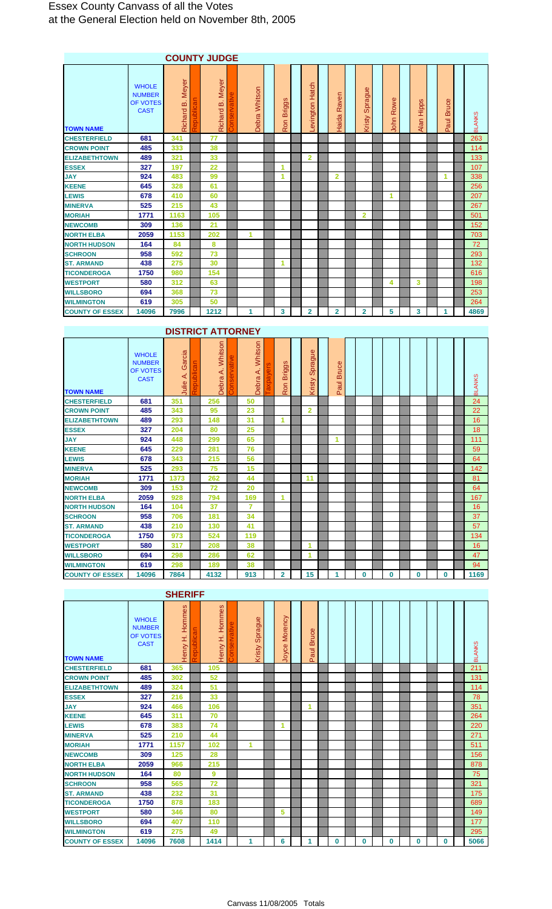# Essex County Canvass of all the Votes at the General Election held on November 8th, 2005

## COUNTY JUDGE

| TOWN NAME | WHOLE NUMBER OF VOTES CAST | Richard B. Meyer (Republican) | Richard B. Meyer (Conservative) | Debra Whitson | Ron Briggs | Levington Hatch | Haida Raven | Kristy Sprague | John Rowe | Alan Hipps | Paul Bruce | BLANKS |
|---|---|---|---|---|---|---|---|---|---|---|---|---|
| CHESTERFIELD | 681 | 341 | 77 | | | | | | | | | 263 |
| CROWN POINT | 485 | 333 | 38 | | | | | | | | | 114 |
| ELIZABETHTOWN | 489 | 321 | 33 | | | 2 | | | | | | 133 |
| ESSEX | 327 | 197 | 22 | | 1 | | | | | | | 107 |
| JAY | 924 | 483 | 99 | | 1 | | 2 | | | | 1 | 338 |
| KEENE | 645 | 328 | 61 | | | | | | | | | 256 |
| LEWIS | 678 | 410 | 60 | | | | | | 1 | | | 207 |
| MINERVA | 525 | 215 | 43 | | | | | | | | | 267 |
| MORIAH | 1771 | 1163 | 105 | | | | | 2 | | | | 501 |
| NEWCOMB | 309 | 136 | 21 | | | | | | | | | 152 |
| NORTH ELBA | 2059 | 1153 | 202 | 1 | | | | | | | | 703 |
| NORTH HUDSON | 164 | 84 | 8 | | | | | | | | | 72 |
| SCHROON | 958 | 592 | 73 | | | | | | | | | 293 |
| ST. ARMAND | 438 | 275 | 30 | | 1 | | | | | | | 132 |
| TICONDEROGA | 1750 | 980 | 154 | | | | | | | | | 616 |
| WESTPORT | 580 | 312 | 63 | | | | | | 4 | 3 | | 198 |
| WILLSBORO | 694 | 368 | 73 | | | | | | | | | 253 |
| WILMINGTON | 619 | 305 | 50 | | | | | | | | | 264 |
| COUNTY OF ESSEX | 14096 | 7996 | 1212 | 1 | 3 | 2 | 2 | 2 | 5 | 3 | 1 | 4869 |

## DISTRICT ATTORNEY

| TOWN NAME | WHOLE NUMBER OF VOTES CAST | Julie A. Garcia (Republican) | Debra A. Whitson (Conservative) | Debra A. Whitson (Taxpayers) | Ron Briggs | Kristy Sprague | Paul Bruce | | | | | BLANKS |
|---|---|---|---|---|---|---|---|---|---|---|---|---|
| CHESTERFIELD | 681 | 351 | 256 | 50 | | | | | | | | 24 |
| CROWN POINT | 485 | 343 | 95 | 23 | | 2 | | | | | | 22 |
| ELIZABETHTOWN | 489 | 293 | 148 | 31 | 1 | | | | | | | 16 |
| ESSEX | 327 | 204 | 80 | 25 | | | | | | | | 18 |
| JAY | 924 | 448 | 299 | 65 | | | 1 | | | | | 111 |
| KEENE | 645 | 229 | 281 | 76 | | | | | | | | 59 |
| LEWIS | 678 | 343 | 215 | 56 | | | | | | | | 64 |
| MINERVA | 525 | 293 | 75 | 15 | | | | | | | | 142 |
| MORIAH | 1771 | 1373 | 262 | 44 | | 11 | | | | | | 81 |
| NEWCOMB | 309 | 153 | 72 | 20 | | | | | | | | 64 |
| NORTH ELBA | 2059 | 928 | 794 | 169 | 1 | | | | | | | 167 |
| NORTH HUDSON | 164 | 104 | 37 | 7 | | | | | | | | 16 |
| SCHROON | 958 | 706 | 181 | 34 | | | | | | | | 37 |
| ST. ARMAND | 438 | 210 | 130 | 41 | | | | | | | | 57 |
| TICONDEROGA | 1750 | 973 | 524 | 119 | | | | | | | | 134 |
| WESTPORT | 580 | 317 | 208 | 38 | | 1 | | | | | | 16 |
| WILLSBORO | 694 | 298 | 286 | 62 | | 1 | | | | | | 47 |
| WILMINGTON | 619 | 298 | 189 | 38 | | | | | | | | 94 |
| COUNTY OF ESSEX | 14096 | 7864 | 4132 | 913 | 2 | 15 | 1 | 0 | 0 | 0 | 0 | 1169 |

## SHERIFF

| TOWN NAME | WHOLE NUMBER OF VOTES CAST | Henry H. Hommes (Republican) | Henry H. Hommes (Conservative) | Kristy Sprague | Joyce Morency | Paul Bruce | | | | | | BLANKS |
|---|---|---|---|---|---|---|---|---|---|---|---|---|
| CHESTERFIELD | 681 | 365 | 105 | | | | | | | | | 211 |
| CROWN POINT | 485 | 302 | 52 | | | | | | | | | 131 |
| ELIZABETHTOWN | 489 | 324 | 51 | | | | | | | | | 114 |
| ESSEX | 327 | 216 | 33 | | | | | | | | | 78 |
| JAY | 924 | 466 | 106 | | | 1 | | | | | | 351 |
| KEENE | 645 | 311 | 70 | | | | | | | | | 264 |
| LEWIS | 678 | 383 | 74 | | 1 | | | | | | | 220 |
| MINERVA | 525 | 210 | 44 | | | | | | | | | 271 |
| MORIAH | 1771 | 1157 | 102 | 1 | | | | | | | | 511 |
| NEWCOMB | 309 | 125 | 28 | | | | | | | | | 156 |
| NORTH ELBA | 2059 | 966 | 215 | | | | | | | | | 878 |
| NORTH HUDSON | 164 | 80 | 9 | | | | | | | | | 75 |
| SCHROON | 958 | 565 | 72 | | | | | | | | | 321 |
| ST. ARMAND | 438 | 232 | 31 | | | | | | | | | 175 |
| TICONDEROGA | 1750 | 878 | 183 | | | | | | | | | 689 |
| WESTPORT | 580 | 346 | 80 | | 5 | | | | | | | 149 |
| WILLSBORO | 694 | 407 | 110 | | | | | | | | | 177 |
| WILMINGTON | 619 | 275 | 49 | | | | | | | | | 295 |
| COUNTY OF ESSEX | 14096 | 7608 | 1414 | 1 | 6 | 1 | 0 | 0 | 0 | 0 | 0 | 5066 |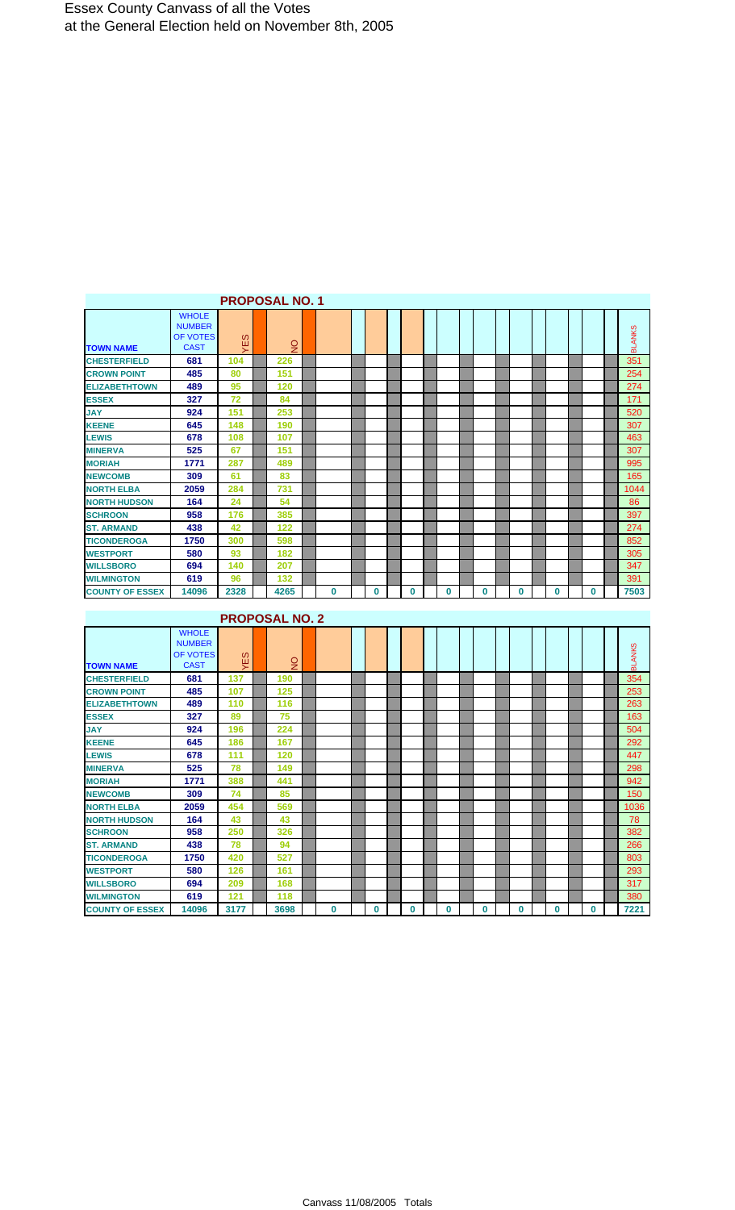# Essex County Canvass of all the Votes
at the General Election held on November 8th, 2005

## PROPOSAL NO. 1

| TOWN NAME | WHOLE NUMBER OF VOTES CAST | YES | NO | | | | | | | | | BLANKS |
|---|---|---|---|---|---|---|---|---|---|---|---|---|
| CHESTERFIELD | 681 | 104 | 226 | | | | | | | | | 351 |
| CROWN POINT | 485 | 80 | 151 | | | | | | | | | 254 |
| ELIZABETHTOWN | 489 | 95 | 120 | | | | | | | | | 274 |
| ESSEX | 327 | 72 | 84 | | | | | | | | | 171 |
| JAY | 924 | 151 | 253 | | | | | | | | | 520 |
| KEENE | 645 | 148 | 190 | | | | | | | | | 307 |
| LEWIS | 678 | 108 | 107 | | | | | | | | | 463 |
| MINERVA | 525 | 67 | 151 | | | | | | | | | 307 |
| MORIAH | 1771 | 287 | 489 | | | | | | | | | 995 |
| NEWCOMB | 309 | 61 | 83 | | | | | | | | | 165 |
| NORTH ELBA | 2059 | 284 | 731 | | | | | | | | | 1044 |
| NORTH HUDSON | 164 | 24 | 54 | | | | | | | | | 86 |
| SCHROON | 958 | 176 | 385 | | | | | | | | | 397 |
| ST. ARMAND | 438 | 42 | 122 | | | | | | | | | 274 |
| TICONDEROGA | 1750 | 300 | 598 | | | | | | | | | 852 |
| WESTPORT | 580 | 93 | 182 | | | | | | | | | 305 |
| WILLSBORO | 694 | 140 | 207 | | | | | | | | | 347 |
| WILMINGTON | 619 | 96 | 132 | | | | | | | | | 391 |
| COUNTY OF ESSEX | 14096 | 2328 | 4265 | 0 | 0 | 0 | 0 | 0 | 0 | 0 | 0 | 7503 |

## PROPOSAL NO. 2

| TOWN NAME | WHOLE NUMBER OF VOTES CAST | YES | NO | | | | | | | | | BLANKS |
|---|---|---|---|---|---|---|---|---|---|---|---|---|
| CHESTERFIELD | 681 | 137 | 190 | | | | | | | | | 354 |
| CROWN POINT | 485 | 107 | 125 | | | | | | | | | 253 |
| ELIZABETHTOWN | 489 | 110 | 116 | | | | | | | | | 263 |
| ESSEX | 327 | 89 | 75 | | | | | | | | | 163 |
| JAY | 924 | 196 | 224 | | | | | | | | | 504 |
| KEENE | 645 | 186 | 167 | | | | | | | | | 292 |
| LEWIS | 678 | 111 | 120 | | | | | | | | | 447 |
| MINERVA | 525 | 78 | 149 | | | | | | | | | 298 |
| MORIAH | 1771 | 388 | 441 | | | | | | | | | 942 |
| NEWCOMB | 309 | 74 | 85 | | | | | | | | | 150 |
| NORTH ELBA | 2059 | 454 | 569 | | | | | | | | | 1036 |
| NORTH HUDSON | 164 | 43 | 43 | | | | | | | | | 78 |
| SCHROON | 958 | 250 | 326 | | | | | | | | | 382 |
| ST. ARMAND | 438 | 78 | 94 | | | | | | | | | 266 |
| TICONDEROGA | 1750 | 420 | 527 | | | | | | | | | 803 |
| WESTPORT | 580 | 126 | 161 | | | | | | | | | 293 |
| WILLSBORO | 694 | 209 | 168 | | | | | | | | | 317 |
| WILMINGTON | 619 | 121 | 118 | | | | | | | | | 380 |
| COUNTY OF ESSEX | 14096 | 3177 | 3698 | 0 | 0 | 0 | 0 | 0 | 0 | 0 | 0 | 7221 |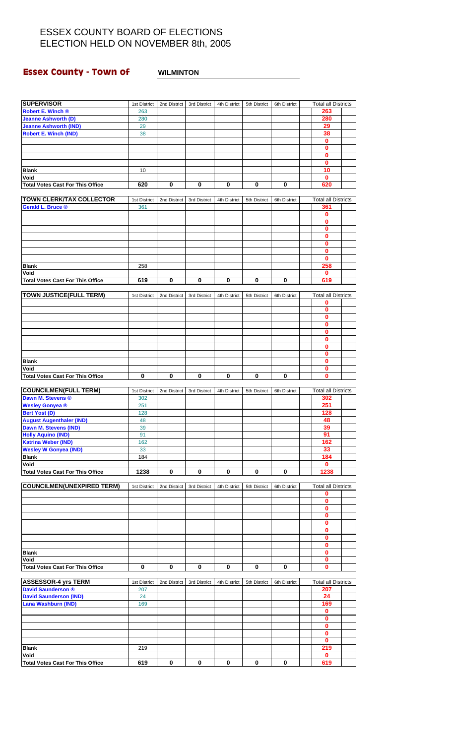# ESSEX COUNTY BOARD OF ELECTIONS
# ELECTION HELD ON NOVEMBER 8th, 2005

## Essex County - Town of WILMINTON

| SUPERVISOR | 1st District | 2nd District | 3rd District | 4th District | 5th District | 6th District | Total all Districts |
|---|---|---|---|---|---|---|---|
| Robert E. Winch ® | 263 | | | | | | 263 |
| Jeanne Ashworth (D) | 280 | | | | | | 280 |
| Jeanne Ashworth (IND) | 29 | | | | | | 29 |
| Robert E. Winch (IND) | 38 | | | | | | 38 |
| | | | | | | | 0 |
| | | | | | | | 0 |
| | | | | | | | 0 |
| | | | | | | | 0 |
| Blank | 10 | | | | | | 10 |
| Void | | | | | | | 0 |
| Total Votes Cast For This Office | 620 | 0 | 0 | 0 | 0 | 0 | 620 |

| TOWN CLERK/TAX COLLECTOR | 1st District | 2nd District | 3rd District | 4th District | 5th District | 6th District | Total all Districts |
|---|---|---|---|---|---|---|---|
| Gerald L. Bruce ® | 361 | | | | | | 361 |
| | | | | | | | 0 |
| | | | | | | | 0 |
| | | | | | | | 0 |
| | | | | | | | 0 |
| | | | | | | | 0 |
| | | | | | | | 0 |
| | | | | | | | 0 |
| Blank | 258 | | | | | | 258 |
| Void | | | | | | | 0 |
| Total Votes Cast For This Office | 619 | 0 | 0 | 0 | 0 | 0 | 619 |

| TOWN JUSTICE(FULL TERM) | 1st District | 2nd District | 3rd District | 4th District | 5th District | 6th District | Total all Districts |
|---|---|---|---|---|---|---|---|
| | | | | | | | 0 |
| | | | | | | | 0 |
| | | | | | | | 0 |
| | | | | | | | 0 |
| | | | | | | | 0 |
| | | | | | | | 0 |
| | | | | | | | 0 |
| | | | | | | | 0 |
| Blank | | | | | | | 0 |
| Void | | | | | | | 0 |
| Total Votes Cast For This Office | 0 | 0 | 0 | 0 | 0 | 0 | 0 |

| COUNCILMEN(FULL TERM) | 1st District | 2nd District | 3rd District | 4th District | 5th District | 6th District | Total all Districts |
|---|---|---|---|---|---|---|---|
| Dawn M. Stevens ® | 302 | | | | | | 302 |
| Wesley Gonyea ® | 251 | | | | | | 251 |
| Bert Yost (D) | 128 | | | | | | 128 |
| August Augenthaler (IND) | 48 | | | | | | 48 |
| Dawn M. Stevens (IND) | 39 | | | | | | 39 |
| Holly Aquino (IND) | 91 | | | | | | 91 |
| Katrina Weber (IND) | 162 | | | | | | 162 |
| Wesley W Gonyea (IND) | 33 | | | | | | 33 |
| Blank | 184 | | | | | | 184 |
| Void | | | | | | | 0 |
| Total Votes Cast For This Office | 1238 | 0 | 0 | 0 | 0 | 0 | 1238 |

| COUNCILMEN(UNEXPIRED TERM) | 1st District | 2nd District | 3rd District | 4th District | 5th District | 6th District | Total all Districts |
|---|---|---|---|---|---|---|---|
| | | | | | | | 0 |
| | | | | | | | 0 |
| | | | | | | | 0 |
| | | | | | | | 0 |
| | | | | | | | 0 |
| | | | | | | | 0 |
| | | | | | | | 0 |
| | | | | | | | 0 |
| Blank | | | | | | | 0 |
| Void | | | | | | | 0 |
| Total Votes Cast For This Office | 0 | 0 | 0 | 0 | 0 | 0 | 0 |

| ASSESSOR-4 yrs TERM | 1st District | 2nd District | 3rd District | 4th District | 5th District | 6th District | Total all Districts |
|---|---|---|---|---|---|---|---|
| David Saunderson ® | 207 | | | | | | 207 |
| David Saunderson (IND) | 24 | | | | | | 24 |
| Lana Washburn (IND) | 169 | | | | | | 169 |
| | | | | | | | 0 |
| | | | | | | | 0 |
| | | | | | | | 0 |
| | | | | | | | 0 |
| | | | | | | | 0 |
| Blank | 219 | | | | | | 219 |
| Void | | | | | | | 0 |
| Total Votes Cast For This Office | 619 | 0 | 0 | 0 | 0 | 0 | 619 |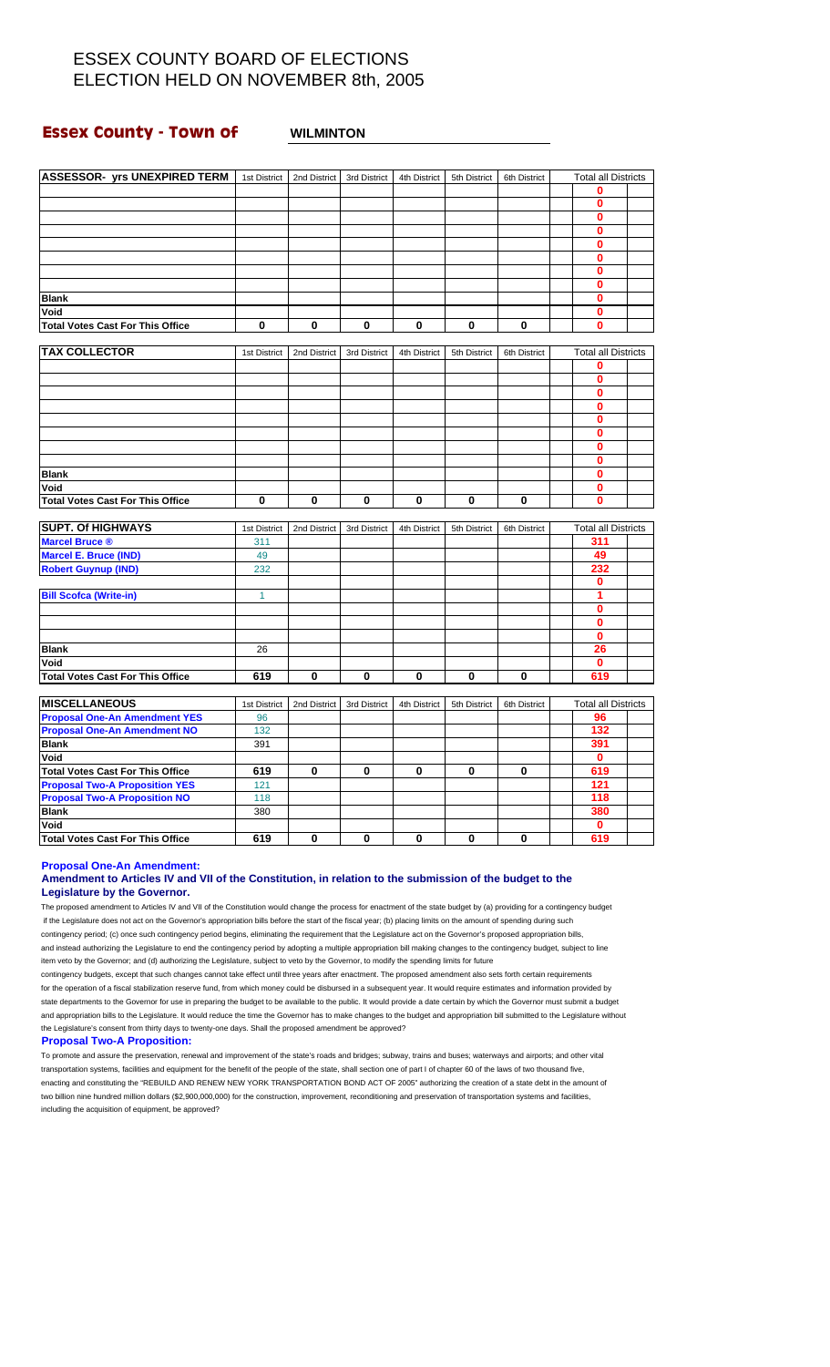# ESSEX COUNTY BOARD OF ELECTIONS
# ELECTION HELD ON NOVEMBER 8th, 2005

## Essex County - Town of WILMINTON

| ASSESSOR- yrs UNEXPIRED TERM | 1st District | 2nd District | 3rd District | 4th District | 5th District | 6th District | Total all Districts |
|---|---|---|---|---|---|---|---|
| | | | | | | | 0 |
| | | | | | | | 0 |
| | | | | | | | 0 |
| | | | | | | | 0 |
| | | | | | | | 0 |
| | | | | | | | 0 |
| | | | | | | | 0 |
| | | | | | | | 0 |
| Blank | | | | | | | 0 |
| Void | | | | | | | 0 |
| Total Votes Cast For This Office | 0 | 0 | 0 | 0 | 0 | 0 | 0 |

| TAX COLLECTOR | 1st District | 2nd District | 3rd District | 4th District | 5th District | 6th District | Total all Districts |
|---|---|---|---|---|---|---|---|
| | | | | | | | 0 |
| | | | | | | | 0 |
| | | | | | | | 0 |
| | | | | | | | 0 |
| | | | | | | | 0 |
| | | | | | | | 0 |
| | | | | | | | 0 |
| | | | | | | | 0 |
| Blank | | | | | | | 0 |
| Void | | | | | | | 0 |
| Total Votes Cast For This Office | 0 | 0 | 0 | 0 | 0 | 0 | 0 |

| SUPT. Of HIGHWAYS | 1st District | 2nd District | 3rd District | 4th District | 5th District | 6th District | Total all Districts |
|---|---|---|---|---|---|---|---|
| Marcel Bruce ® | 311 | | | | | | 311 |
| Marcel E. Bruce (IND) | 49 | | | | | | 49 |
| Robert Guynup (IND) | 232 | | | | | | 232 |
| | | | | | | | 0 |
| Bill Scofca (Write-in) | 1 | | | | | | 1 |
| | | | | | | | 0 |
| | | | | | | | 0 |
| | | | | | | | 0 |
| Blank | 26 | | | | | | 26 |
| Void | | | | | | | 0 |
| Total Votes Cast For This Office | 619 | 0 | 0 | 0 | 0 | 0 | 619 |

| MISCELLANEOUS | 1st District | 2nd District | 3rd District | 4th District | 5th District | 6th District | Total all Districts |
|---|---|---|---|---|---|---|---|
| Proposal One-An Amendment YES | 96 | | | | | | 96 |
| Proposal One-An Amendment NO | 132 | | | | | | 132 |
| Blank | 391 | | | | | | 391 |
| Void | | | | | | | 0 |
| Total Votes Cast For This Office | 619 | 0 | 0 | 0 | 0 | 0 | 619 |
| Proposal Two-A Proposition YES | 121 | | | | | | 121 |
| Proposal Two-A Proposition NO | 118 | | | | | | 118 |
| Blank | 380 | | | | | | 380 |
| Void | | | | | | | 0 |
| Total Votes Cast For This Office | 619 | 0 | 0 | 0 | 0 | 0 | 619 |

**Proposal One-An Amendment:**

**Amendment to Articles IV and VII of the Constitution, in relation to the submission of the budget to the Legislature by the Governor.**

The proposed amendment to Articles IV and VII of the Constitution would change the process for enactment of the state budget by (a) providing for a contingency budget if the Legislature does not act on the Governor's appropriation bills before the start of the fiscal year; (b) placing limits on the amount of spending during such contingency period; (c) once such contingency period begins, eliminating the requirement that the Legislature act on the Governor's proposed appropriation bills, and instead authorizing the Legislature to end the contingency period by adopting a multiple appropriation bill making changes to the contingency budget, subject to line item veto by the Governor; and (d) authorizing the Legislature, subject to veto by the Governor, to modify the spending limits for future contingency budgets, except that such changes cannot take effect until three years after enactment. The proposed amendment also sets forth certain requirements for the operation of a fiscal stabilization reserve fund, from which money could be disbursed in a subsequent year. It would require estimates and information provided by state departments to the Governor for use in preparing the budget to be available to the public. It would provide a date certain by which the Governor must submit a budget and appropriation bills to the Legislature. It would reduce the time the Governor has to make changes to the budget and appropriation bill submitted to the Legislature without the Legislature's consent from thirty days to twenty-one days. Shall the proposed amendment be approved?

**Proposal Two-A Proposition:**

To promote and assure the preservation, renewal and improvement of the state's roads and bridges; subway, trains and buses; waterways and airports; and other vital transportation systems, facilities and equipment for the benefit of the people of the state, shall section one of part I of chapter 60 of the laws of two thousand five, enacting and constituting the "REBUILD AND RENEW NEW YORK TRANSPORTATION BOND ACT OF 2005" authorizing the creation of a state debt in the amount of two billion nine hundred million dollars ($2,900,000,000) for the construction, improvement, reconditioning and preservation of transportation systems and facilities, including the acquisition of equipment, be approved?